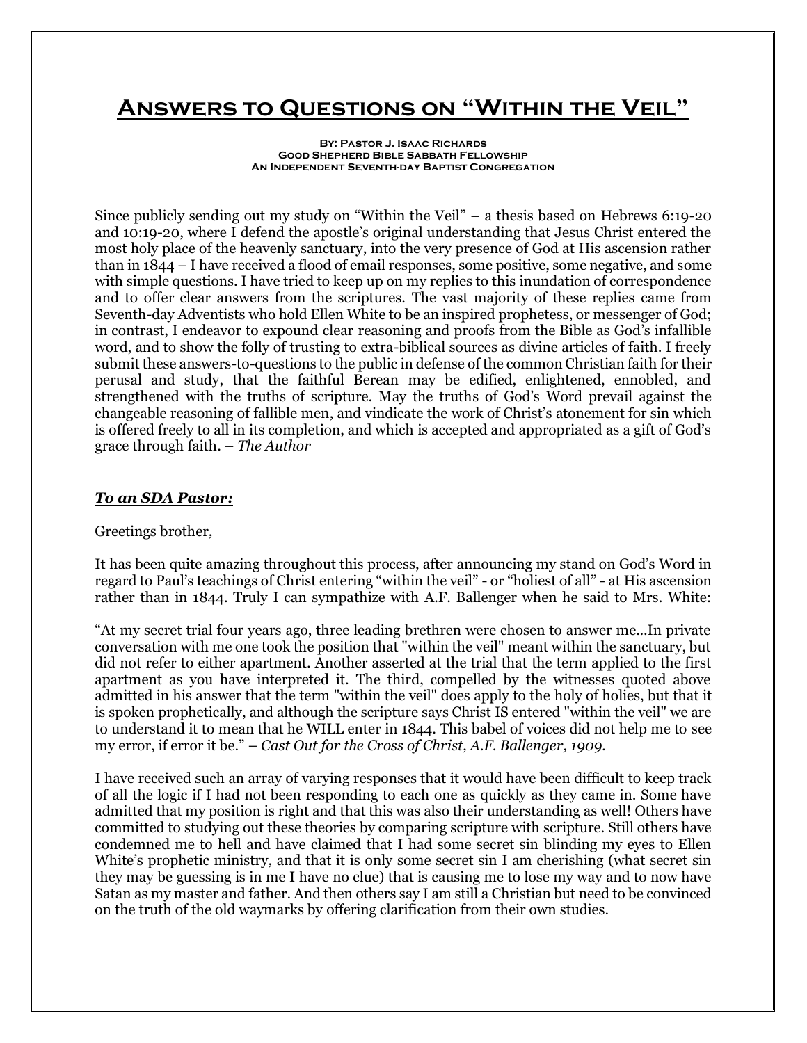# Answers to Questions on "Within the Veil"

**By: Pastor J. Isaac Richards**
**Good Shepherd Bible Sabbath Fellowship**
**An Independent Seventh-day Baptist Congregation**

Since publicly sending out my study on "Within the Veil" – a thesis based on Hebrews 6:19-20 and 10:19-20, where I defend the apostle's original understanding that Jesus Christ entered the most holy place of the heavenly sanctuary, into the very presence of God at His ascension rather than in 1844 – I have received a flood of email responses, some positive, some negative, and some with simple questions. I have tried to keep up on my replies to this inundation of correspondence and to offer clear answers from the scriptures. The vast majority of these replies came from Seventh-day Adventists who hold Ellen White to be an inspired prophetess, or messenger of God; in contrast, I endeavor to expound clear reasoning and proofs from the Bible as God's infallible word, and to show the folly of trusting to extra-biblical sources as divine articles of faith. I freely submit these answers-to-questions to the public in defense of the common Christian faith for their perusal and study, that the faithful Berean may be edified, enlightened, ennobled, and strengthened with the truths of scripture. May the truths of God's Word prevail against the changeable reasoning of fallible men, and vindicate the work of Christ's atonement for sin which is offered freely to all in its completion, and which is accepted and appropriated as a gift of God's grace through faith. – *The Author*

***To an SDA Pastor:***

Greetings brother,

It has been quite amazing throughout this process, after announcing my stand on God's Word in regard to Paul's teachings of Christ entering "within the veil" - or "holiest of all" - at His ascension rather than in 1844. Truly I can sympathize with A.F. Ballenger when he said to Mrs. White:

"At my secret trial four years ago, three leading brethren were chosen to answer me...In private conversation with me one took the position that "within the veil" meant within the sanctuary, but did not refer to either apartment. Another asserted at the trial that the term applied to the first apartment as you have interpreted it. The third, compelled by the witnesses quoted above admitted in his answer that the term "within the veil" does apply to the holy of holies, but that it is spoken prophetically, and although the scripture says Christ IS entered "within the veil" we are to understand it to mean that he WILL enter in 1844. This babel of voices did not help me to see my error, if error it be." – *Cast Out for the Cross of Christ, A.F. Ballenger, 1909.*

I have received such an array of varying responses that it would have been difficult to keep track of all the logic if I had not been responding to each one as quickly as they came in. Some have admitted that my position is right and that this was also their understanding as well! Others have committed to studying out these theories by comparing scripture with scripture. Still others have condemned me to hell and have claimed that I had some secret sin blinding my eyes to Ellen White's prophetic ministry, and that it is only some secret sin I am cherishing (what secret sin they may be guessing is in me I have no clue) that is causing me to lose my way and to now have Satan as my master and father. And then others say I am still a Christian but need to be convinced on the truth of the old waymarks by offering clarification from their own studies.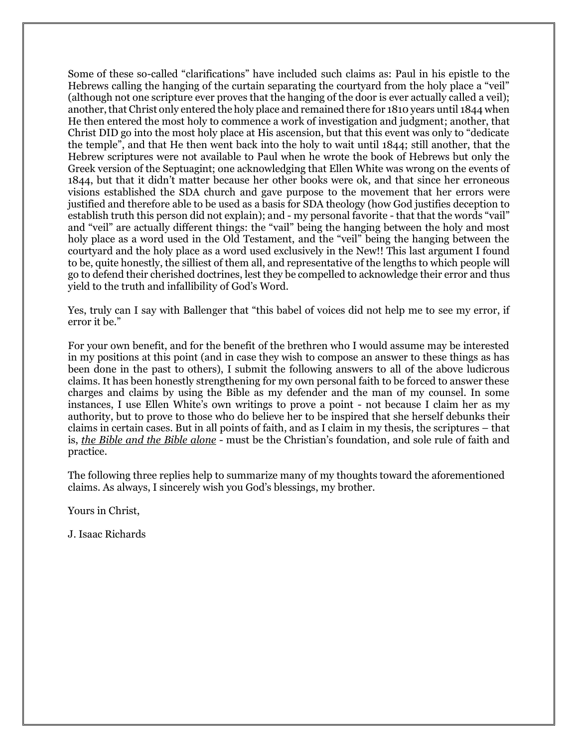Some of these so-called "clarifications" have included such claims as: Paul in his epistle to the Hebrews calling the hanging of the curtain separating the courtyard from the holy place a "veil" (although not one scripture ever proves that the hanging of the door is ever actually called a veil); another, that Christ only entered the holy place and remained there for 1810 years until 1844 when He then entered the most holy to commence a work of investigation and judgment; another, that Christ DID go into the most holy place at His ascension, but that this event was only to "dedicate the temple", and that He then went back into the holy to wait until 1844; still another, that the Hebrew scriptures were not available to Paul when he wrote the book of Hebrews but only the Greek version of the Septuagint; one acknowledging that Ellen White was wrong on the events of 1844, but that it didn't matter because her other books were ok, and that since her erroneous visions established the SDA church and gave purpose to the movement that her errors were justified and therefore able to be used as a basis for SDA theology (how God justifies deception to establish truth this person did not explain); and - my personal favorite - that that the words "vail" and "veil" are actually different things: the "vail" being the hanging between the holy and most holy place as a word used in the Old Testament, and the "veil" being the hanging between the courtyard and the holy place as a word used exclusively in the New!! This last argument I found to be, quite honestly, the silliest of them all, and representative of the lengths to which people will go to defend their cherished doctrines, lest they be compelled to acknowledge their error and thus yield to the truth and infallibility of God's Word.

Yes, truly can I say with Ballenger that "this babel of voices did not help me to see my error, if error it be."

For your own benefit, and for the benefit of the brethren who I would assume may be interested in my positions at this point (and in case they wish to compose an answer to these things as has been done in the past to others), I submit the following answers to all of the above ludicrous claims. It has been honestly strengthening for my own personal faith to be forced to answer these charges and claims by using the Bible as my defender and the man of my counsel. In some instances, I use Ellen White's own writings to prove a point - not because I claim her as my authority, but to prove to those who do believe her to be inspired that she herself debunks their claims in certain cases. But in all points of faith, and as I claim in my thesis, the scriptures – that is, *the Bible and the Bible alone* - must be the Christian's foundation, and sole rule of faith and practice.

The following three replies help to summarize many of my thoughts toward the aforementioned claims. As always, I sincerely wish you God's blessings, my brother.

Yours in Christ,

J. Isaac Richards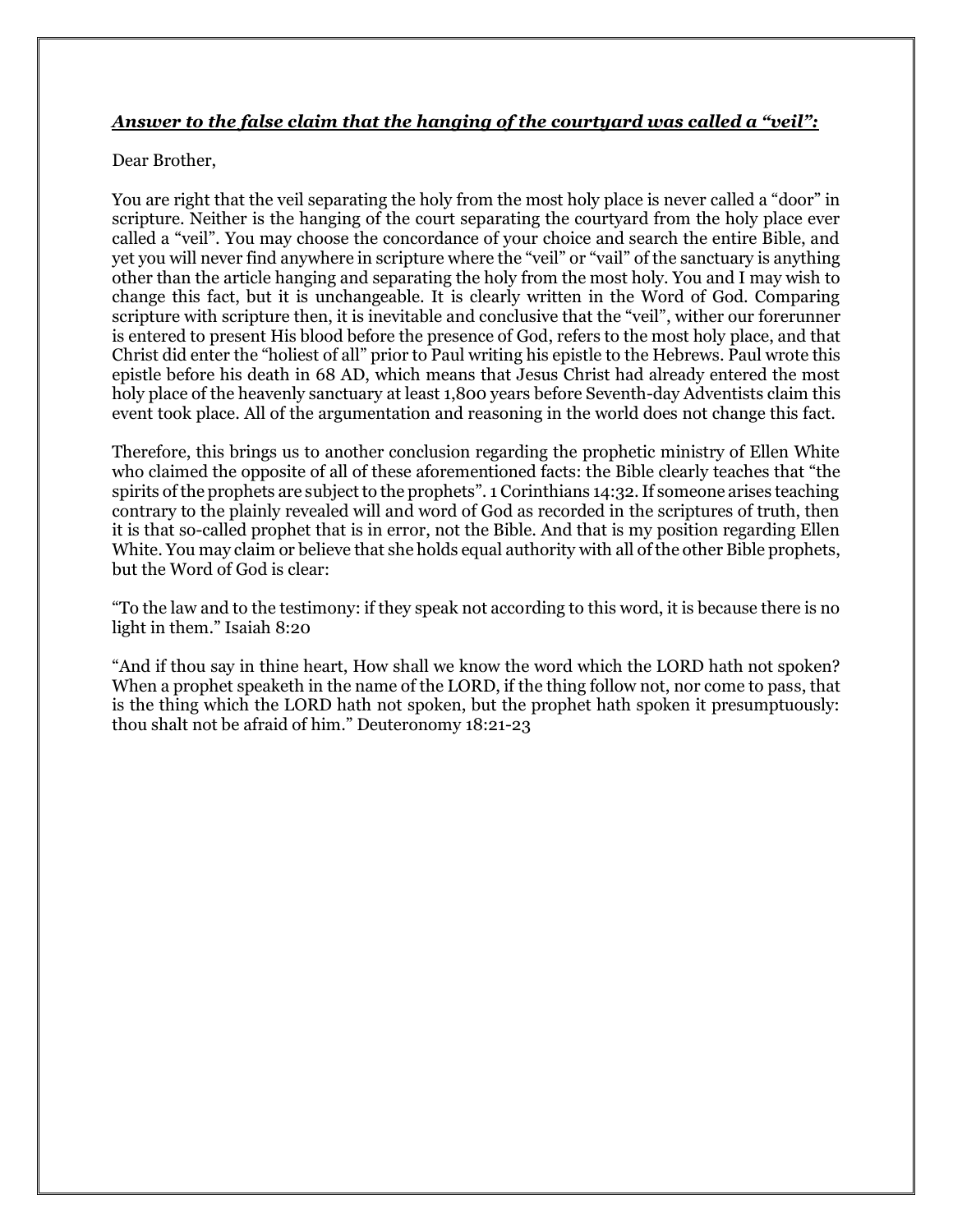***Answer to the false claim that the hanging of the courtyard was called a "veil":***

Dear Brother,

You are right that the veil separating the holy from the most holy place is never called a "door" in scripture. Neither is the hanging of the court separating the courtyard from the holy place ever called a "veil". You may choose the concordance of your choice and search the entire Bible, and yet you will never find anywhere in scripture where the "veil" or "vail" of the sanctuary is anything other than the article hanging and separating the holy from the most holy. You and I may wish to change this fact, but it is unchangeable. It is clearly written in the Word of God. Comparing scripture with scripture then, it is inevitable and conclusive that the "veil", wither our forerunner is entered to present His blood before the presence of God, refers to the most holy place, and that Christ did enter the "holiest of all" prior to Paul writing his epistle to the Hebrews. Paul wrote this epistle before his death in 68 AD, which means that Jesus Christ had already entered the most holy place of the heavenly sanctuary at least 1,800 years before Seventh-day Adventists claim this event took place. All of the argumentation and reasoning in the world does not change this fact.

Therefore, this brings us to another conclusion regarding the prophetic ministry of Ellen White who claimed the opposite of all of these aforementioned facts: the Bible clearly teaches that "the spirits of the prophets are subject to the prophets". 1 Corinthians 14:32. If someone arises teaching contrary to the plainly revealed will and word of God as recorded in the scriptures of truth, then it is that so-called prophet that is in error, not the Bible. And that is my position regarding Ellen White. You may claim or believe that she holds equal authority with all of the other Bible prophets, but the Word of God is clear:

"To the law and to the testimony: if they speak not according to this word, it is because there is no light in them." Isaiah 8:20

"And if thou say in thine heart, How shall we know the word which the LORD hath not spoken? When a prophet speaketh in the name of the LORD, if the thing follow not, nor come to pass, that is the thing which the LORD hath not spoken, but the prophet hath spoken it presumptuously: thou shalt not be afraid of him." Deuteronomy 18:21-23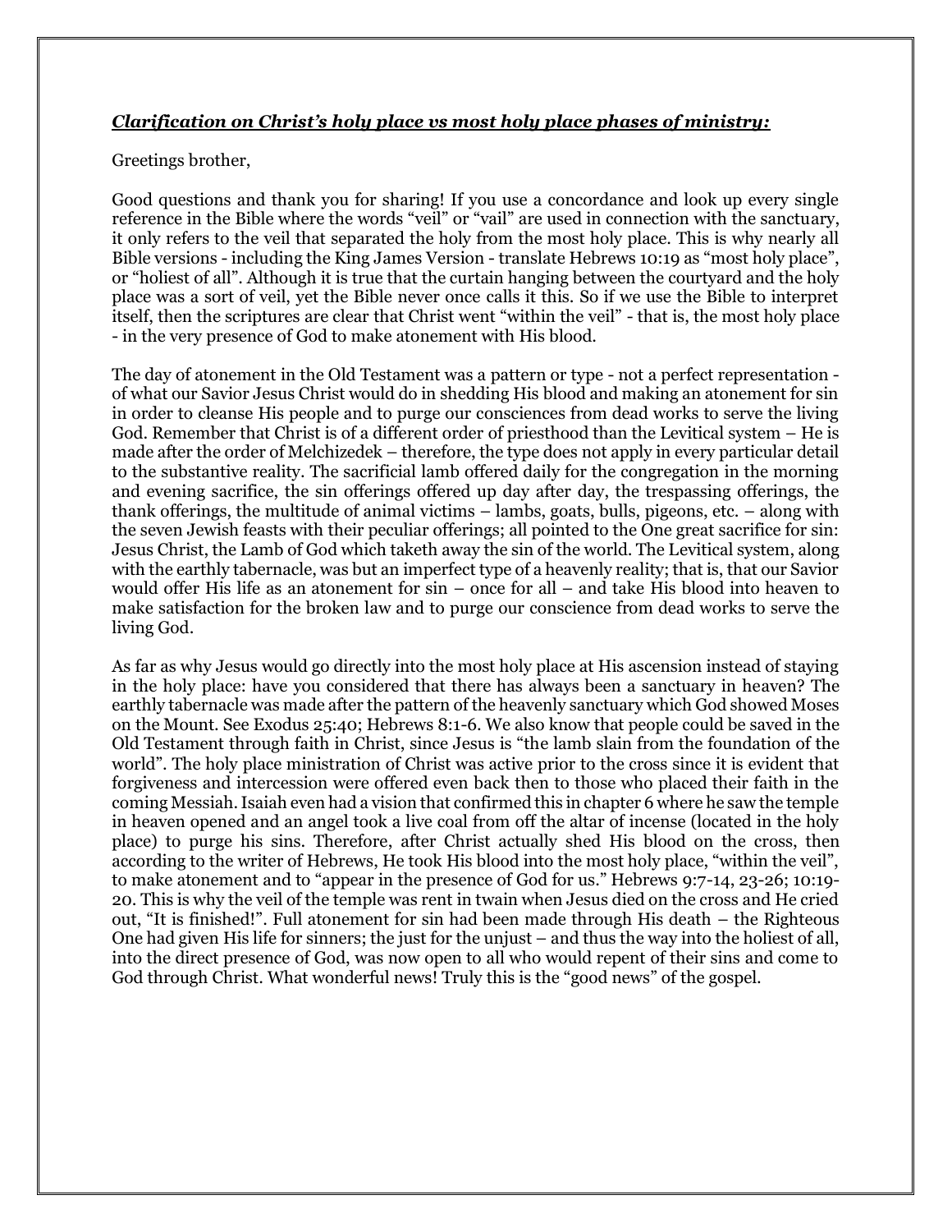***Clarification on Christ's holy place vs most holy place phases of ministry:***

Greetings brother,

Good questions and thank you for sharing! If you use a concordance and look up every single reference in the Bible where the words "veil" or "vail" are used in connection with the sanctuary, it only refers to the veil that separated the holy from the most holy place. This is why nearly all Bible versions - including the King James Version - translate Hebrews 10:19 as "most holy place", or "holiest of all". Although it is true that the curtain hanging between the courtyard and the holy place was a sort of veil, yet the Bible never once calls it this. So if we use the Bible to interpret itself, then the scriptures are clear that Christ went "within the veil" - that is, the most holy place - in the very presence of God to make atonement with His blood.

The day of atonement in the Old Testament was a pattern or type - not a perfect representation - of what our Savior Jesus Christ would do in shedding His blood and making an atonement for sin in order to cleanse His people and to purge our consciences from dead works to serve the living God. Remember that Christ is of a different order of priesthood than the Levitical system – He is made after the order of Melchizedek – therefore, the type does not apply in every particular detail to the substantive reality. The sacrificial lamb offered daily for the congregation in the morning and evening sacrifice, the sin offerings offered up day after day, the trespassing offerings, the thank offerings, the multitude of animal victims – lambs, goats, bulls, pigeons, etc. – along with the seven Jewish feasts with their peculiar offerings; all pointed to the One great sacrifice for sin: Jesus Christ, the Lamb of God which taketh away the sin of the world. The Levitical system, along with the earthly tabernacle, was but an imperfect type of a heavenly reality; that is, that our Savior would offer His life as an atonement for sin – once for all – and take His blood into heaven to make satisfaction for the broken law and to purge our conscience from dead works to serve the living God.

As far as why Jesus would go directly into the most holy place at His ascension instead of staying in the holy place: have you considered that there has always been a sanctuary in heaven? The earthly tabernacle was made after the pattern of the heavenly sanctuary which God showed Moses on the Mount. See Exodus 25:40; Hebrews 8:1-6. We also know that people could be saved in the Old Testament through faith in Christ, since Jesus is "the lamb slain from the foundation of the world". The holy place ministration of Christ was active prior to the cross since it is evident that forgiveness and intercession were offered even back then to those who placed their faith in the coming Messiah. Isaiah even had a vision that confirmed this in chapter 6 where he saw the temple in heaven opened and an angel took a live coal from off the altar of incense (located in the holy place) to purge his sins. Therefore, after Christ actually shed His blood on the cross, then according to the writer of Hebrews, He took His blood into the most holy place, "within the veil", to make atonement and to "appear in the presence of God for us." Hebrews 9:7-14, 23-26; 10:19-20. This is why the veil of the temple was rent in twain when Jesus died on the cross and He cried out, "It is finished!". Full atonement for sin had been made through His death – the Righteous One had given His life for sinners; the just for the unjust – and thus the way into the holiest of all, into the direct presence of God, was now open to all who would repent of their sins and come to God through Christ. What wonderful news! Truly this is the "good news" of the gospel.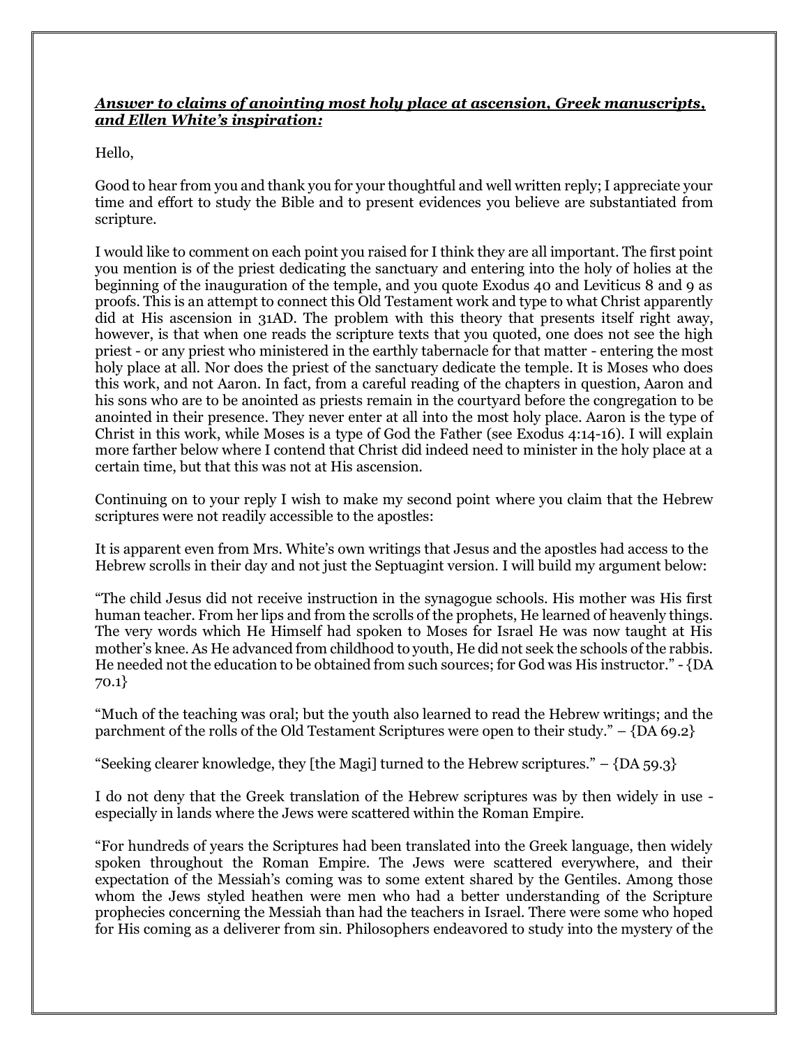***Answer to claims of anointing most holy place at ascension, Greek manuscripts, and Ellen White's inspiration:***

Hello,

Good to hear from you and thank you for your thoughtful and well written reply; I appreciate your time and effort to study the Bible and to present evidences you believe are substantiated from scripture.

I would like to comment on each point you raised for I think they are all important. The first point you mention is of the priest dedicating the sanctuary and entering into the holy of holies at the beginning of the inauguration of the temple, and you quote Exodus 40 and Leviticus 8 and 9 as proofs. This is an attempt to connect this Old Testament work and type to what Christ apparently did at His ascension in 31AD. The problem with this theory that presents itself right away, however, is that when one reads the scripture texts that you quoted, one does not see the high priest - or any priest who ministered in the earthly tabernacle for that matter - entering the most holy place at all. Nor does the priest of the sanctuary dedicate the temple. It is Moses who does this work, and not Aaron. In fact, from a careful reading of the chapters in question, Aaron and his sons who are to be anointed as priests remain in the courtyard before the congregation to be anointed in their presence. They never enter at all into the most holy place. Aaron is the type of Christ in this work, while Moses is a type of God the Father (see Exodus 4:14-16). I will explain more farther below where I contend that Christ did indeed need to minister in the holy place at a certain time, but that this was not at His ascension.

Continuing on to your reply I wish to make my second point where you claim that the Hebrew scriptures were not readily accessible to the apostles:

It is apparent even from Mrs. White's own writings that Jesus and the apostles had access to the Hebrew scrolls in their day and not just the Septuagint version. I will build my argument below:

"The child Jesus did not receive instruction in the synagogue schools. His mother was His first human teacher. From her lips and from the scrolls of the prophets, He learned of heavenly things. The very words which He Himself had spoken to Moses for Israel He was now taught at His mother's knee. As He advanced from childhood to youth, He did not seek the schools of the rabbis. He needed not the education to be obtained from such sources; for God was His instructor." - {DA 70.1}

"Much of the teaching was oral; but the youth also learned to read the Hebrew writings; and the parchment of the rolls of the Old Testament Scriptures were open to their study." – {DA 69.2}

"Seeking clearer knowledge, they [the Magi] turned to the Hebrew scriptures." – {DA 59.3}

I do not deny that the Greek translation of the Hebrew scriptures was by then widely in use - especially in lands where the Jews were scattered within the Roman Empire.

"For hundreds of years the Scriptures had been translated into the Greek language, then widely spoken throughout the Roman Empire. The Jews were scattered everywhere, and their expectation of the Messiah's coming was to some extent shared by the Gentiles. Among those whom the Jews styled heathen were men who had a better understanding of the Scripture prophecies concerning the Messiah than had the teachers in Israel. There were some who hoped for His coming as a deliverer from sin. Philosophers endeavored to study into the mystery of the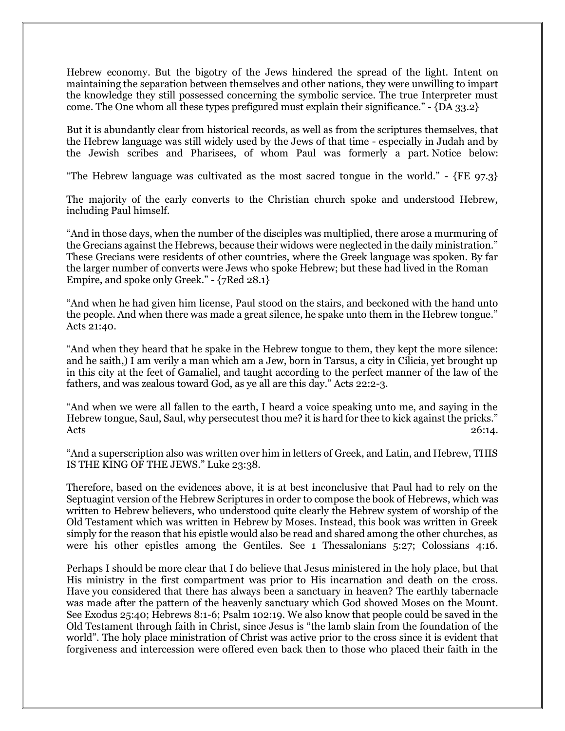Hebrew economy. But the bigotry of the Jews hindered the spread of the light. Intent on maintaining the separation between themselves and other nations, they were unwilling to impart the knowledge they still possessed concerning the symbolic service. The true Interpreter must come. The One whom all these types prefigured must explain their significance." - {DA 33.2}

But it is abundantly clear from historical records, as well as from the scriptures themselves, that the Hebrew language was still widely used by the Jews of that time - especially in Judah and by the Jewish scribes and Pharisees, of whom Paul was formerly a part. Notice below:

"The Hebrew language was cultivated as the most sacred tongue in the world." - {FE 97.3}

The majority of the early converts to the Christian church spoke and understood Hebrew, including Paul himself.

"And in those days, when the number of the disciples was multiplied, there arose a murmuring of the Grecians against the Hebrews, because their widows were neglected in the daily ministration." These Grecians were residents of other countries, where the Greek language was spoken. By far the larger number of converts were Jews who spoke Hebrew; but these had lived in the Roman Empire, and spoke only Greek." - {7Red 28.1}

"And when he had given him license, Paul stood on the stairs, and beckoned with the hand unto the people. And when there was made a great silence, he spake unto them in the Hebrew tongue." Acts 21:40.

"And when they heard that he spake in the Hebrew tongue to them, they kept the more silence: and he saith,) I am verily a man which am a Jew, born in Tarsus, a city in Cilicia, yet brought up in this city at the feet of Gamaliel, and taught according to the perfect manner of the law of the fathers, and was zealous toward God, as ye all are this day." Acts 22:2-3.

"And when we were all fallen to the earth, I heard a voice speaking unto me, and saying in the Hebrew tongue, Saul, Saul, why persecutest thou me? it is hard for thee to kick against the pricks." Acts 26:14.

"And a superscription also was written over him in letters of Greek, and Latin, and Hebrew, THIS IS THE KING OF THE JEWS." Luke 23:38.

Therefore, based on the evidences above, it is at best inconclusive that Paul had to rely on the Septuagint version of the Hebrew Scriptures in order to compose the book of Hebrews, which was written to Hebrew believers, who understood quite clearly the Hebrew system of worship of the Old Testament which was written in Hebrew by Moses. Instead, this book was written in Greek simply for the reason that his epistle would also be read and shared among the other churches, as were his other epistles among the Gentiles. See 1 Thessalonians 5:27; Colossians 4:16.

Perhaps I should be more clear that I do believe that Jesus ministered in the holy place, but that His ministry in the first compartment was prior to His incarnation and death on the cross. Have you considered that there has always been a sanctuary in heaven? The earthly tabernacle was made after the pattern of the heavenly sanctuary which God showed Moses on the Mount. See Exodus 25:40; Hebrews 8:1-6; Psalm 102:19. We also know that people could be saved in the Old Testament through faith in Christ, since Jesus is "the lamb slain from the foundation of the world". The holy place ministration of Christ was active prior to the cross since it is evident that forgiveness and intercession were offered even back then to those who placed their faith in the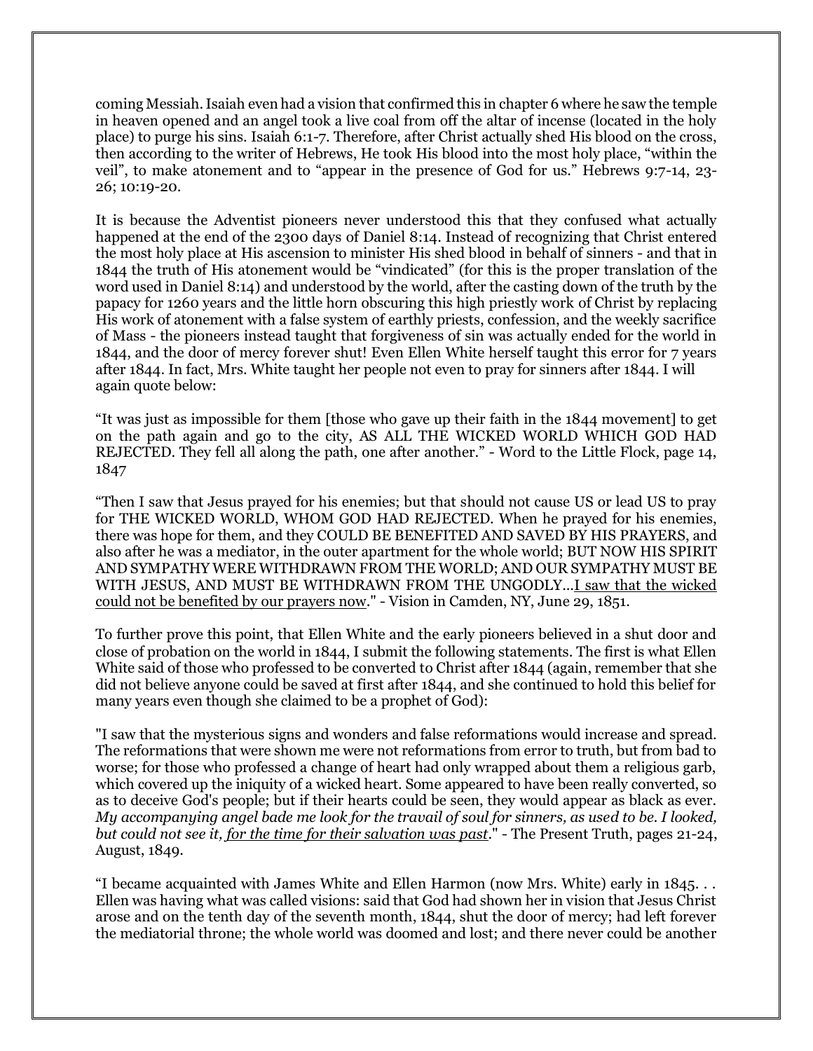coming Messiah. Isaiah even had a vision that confirmed this in chapter 6 where he saw the temple in heaven opened and an angel took a live coal from off the altar of incense (located in the holy place) to purge his sins. Isaiah 6:1-7. Therefore, after Christ actually shed His blood on the cross, then according to the writer of Hebrews, He took His blood into the most holy place, "within the veil", to make atonement and to "appear in the presence of God for us." Hebrews 9:7-14, 23-26; 10:19-20.

It is because the Adventist pioneers never understood this that they confused what actually happened at the end of the 2300 days of Daniel 8:14. Instead of recognizing that Christ entered the most holy place at His ascension to minister His shed blood in behalf of sinners - and that in 1844 the truth of His atonement would be "vindicated" (for this is the proper translation of the word used in Daniel 8:14) and understood by the world, after the casting down of the truth by the papacy for 1260 years and the little horn obscuring this high priestly work of Christ by replacing His work of atonement with a false system of earthly priests, confession, and the weekly sacrifice of Mass - the pioneers instead taught that forgiveness of sin was actually ended for the world in 1844, and the door of mercy forever shut! Even Ellen White herself taught this error for 7 years after 1844. In fact, Mrs. White taught her people not even to pray for sinners after 1844. I will again quote below:

"It was just as impossible for them [those who gave up their faith in the 1844 movement] to get on the path again and go to the city, AS ALL THE WICKED WORLD WHICH GOD HAD REJECTED. They fell all along the path, one after another." - Word to the Little Flock, page 14, 1847

"Then I saw that Jesus prayed for his enemies; but that should not cause US or lead US to pray for THE WICKED WORLD, WHOM GOD HAD REJECTED. When he prayed for his enemies, there was hope for them, and they COULD BE BENEFITED AND SAVED BY HIS PRAYERS, and also after he was a mediator, in the outer apartment for the whole world; BUT NOW HIS SPIRIT AND SYMPATHY WERE WITHDRAWN FROM THE WORLD; AND OUR SYMPATHY MUST BE WITH JESUS, AND MUST BE WITHDRAWN FROM THE UNGODLY...<u>I saw that the wicked could not be benefited by our prayers now</u>." - Vision in Camden, NY, June 29, 1851.

To further prove this point, that Ellen White and the early pioneers believed in a shut door and close of probation on the world in 1844, I submit the following statements. The first is what Ellen White said of those who professed to be converted to Christ after 1844 (again, remember that she did not believe anyone could be saved at first after 1844, and she continued to hold this belief for many years even though she claimed to be a prophet of God):

"I saw that the mysterious signs and wonders and false reformations would increase and spread. The reformations that were shown me were not reformations from error to truth, but from bad to worse; for those who professed a change of heart had only wrapped about them a religious garb, which covered up the iniquity of a wicked heart. Some appeared to have been really converted, so as to deceive God's people; but if their hearts could be seen, they would appear as black as ever. *My accompanying angel bade me look for the travail of soul for sinners, as used to be. I looked, but could not see it, <u>for the time for their salvation was past</u>.*" - The Present Truth, pages 21-24, August, 1849.

"I became acquainted with James White and Ellen Harmon (now Mrs. White) early in 1845. . . Ellen was having what was called visions: said that God had shown her in vision that Jesus Christ arose and on the tenth day of the seventh month, 1844, shut the door of mercy; had left forever the mediatorial throne; the whole world was doomed and lost; and there never could be another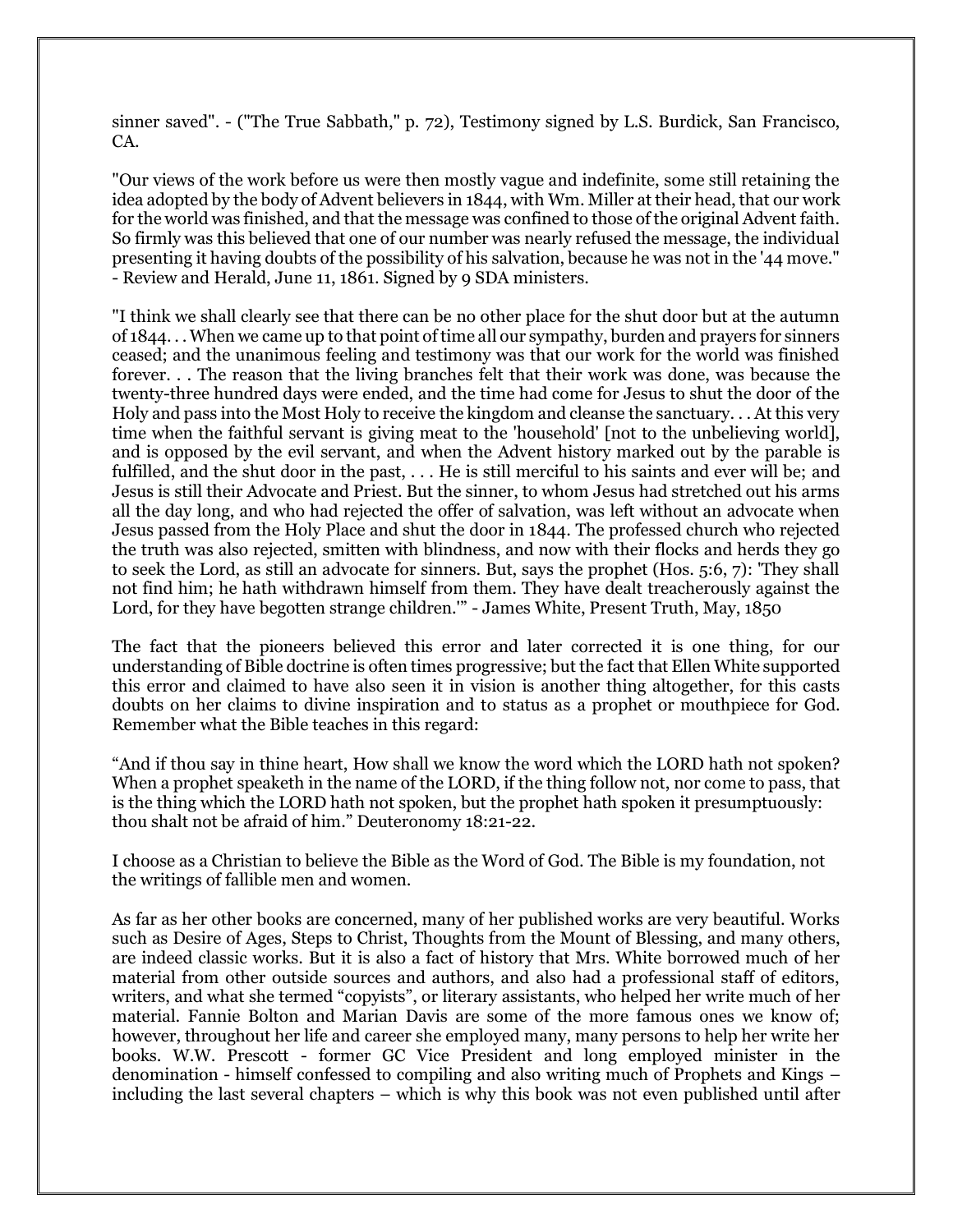sinner saved". - ("The True Sabbath," p. 72), Testimony signed by L.S. Burdick, San Francisco, CA.

"Our views of the work before us were then mostly vague and indefinite, some still retaining the idea adopted by the body of Advent believers in 1844, with Wm. Miller at their head, that our work for the world was finished, and that the message was confined to those of the original Advent faith. So firmly was this believed that one of our number was nearly refused the message, the individual presenting it having doubts of the possibility of his salvation, because he was not in the '44 move." - Review and Herald, June 11, 1861. Signed by 9 SDA ministers.

"I think we shall clearly see that there can be no other place for the shut door but at the autumn of 1844. . . When we came up to that point of time all our sympathy, burden and prayers for sinners ceased; and the unanimous feeling and testimony was that our work for the world was finished forever. . . The reason that the living branches felt that their work was done, was because the twenty-three hundred days were ended, and the time had come for Jesus to shut the door of the Holy and pass into the Most Holy to receive the kingdom and cleanse the sanctuary. . . At this very time when the faithful servant is giving meat to the 'household' [not to the unbelieving world], and is opposed by the evil servant, and when the Advent history marked out by the parable is fulfilled, and the shut door in the past, . . . He is still merciful to his saints and ever will be; and Jesus is still their Advocate and Priest. But the sinner, to whom Jesus had stretched out his arms all the day long, and who had rejected the offer of salvation, was left without an advocate when Jesus passed from the Holy Place and shut the door in 1844. The professed church who rejected the truth was also rejected, smitten with blindness, and now with their flocks and herds they go to seek the Lord, as still an advocate for sinners. But, says the prophet (Hos. 5:6, 7): 'They shall not find him; he hath withdrawn himself from them. They have dealt treacherously against the Lord, for they have begotten strange children.'" - James White, Present Truth, May, 1850

The fact that the pioneers believed this error and later corrected it is one thing, for our understanding of Bible doctrine is often times progressive; but the fact that Ellen White supported this error and claimed to have also seen it in vision is another thing altogether, for this casts doubts on her claims to divine inspiration and to status as a prophet or mouthpiece for God. Remember what the Bible teaches in this regard:

"And if thou say in thine heart, How shall we know the word which the LORD hath not spoken? When a prophet speaketh in the name of the LORD, if the thing follow not, nor come to pass, that is the thing which the LORD hath not spoken, but the prophet hath spoken it presumptuously: thou shalt not be afraid of him." Deuteronomy 18:21-22.

I choose as a Christian to believe the Bible as the Word of God. The Bible is my foundation, not the writings of fallible men and women.

As far as her other books are concerned, many of her published works are very beautiful. Works such as Desire of Ages, Steps to Christ, Thoughts from the Mount of Blessing, and many others, are indeed classic works. But it is also a fact of history that Mrs. White borrowed much of her material from other outside sources and authors, and also had a professional staff of editors, writers, and what she termed "copyists", or literary assistants, who helped her write much of her material. Fannie Bolton and Marian Davis are some of the more famous ones we know of; however, throughout her life and career she employed many, many persons to help her write her books. W.W. Prescott - former GC Vice President and long employed minister in the denomination - himself confessed to compiling and also writing much of Prophets and Kings – including the last several chapters – which is why this book was not even published until after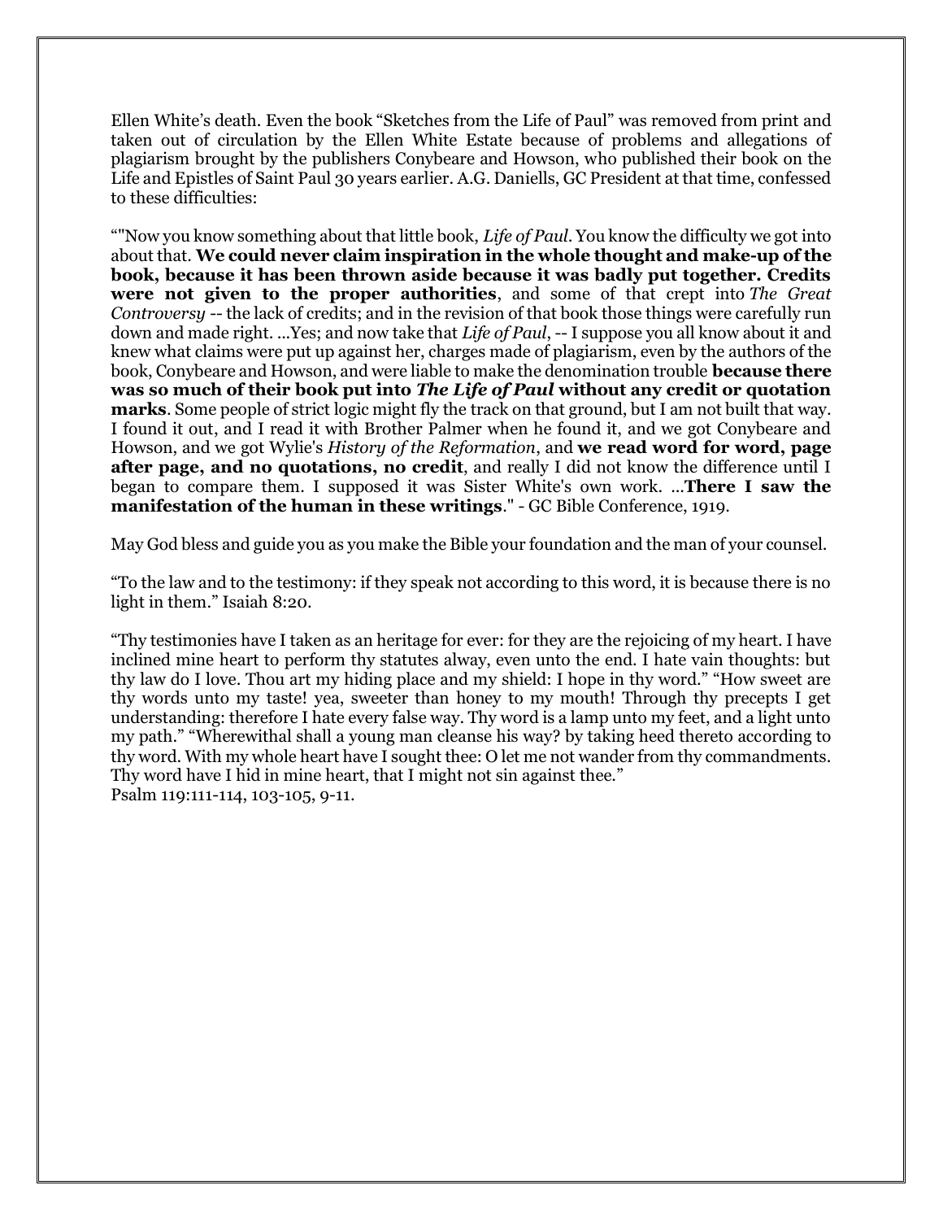Ellen White's death. Even the book "Sketches from the Life of Paul" was removed from print and taken out of circulation by the Ellen White Estate because of problems and allegations of plagiarism brought by the publishers Conybeare and Howson, who published their book on the Life and Epistles of Saint Paul 30 years earlier. A.G. Daniells, GC President at that time, confessed to these difficulties:

""Now you know something about that little book, *Life of Paul*. You know the difficulty we got into about that. **We could never claim inspiration in the whole thought and make-up of the book, because it has been thrown aside because it was badly put together. Credits were not given to the proper authorities**, and some of that crept into *The Great Controversy* -- the lack of credits; and in the revision of that book those things were carefully run down and made right. ...Yes; and now take that *Life of Paul*, -- I suppose you all know about it and knew what claims were put up against her, charges made of plagiarism, even by the authors of the book, Conybeare and Howson, and were liable to make the denomination trouble **because there was so much of their book put into *The Life of Paul* without any credit or quotation marks**. Some people of strict logic might fly the track on that ground, but I am not built that way. I found it out, and I read it with Brother Palmer when he found it, and we got Conybeare and Howson, and we got Wylie's *History of the Reformation*, and **we read word for word, page after page, and no quotations, no credit**, and really I did not know the difference until I began to compare them. I supposed it was Sister White's own work. ...**There I saw the manifestation of the human in these writings**." - GC Bible Conference, 1919.

May God bless and guide you as you make the Bible your foundation and the man of your counsel.

"To the law and to the testimony: if they speak not according to this word, it is because there is no light in them." Isaiah 8:20.

"Thy testimonies have I taken as an heritage for ever: for they are the rejoicing of my heart. I have inclined mine heart to perform thy statutes alway, even unto the end. I hate vain thoughts: but thy law do I love. Thou art my hiding place and my shield: I hope in thy word." "How sweet are thy words unto my taste! yea, sweeter than honey to my mouth! Through thy precepts I get understanding: therefore I hate every false way. Thy word is a lamp unto my feet, and a light unto my path." "Wherewithal shall a young man cleanse his way? by taking heed thereto according to thy word. With my whole heart have I sought thee: O let me not wander from thy commandments. Thy word have I hid in mine heart, that I might not sin against thee."
Psalm 119:111-114, 103-105, 9-11.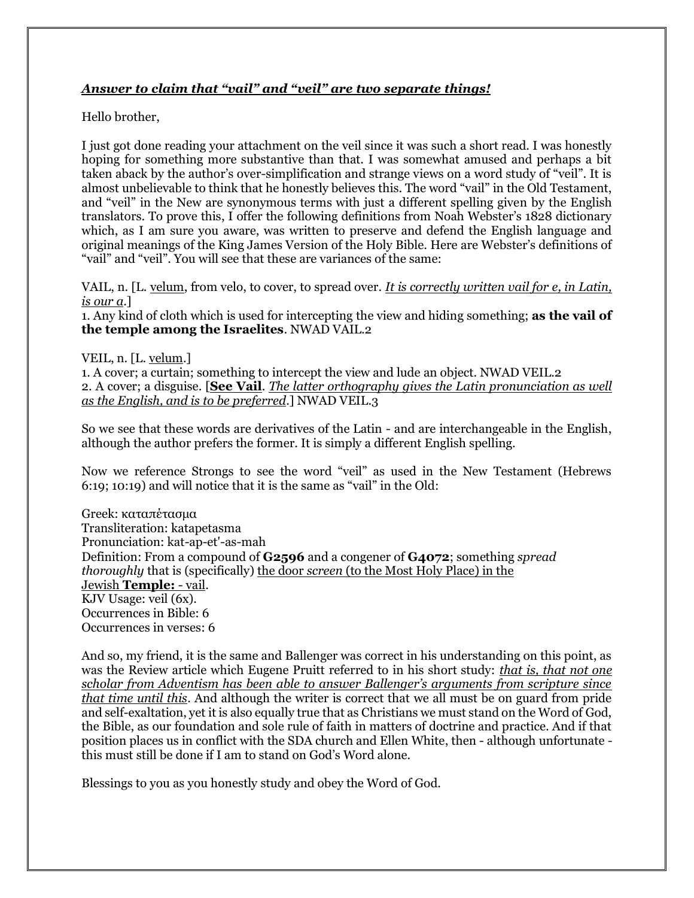***<u>Answer to claim that "vail" and "veil" are two separate things!</u>***

Hello brother,

I just got done reading your attachment on the veil since it was such a short read. I was honestly hoping for something more substantive than that. I was somewhat amused and perhaps a bit taken aback by the author's over-simplification and strange views on a word study of "veil". It is almost unbelievable to think that he honestly believes this. The word "vail" in the Old Testament, and "veil" in the New are synonymous terms with just a different spelling given by the English translators. To prove this, I offer the following definitions from Noah Webster's 1828 dictionary which, as I am sure you aware, was written to preserve and defend the English language and original meanings of the King James Version of the Holy Bible. Here are Webster's definitions of "vail" and "veil". You will see that these are variances of the same:

VAIL, n. [L. <u>velum</u>, from velo, to cover, to spread over. *<u>It is correctly written vail for e, in Latin, is our a</u>*.]
1. Any kind of cloth which is used for intercepting the view and hiding something; **as the vail of the temple among the Israelites**. NWAD VAIL.2

VEIL, n. [L. <u>velum</u>.]
1. A cover; a curtain; something to intercept the view and lude an object. NWAD VEIL.2
2. A cover; a disguise. [**<u>See Vail</u>**. *<u>The latter orthography gives the Latin pronunciation as well as the English, and is to be preferred</u>*.] NWAD VEIL.3

So we see that these words are derivatives of the Latin - and are interchangeable in the English, although the author prefers the former. It is simply a different English spelling.

Now we reference Strongs to see the word "veil" as used in the New Testament (Hebrews 6:19; 10:19) and will notice that it is the same as "vail" in the Old:

Greek: καταπέτασμα
Transliteration: katapetasma
Pronunciation: kat-ap-et'-as-mah
Definition: From a compound of **G2596** and a congener of **G4072**; something *spread thoroughly* that is (specifically) <u>the door *screen* (to the Most Holy Place) in the Jewish **Temple:** - vail</u>.
KJV Usage: veil (6x).
Occurrences in Bible: 6
Occurrences in verses: 6

And so, my friend, it is the same and Ballenger was correct in his understanding on this point, as was the Review article which Eugene Pruitt referred to in his short study: *<u>that is, that not one scholar from Adventism has been able to answer Ballenger's arguments from scripture since that time until this</u>*. And although the writer is correct that we all must be on guard from pride and self-exaltation, yet it is also equally true that as Christians we must stand on the Word of God, the Bible, as our foundation and sole rule of faith in matters of doctrine and practice. And if that position places us in conflict with the SDA church and Ellen White, then - although unfortunate - this must still be done if I am to stand on God's Word alone.

Blessings to you as you honestly study and obey the Word of God.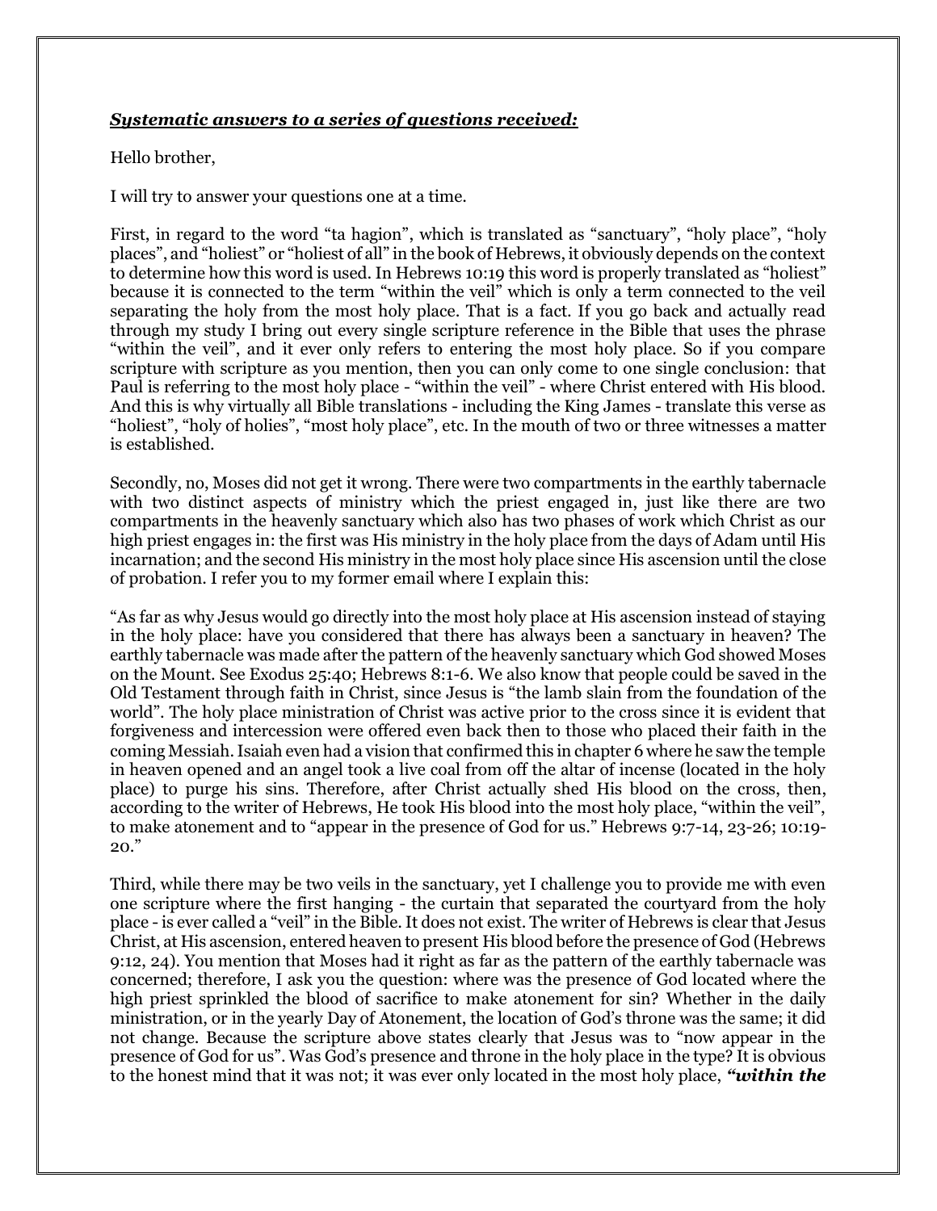***Systematic answers to a series of questions received:***

Hello brother,

I will try to answer your questions one at a time.

First, in regard to the word "ta hagion", which is translated as "sanctuary", "holy place", "holy places", and "holiest" or "holiest of all" in the book of Hebrews, it obviously depends on the context to determine how this word is used. In Hebrews 10:19 this word is properly translated as "holiest" because it is connected to the term "within the veil" which is only a term connected to the veil separating the holy from the most holy place. That is a fact. If you go back and actually read through my study I bring out every single scripture reference in the Bible that uses the phrase "within the veil", and it ever only refers to entering the most holy place. So if you compare scripture with scripture as you mention, then you can only come to one single conclusion: that Paul is referring to the most holy place - "within the veil" - where Christ entered with His blood. And this is why virtually all Bible translations - including the King James - translate this verse as "holiest", "holy of holies", "most holy place", etc. In the mouth of two or three witnesses a matter is established.

Secondly, no, Moses did not get it wrong. There were two compartments in the earthly tabernacle with two distinct aspects of ministry which the priest engaged in, just like there are two compartments in the heavenly sanctuary which also has two phases of work which Christ as our high priest engages in: the first was His ministry in the holy place from the days of Adam until His incarnation; and the second His ministry in the most holy place since His ascension until the close of probation. I refer you to my former email where I explain this:

"As far as why Jesus would go directly into the most holy place at His ascension instead of staying in the holy place: have you considered that there has always been a sanctuary in heaven? The earthly tabernacle was made after the pattern of the heavenly sanctuary which God showed Moses on the Mount. See Exodus 25:40; Hebrews 8:1-6. We also know that people could be saved in the Old Testament through faith in Christ, since Jesus is "the lamb slain from the foundation of the world". The holy place ministration of Christ was active prior to the cross since it is evident that forgiveness and intercession were offered even back then to those who placed their faith in the coming Messiah. Isaiah even had a vision that confirmed this in chapter 6 where he saw the temple in heaven opened and an angel took a live coal from off the altar of incense (located in the holy place) to purge his sins. Therefore, after Christ actually shed His blood on the cross, then, according to the writer of Hebrews, He took His blood into the most holy place, "within the veil", to make atonement and to "appear in the presence of God for us." Hebrews 9:7-14, 23-26; 10:19-20."

Third, while there may be two veils in the sanctuary, yet I challenge you to provide me with even one scripture where the first hanging - the curtain that separated the courtyard from the holy place - is ever called a "veil" in the Bible. It does not exist. The writer of Hebrews is clear that Jesus Christ, at His ascension, entered heaven to present His blood before the presence of God (Hebrews 9:12, 24). You mention that Moses had it right as far as the pattern of the earthly tabernacle was concerned; therefore, I ask you the question: where was the presence of God located where the high priest sprinkled the blood of sacrifice to make atonement for sin? Whether in the daily ministration, or in the yearly Day of Atonement, the location of God's throne was the same; it did not change. Because the scripture above states clearly that Jesus was to "now appear in the presence of God for us". Was God's presence and throne in the holy place in the type? It is obvious to the honest mind that it was not; it was ever only located in the most holy place, ***"within the***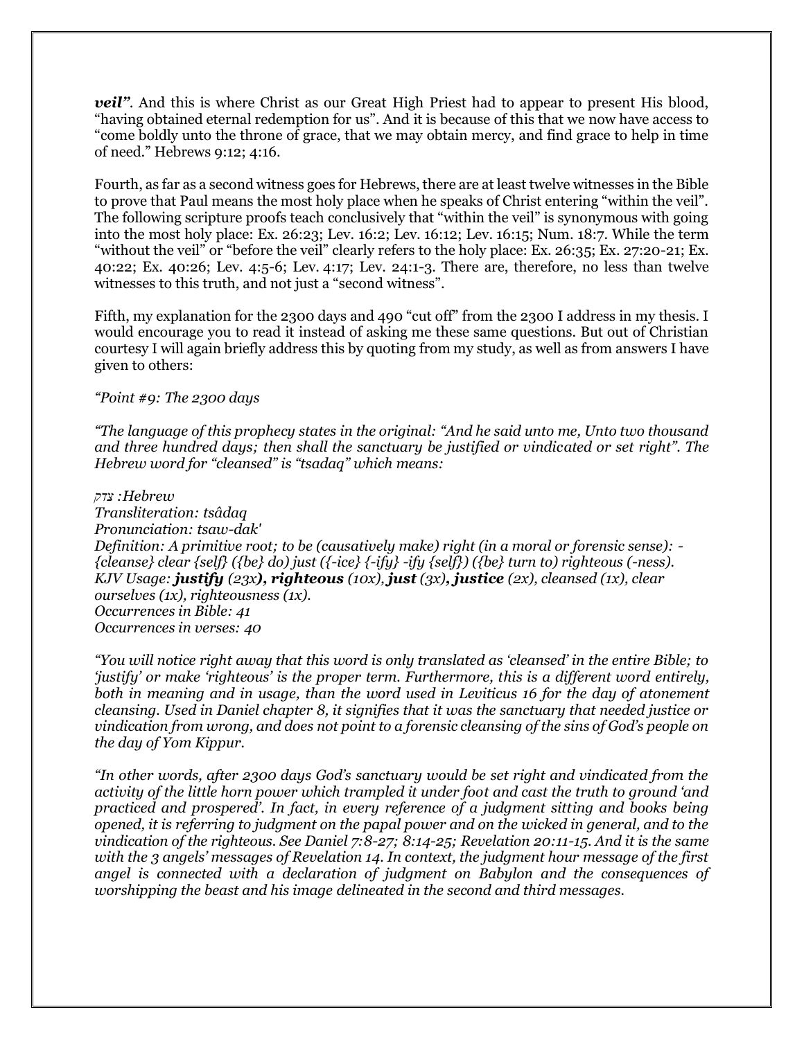***veil"***. And this is where Christ as our Great High Priest had to appear to present His blood, "having obtained eternal redemption for us". And it is because of this that we now have access to "come boldly unto the throne of grace, that we may obtain mercy, and find grace to help in time of need." Hebrews 9:12; 4:16.

Fourth, as far as a second witness goes for Hebrews, there are at least twelve witnesses in the Bible to prove that Paul means the most holy place when he speaks of Christ entering "within the veil". The following scripture proofs teach conclusively that "within the veil" is synonymous with going into the most holy place: Ex. 26:23; Lev. 16:2; Lev. 16:12; Lev. 16:15; Num. 18:7. While the term "without the veil" or "before the veil" clearly refers to the holy place: Ex. 26:35; Ex. 27:20-21; Ex. 40:22; Ex. 40:26; Lev. 4:5-6; Lev. 4:17; Lev. 24:1-3. There are, therefore, no less than twelve witnesses to this truth, and not just a "second witness".

Fifth, my explanation for the 2300 days and 490 "cut off" from the 2300 I address in my thesis. I would encourage you to read it instead of asking me these same questions. But out of Christian courtesy I will again briefly address this by quoting from my study, as well as from answers I have given to others:

*"Point #9: The 2300 days*

*"The language of this prophecy states in the original: "And he said unto me, Unto two thousand and three hundred days; then shall the sanctuary be justified or vindicated or set right". The Hebrew word for "cleansed" is "tsadaq" which means:*

*Hebrew: צדק*
*Transliteration: tsâdaq*
*Pronunciation: tsaw-dak'*
*Definition: A primitive root; to be (causatively make) right (in a moral or forensic sense): - {cleanse} clear {self} ({be} do) just ({-ice} {-ify} -ify {self}) ({be} turn to) righteous (-ness).*
*KJV Usage: **justify** (23x), **righteous** (10x), **just** (3x), **justice** (2x), cleansed (1x), clear ourselves (1x), righteousness (1x).*
*Occurrences in Bible: 41*
*Occurrences in verses: 40*

*"You will notice right away that this word is only translated as 'cleansed' in the entire Bible; to 'justify' or make 'righteous' is the proper term. Furthermore, this is a different word entirely, both in meaning and in usage, than the word used in Leviticus 16 for the day of atonement cleansing. Used in Daniel chapter 8, it signifies that it was the sanctuary that needed justice or vindication from wrong, and does not point to a forensic cleansing of the sins of God's people on the day of Yom Kippur.*

*"In other words, after 2300 days God's sanctuary would be set right and vindicated from the activity of the little horn power which trampled it under foot and cast the truth to ground 'and practiced and prospered'. In fact, in every reference of a judgment sitting and books being opened, it is referring to judgment on the papal power and on the wicked in general, and to the vindication of the righteous. See Daniel 7:8-27; 8:14-25; Revelation 20:11-15. And it is the same with the 3 angels' messages of Revelation 14. In context, the judgment hour message of the first angel is connected with a declaration of judgment on Babylon and the consequences of worshipping the beast and his image delineated in the second and third messages.*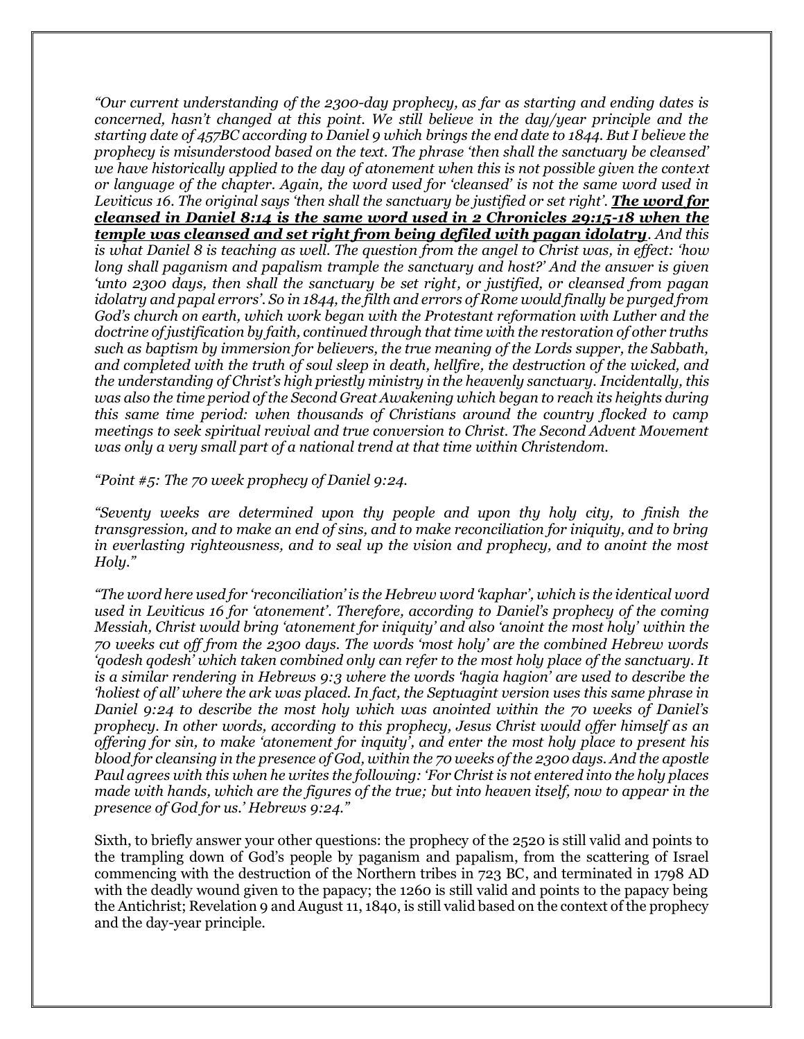*“Our current understanding of the 2300-day prophecy, as far as starting and ending dates is concerned, hasn’t changed at this point. We still believe in the day/year principle and the starting date of 457BC according to Daniel 9 which brings the end date to 1844. But I believe the prophecy is misunderstood based on the text. The phrase ‘then shall the sanctuary be cleansed’ we have historically applied to the day of atonement when this is not possible given the context or language of the chapter. Again, the word used for ‘cleansed’ is not the same word used in Leviticus 16. The original says ‘then shall the sanctuary be justified or set right’. **<u>The word for cleansed in Daniel 8:14 is the same word used in 2 Chronicles 29:15-18 when the temple was cleansed and set right from being defiled with pagan idolatry</u>**. And this is what Daniel 8 is teaching as well. The question from the angel to Christ was, in effect: ‘how long shall paganism and papalism trample the sanctuary and host?’ And the answer is given ‘unto 2300 days, then shall the sanctuary be set right, or justified, or cleansed from pagan idolatry and papal errors’. So in 1844, the filth and errors of Rome would finally be purged from God’s church on earth, which work began with the Protestant reformation with Luther and the doctrine of justification by faith, continued through that time with the restoration of other truths such as baptism by immersion for believers, the true meaning of the Lords supper, the Sabbath, and completed with the truth of soul sleep in death, hellfire, the destruction of the wicked, and the understanding of Christ’s high priestly ministry in the heavenly sanctuary. Incidentally, this was also the time period of the Second Great Awakening which began to reach its heights during this same time period: when thousands of Christians around the country flocked to camp meetings to seek spiritual revival and true conversion to Christ. The Second Advent Movement was only a very small part of a national trend at that time within Christendom.*

*“Point #5: The 70 week prophecy of Daniel 9:24.*

*“Seventy weeks are determined upon thy people and upon thy holy city, to finish the transgression, and to make an end of sins, and to make reconciliation for iniquity, and to bring in everlasting righteousness, and to seal up the vision and prophecy, and to anoint the most Holy.”*

*“The word here used for ‘reconciliation’ is the Hebrew word ‘kaphar’, which is the identical word used in Leviticus 16 for ‘atonement’. Therefore, according to Daniel’s prophecy of the coming Messiah, Christ would bring ‘atonement for iniquity’ and also ‘anoint the most holy’ within the 70 weeks cut off from the 2300 days. The words ‘most holy’ are the combined Hebrew words ‘qodesh qodesh’ which taken combined only can refer to the most holy place of the sanctuary. It is a similar rendering in Hebrews 9:3 where the words ‘hagia hagion’ are used to describe the ‘holiest of all’ where the ark was placed. In fact, the Septuagint version uses this same phrase in Daniel 9:24 to describe the most holy which was anointed within the 70 weeks of Daniel’s prophecy. In other words, according to this prophecy, Jesus Christ would offer himself as an offering for sin, to make ‘atonement for inquity’, and enter the most holy place to present his blood for cleansing in the presence of God, within the 70 weeks of the 2300 days. And the apostle Paul agrees with this when he writes the following: ‘For Christ is not entered into the holy places made with hands, which are the figures of the true; but into heaven itself, now to appear in the presence of God for us.’ Hebrews 9:24.”*

Sixth, to briefly answer your other questions: the prophecy of the 2520 is still valid and points to the trampling down of God’s people by paganism and papalism, from the scattering of Israel commencing with the destruction of the Northern tribes in 723 BC, and terminated in 1798 AD with the deadly wound given to the papacy; the 1260 is still valid and points to the papacy being the Antichrist; Revelation 9 and August 11, 1840, is still valid based on the context of the prophecy and the day-year principle.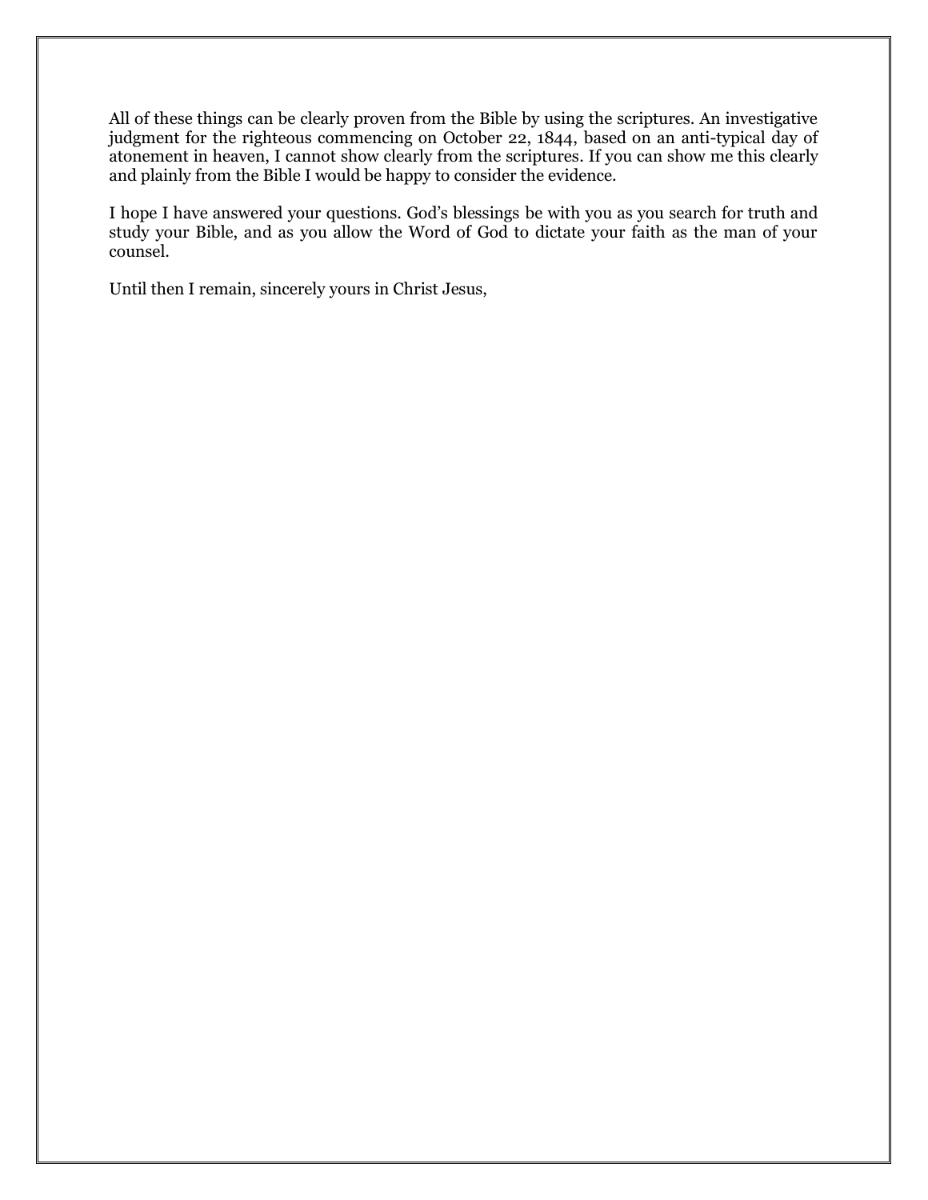All of these things can be clearly proven from the Bible by using the scriptures. An investigative judgment for the righteous commencing on October 22, 1844, based on an anti-typical day of atonement in heaven, I cannot show clearly from the scriptures. If you can show me this clearly and plainly from the Bible I would be happy to consider the evidence.

I hope I have answered your questions. God's blessings be with you as you search for truth and study your Bible, and as you allow the Word of God to dictate your faith as the man of your counsel.

Until then I remain, sincerely yours in Christ Jesus,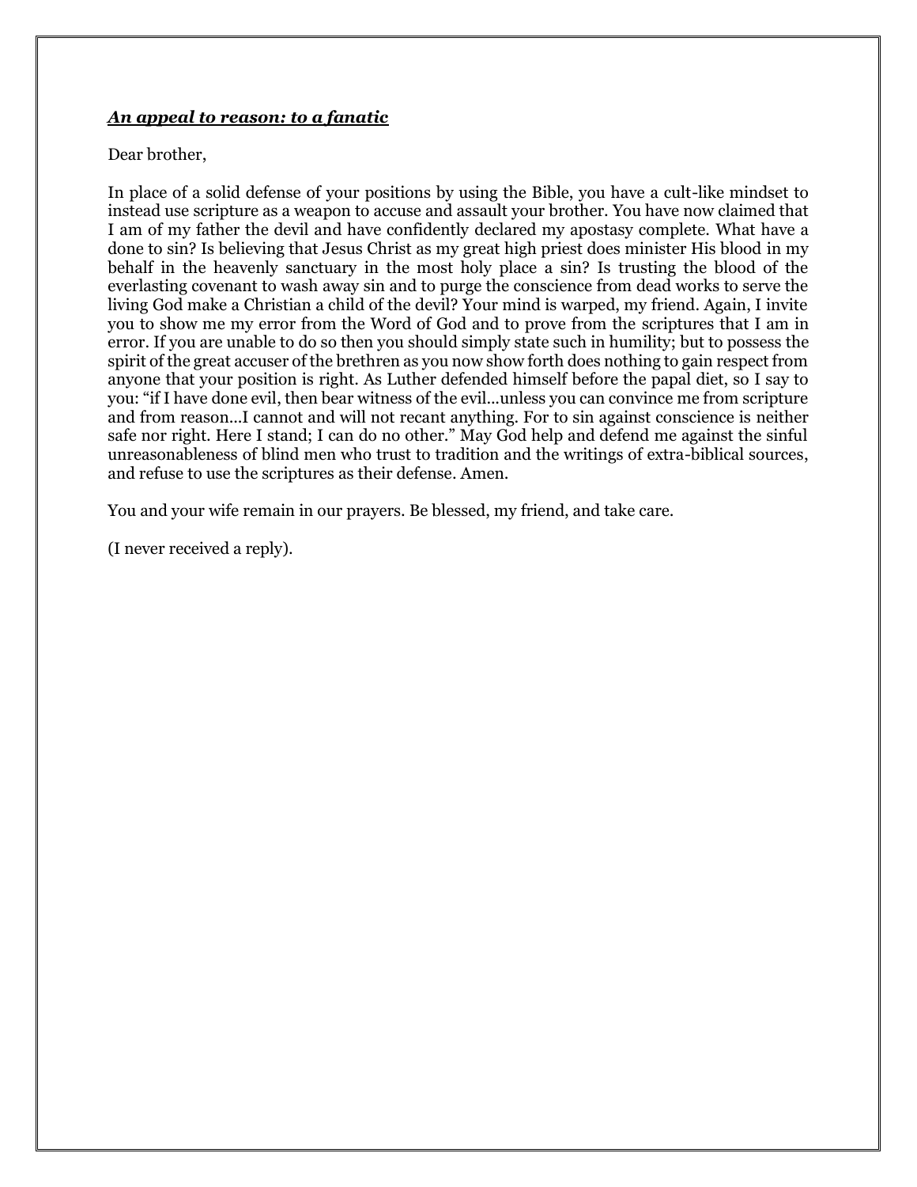***<u>An appeal to reason: to a fanatic</u>***

Dear brother,

In place of a solid defense of your positions by using the Bible, you have a cult-like mindset to instead use scripture as a weapon to accuse and assault your brother. You have now claimed that I am of my father the devil and have confidently declared my apostasy complete. What have a done to sin? Is believing that Jesus Christ as my great high priest does minister His blood in my behalf in the heavenly sanctuary in the most holy place a sin? Is trusting the blood of the everlasting covenant to wash away sin and to purge the conscience from dead works to serve the living God make a Christian a child of the devil? Your mind is warped, my friend. Again, I invite you to show me my error from the Word of God and to prove from the scriptures that I am in error. If you are unable to do so then you should simply state such in humility; but to possess the spirit of the great accuser of the brethren as you now show forth does nothing to gain respect from anyone that your position is right. As Luther defended himself before the papal diet, so I say to you: "if I have done evil, then bear witness of the evil…unless you can convince me from scripture and from reason…I cannot and will not recant anything. For to sin against conscience is neither safe nor right. Here I stand; I can do no other." May God help and defend me against the sinful unreasonableness of blind men who trust to tradition and the writings of extra-biblical sources, and refuse to use the scriptures as their defense. Amen.

You and your wife remain in our prayers. Be blessed, my friend, and take care.

(I never received a reply).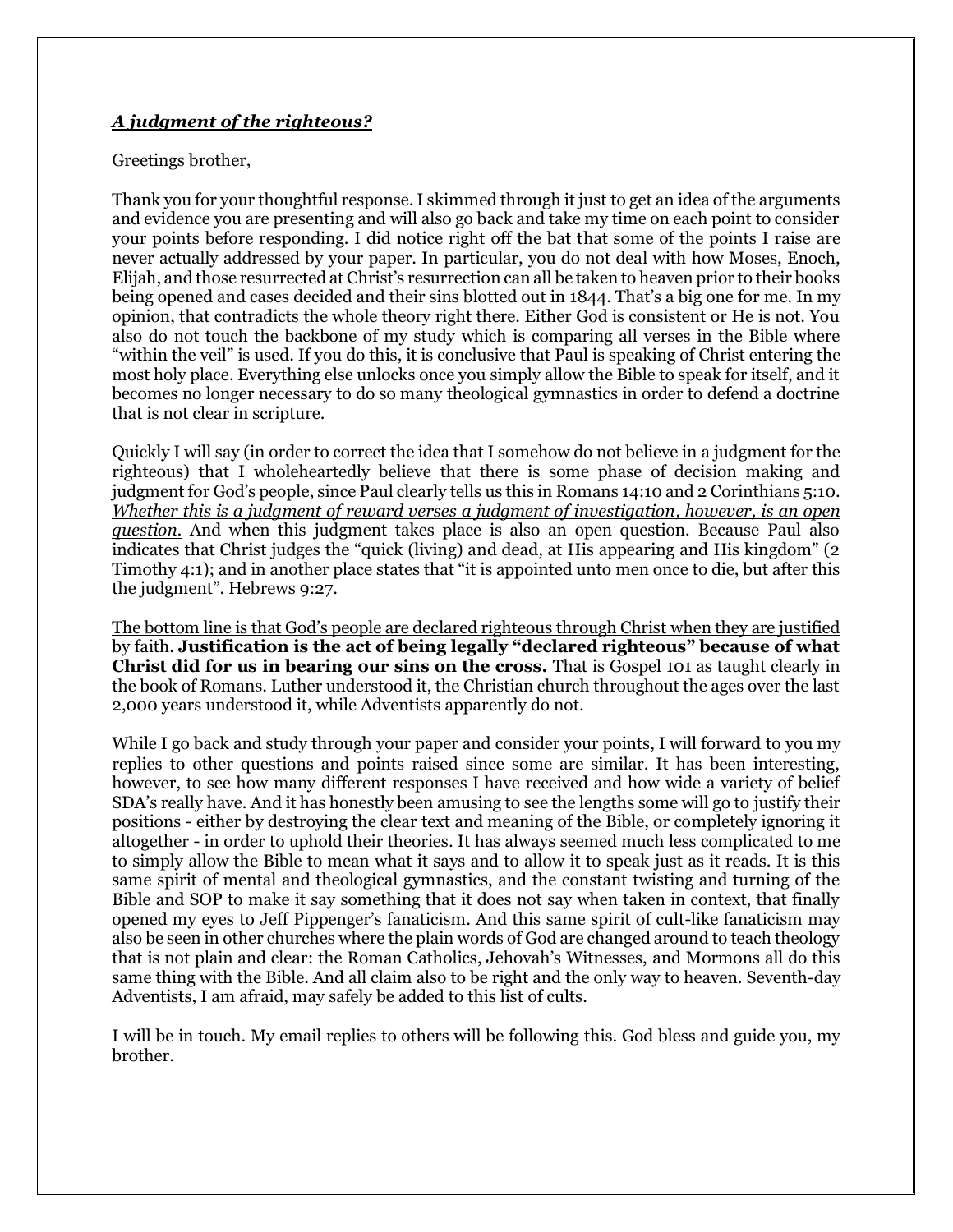***A judgment of the righteous?***

Greetings brother,

Thank you for your thoughtful response. I skimmed through it just to get an idea of the arguments and evidence you are presenting and will also go back and take my time on each point to consider your points before responding. I did notice right off the bat that some of the points I raise are never actually addressed by your paper. In particular, you do not deal with how Moses, Enoch, Elijah, and those resurrected at Christ's resurrection can all be taken to heaven prior to their books being opened and cases decided and their sins blotted out in 1844. That's a big one for me. In my opinion, that contradicts the whole theory right there. Either God is consistent or He is not. You also do not touch the backbone of my study which is comparing all verses in the Bible where "within the veil" is used. If you do this, it is conclusive that Paul is speaking of Christ entering the most holy place. Everything else unlocks once you simply allow the Bible to speak for itself, and it becomes no longer necessary to do so many theological gymnastics in order to defend a doctrine that is not clear in scripture.

Quickly I will say (in order to correct the idea that I somehow do not believe in a judgment for the righteous) that I wholeheartedly believe that there is some phase of decision making and judgment for God's people, since Paul clearly tells us this in Romans 14:10 and 2 Corinthians 5:10. <u>*Whether this is a judgment of reward verses a judgment of investigation, however, is an open question.*</u> And when this judgment takes place is also an open question. Because Paul also indicates that Christ judges the "quick (living) and dead, at His appearing and His kingdom" (2 Timothy 4:1); and in another place states that "it is appointed unto men once to die, but after this the judgment". Hebrews 9:27.

<u>The bottom line is that God's people are declared righteous through Christ when they are justified by faith</u>. **Justification is the act of being legally "declared righteous" because of what Christ did for us in bearing our sins on the cross.** That is Gospel 101 as taught clearly in the book of Romans. Luther understood it, the Christian church throughout the ages over the last 2,000 years understood it, while Adventists apparently do not.

While I go back and study through your paper and consider your points, I will forward to you my replies to other questions and points raised since some are similar. It has been interesting, however, to see how many different responses I have received and how wide a variety of belief SDA's really have. And it has honestly been amusing to see the lengths some will go to justify their positions - either by destroying the clear text and meaning of the Bible, or completely ignoring it altogether - in order to uphold their theories. It has always seemed much less complicated to me to simply allow the Bible to mean what it says and to allow it to speak just as it reads. It is this same spirit of mental and theological gymnastics, and the constant twisting and turning of the Bible and SOP to make it say something that it does not say when taken in context, that finally opened my eyes to Jeff Pippenger's fanaticism. And this same spirit of cult-like fanaticism may also be seen in other churches where the plain words of God are changed around to teach theology that is not plain and clear: the Roman Catholics, Jehovah's Witnesses, and Mormons all do this same thing with the Bible. And all claim also to be right and the only way to heaven. Seventh-day Adventists, I am afraid, may safely be added to this list of cults.

I will be in touch. My email replies to others will be following this. God bless and guide you, my brother.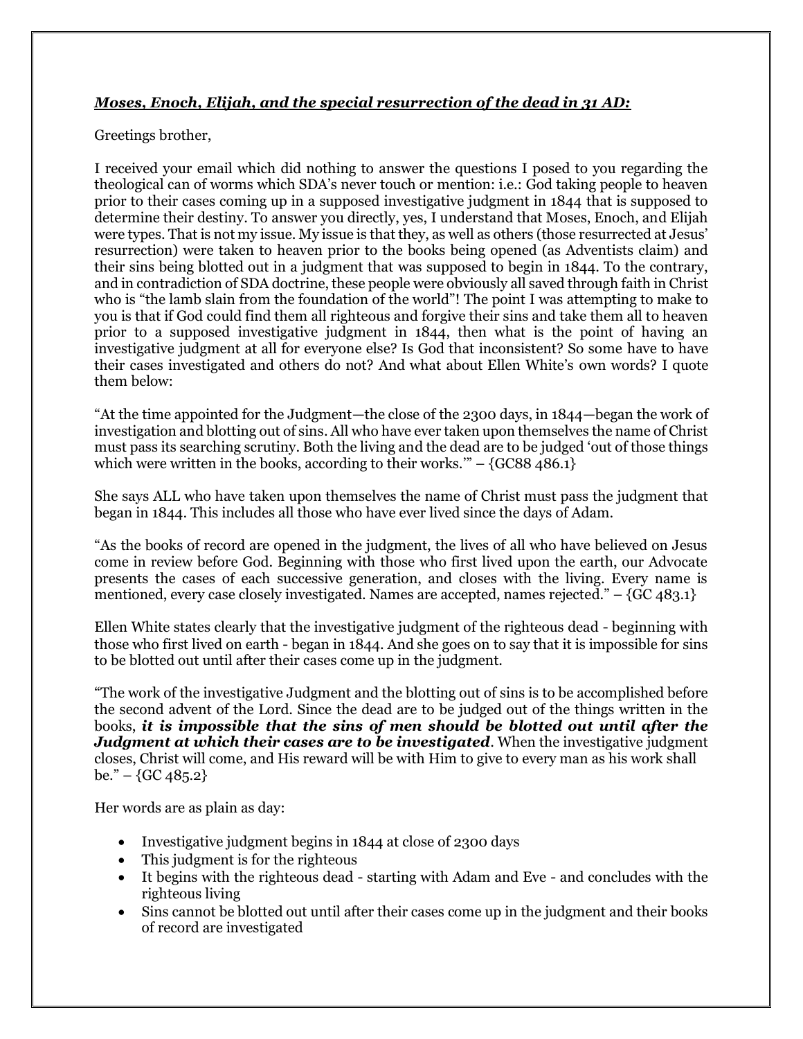***Moses, Enoch, Elijah, and the special resurrection of the dead in 31 AD:***

Greetings brother,

I received your email which did nothing to answer the questions I posed to you regarding the theological can of worms which SDA's never touch or mention: i.e.: God taking people to heaven prior to their cases coming up in a supposed investigative judgment in 1844 that is supposed to determine their destiny. To answer you directly, yes, I understand that Moses, Enoch, and Elijah were types. That is not my issue. My issue is that they, as well as others (those resurrected at Jesus' resurrection) were taken to heaven prior to the books being opened (as Adventists claim) and their sins being blotted out in a judgment that was supposed to begin in 1844. To the contrary, and in contradiction of SDA doctrine, these people were obviously all saved through faith in Christ who is "the lamb slain from the foundation of the world"! The point I was attempting to make to you is that if God could find them all righteous and forgive their sins and take them all to heaven prior to a supposed investigative judgment in 1844, then what is the point of having an investigative judgment at all for everyone else? Is God that inconsistent? So some have to have their cases investigated and others do not? And what about Ellen White's own words? I quote them below:

"At the time appointed for the Judgment—the close of the 2300 days, in 1844—began the work of investigation and blotting out of sins. All who have ever taken upon themselves the name of Christ must pass its searching scrutiny. Both the living and the dead are to be judged 'out of those things which were written in the books, according to their works.'" – {GC88 486.1}

She says ALL who have taken upon themselves the name of Christ must pass the judgment that began in 1844. This includes all those who have ever lived since the days of Adam.

"As the books of record are opened in the judgment, the lives of all who have believed on Jesus come in review before God. Beginning with those who first lived upon the earth, our Advocate presents the cases of each successive generation, and closes with the living. Every name is mentioned, every case closely investigated. Names are accepted, names rejected." – {GC 483.1}

Ellen White states clearly that the investigative judgment of the righteous dead - beginning with those who first lived on earth - began in 1844. And she goes on to say that it is impossible for sins to be blotted out until after their cases come up in the judgment.

"The work of the investigative Judgment and the blotting out of sins is to be accomplished before the second advent of the Lord. Since the dead are to be judged out of the things written in the books, ***it is impossible that the sins of men should be blotted out until after the Judgment at which their cases are to be investigated***. When the investigative judgment closes, Christ will come, and His reward will be with Him to give to every man as his work shall be." – {GC 485.2}

Her words are as plain as day:

- Investigative judgment begins in 1844 at close of 2300 days
- This judgment is for the righteous
- It begins with the righteous dead - starting with Adam and Eve - and concludes with the righteous living
- Sins cannot be blotted out until after their cases come up in the judgment and their books of record are investigated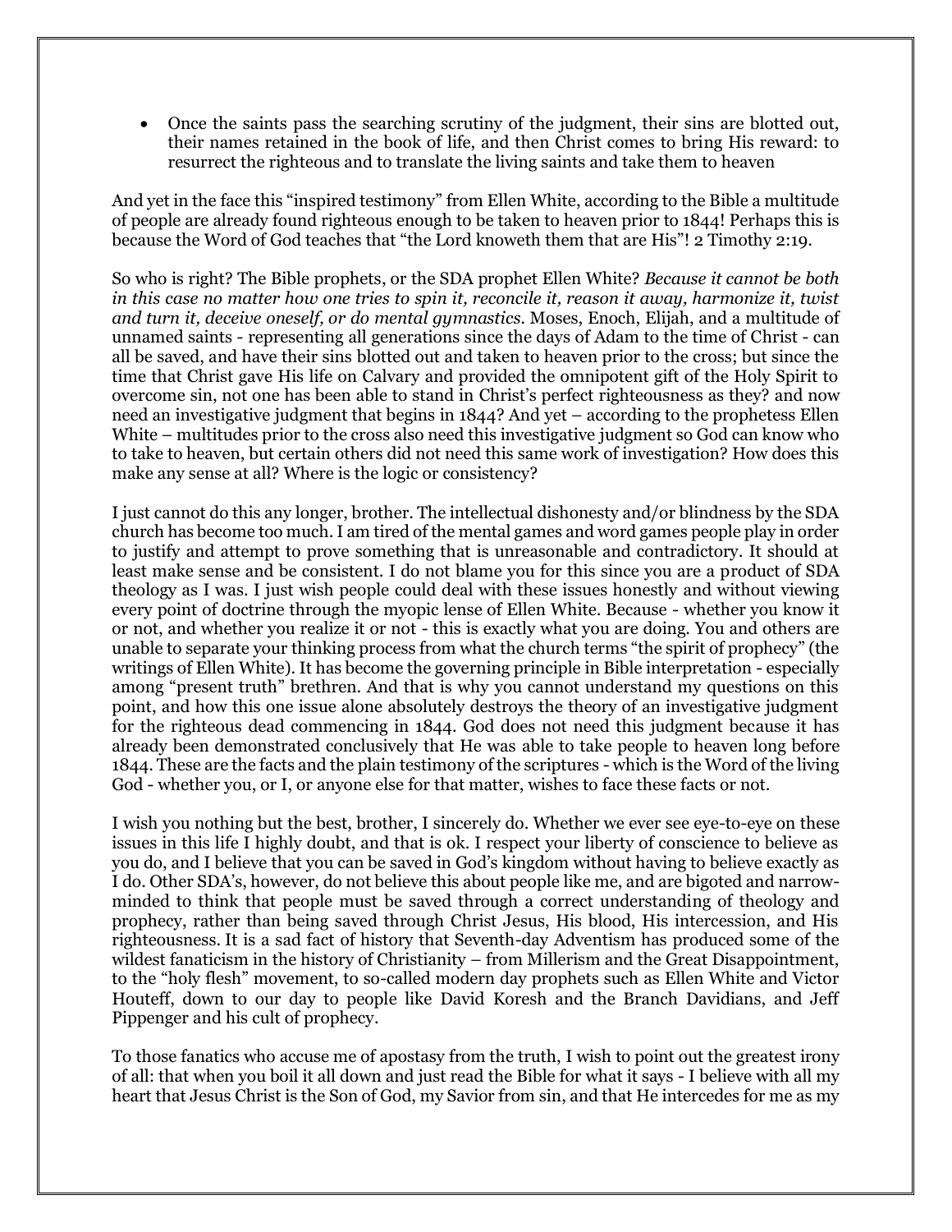- Once the saints pass the searching scrutiny of the judgment, their sins are blotted out, their names retained in the book of life, and then Christ comes to bring His reward: to resurrect the righteous and to translate the living saints and take them to heaven

And yet in the face this "inspired testimony" from Ellen White, according to the Bible a multitude of people are already found righteous enough to be taken to heaven prior to 1844! Perhaps this is because the Word of God teaches that "the Lord knoweth them that are His"! 2 Timothy 2:19.

So who is right? The Bible prophets, or the SDA prophet Ellen White? *Because it cannot be both in this case no matter how one tries to spin it, reconcile it, reason it away, harmonize it, twist and turn it, deceive oneself, or do mental gymnastics*. Moses, Enoch, Elijah, and a multitude of unnamed saints - representing all generations since the days of Adam to the time of Christ - can all be saved, and have their sins blotted out and taken to heaven prior to the cross; but since the time that Christ gave His life on Calvary and provided the omnipotent gift of the Holy Spirit to overcome sin, not one has been able to stand in Christ's perfect righteousness as they? and now need an investigative judgment that begins in 1844? And yet – according to the prophetess Ellen White – multitudes prior to the cross also need this investigative judgment so God can know who to take to heaven, but certain others did not need this same work of investigation? How does this make any sense at all? Where is the logic or consistency?

I just cannot do this any longer, brother. The intellectual dishonesty and/or blindness by the SDA church has become too much. I am tired of the mental games and word games people play in order to justify and attempt to prove something that is unreasonable and contradictory. It should at least make sense and be consistent. I do not blame you for this since you are a product of SDA theology as I was. I just wish people could deal with these issues honestly and without viewing every point of doctrine through the myopic lense of Ellen White. Because - whether you know it or not, and whether you realize it or not - this is exactly what you are doing. You and others are unable to separate your thinking process from what the church terms "the spirit of prophecy" (the writings of Ellen White). It has become the governing principle in Bible interpretation - especially among "present truth" brethren. And that is why you cannot understand my questions on this point, and how this one issue alone absolutely destroys the theory of an investigative judgment for the righteous dead commencing in 1844. God does not need this judgment because it has already been demonstrated conclusively that He was able to take people to heaven long before 1844. These are the facts and the plain testimony of the scriptures - which is the Word of the living God - whether you, or I, or anyone else for that matter, wishes to face these facts or not.

I wish you nothing but the best, brother, I sincerely do. Whether we ever see eye-to-eye on these issues in this life I highly doubt, and that is ok. I respect your liberty of conscience to believe as you do, and I believe that you can be saved in God's kingdom without having to believe exactly as I do. Other SDA's, however, do not believe this about people like me, and are bigoted and narrow-minded to think that people must be saved through a correct understanding of theology and prophecy, rather than being saved through Christ Jesus, His blood, His intercession, and His righteousness. It is a sad fact of history that Seventh-day Adventism has produced some of the wildest fanaticism in the history of Christianity – from Millerism and the Great Disappointment, to the "holy flesh" movement, to so-called modern day prophets such as Ellen White and Victor Houteff, down to our day to people like David Koresh and the Branch Davidians, and Jeff Pippenger and his cult of prophecy.

To those fanatics who accuse me of apostasy from the truth, I wish to point out the greatest irony of all: that when you boil it all down and just read the Bible for what it says - I believe with all my heart that Jesus Christ is the Son of God, my Savior from sin, and that He intercedes for me as my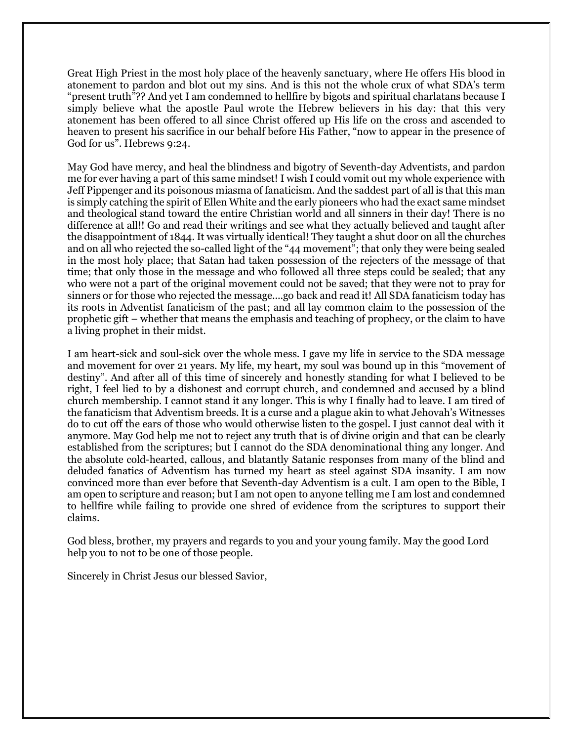Great High Priest in the most holy place of the heavenly sanctuary, where He offers His blood in atonement to pardon and blot out my sins. And is this not the whole crux of what SDA's term "present truth"?? And yet I am condemned to hellfire by bigots and spiritual charlatans because I simply believe what the apostle Paul wrote the Hebrew believers in his day: that this very atonement has been offered to all since Christ offered up His life on the cross and ascended to heaven to present his sacrifice in our behalf before His Father, "now to appear in the presence of God for us". Hebrews 9:24.

May God have mercy, and heal the blindness and bigotry of Seventh-day Adventists, and pardon me for ever having a part of this same mindset! I wish I could vomit out my whole experience with Jeff Pippenger and its poisonous miasma of fanaticism. And the saddest part of all is that this man is simply catching the spirit of Ellen White and the early pioneers who had the exact same mindset and theological stand toward the entire Christian world and all sinners in their day! There is no difference at all!! Go and read their writings and see what they actually believed and taught after the disappointment of 1844. It was virtually identical! They taught a shut door on all the churches and on all who rejected the so-called light of the "44 movement"; that only they were being sealed in the most holy place; that Satan had taken possession of the rejecters of the message of that time; that only those in the message and who followed all three steps could be sealed; that any who were not a part of the original movement could not be saved; that they were not to pray for sinners or for those who rejected the message....go back and read it! All SDA fanaticism today has its roots in Adventist fanaticism of the past; and all lay common claim to the possession of the prophetic gift – whether that means the emphasis and teaching of prophecy, or the claim to have a living prophet in their midst.

I am heart-sick and soul-sick over the whole mess. I gave my life in service to the SDA message and movement for over 21 years. My life, my heart, my soul was bound up in this "movement of destiny". And after all of this time of sincerely and honestly standing for what I believed to be right, I feel lied to by a dishonest and corrupt church, and condemned and accused by a blind church membership. I cannot stand it any longer. This is why I finally had to leave. I am tired of the fanaticism that Adventism breeds. It is a curse and a plague akin to what Jehovah's Witnesses do to cut off the ears of those who would otherwise listen to the gospel. I just cannot deal with it anymore. May God help me not to reject any truth that is of divine origin and that can be clearly established from the scriptures; but I cannot do the SDA denominational thing any longer. And the absolute cold-hearted, callous, and blatantly Satanic responses from many of the blind and deluded fanatics of Adventism has turned my heart as steel against SDA insanity. I am now convinced more than ever before that Seventh-day Adventism is a cult. I am open to the Bible, I am open to scripture and reason; but I am not open to anyone telling me I am lost and condemned to hellfire while failing to provide one shred of evidence from the scriptures to support their claims.

God bless, brother, my prayers and regards to you and your young family. May the good Lord help you to not to be one of those people.

Sincerely in Christ Jesus our blessed Savior,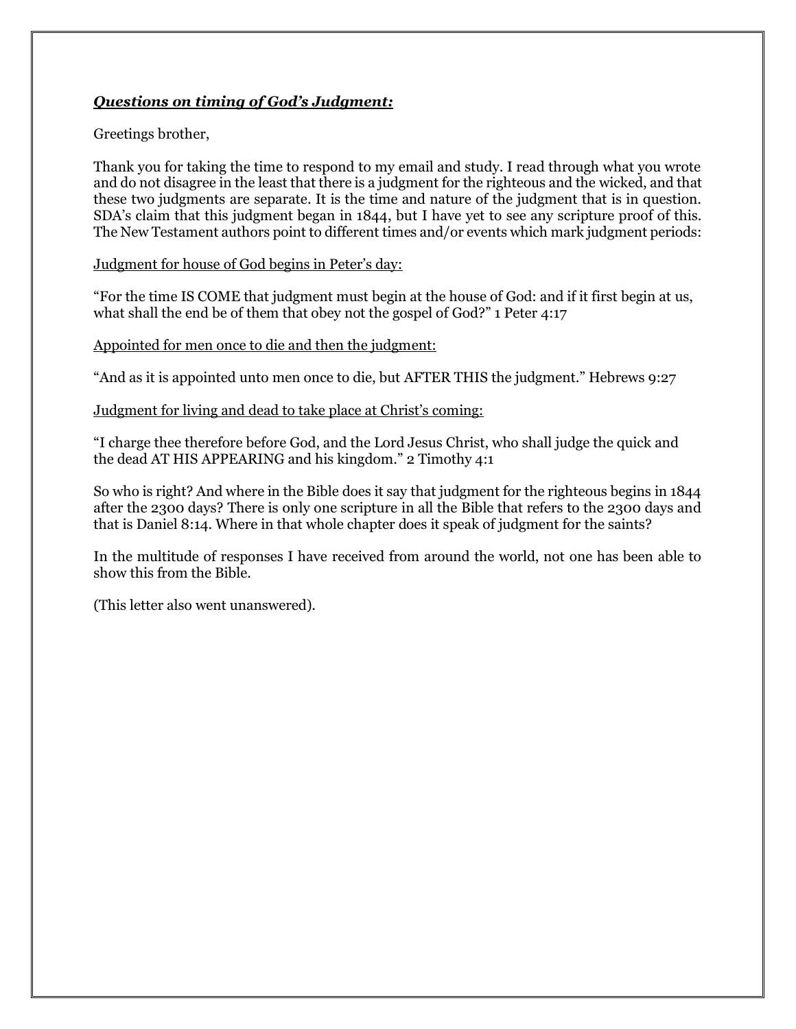***Questions on timing of God's Judgment:***

Greetings brother,

Thank you for taking the time to respond to my email and study. I read through what you wrote and do not disagree in the least that there is a judgment for the righteous and the wicked, and that these two judgments are separate. It is the time and nature of the judgment that is in question. SDA's claim that this judgment began in 1844, but I have yet to see any scripture proof of this. The New Testament authors point to different times and/or events which mark judgment periods:

<u>Judgment for house of God begins in Peter's day:</u>

"For the time IS COME that judgment must begin at the house of God: and if it first begin at us, what shall the end be of them that obey not the gospel of God?" 1 Peter 4:17

<u>Appointed for men once to die and then the judgment:</u>

"And as it is appointed unto men once to die, but AFTER THIS the judgment." Hebrews 9:27

<u>Judgment for living and dead to take place at Christ's coming:</u>

"I charge thee therefore before God, and the Lord Jesus Christ, who shall judge the quick and the dead AT HIS APPEARING and his kingdom." 2 Timothy 4:1

So who is right? And where in the Bible does it say that judgment for the righteous begins in 1844 after the 2300 days? There is only one scripture in all the Bible that refers to the 2300 days and that is Daniel 8:14. Where in that whole chapter does it speak of judgment for the saints?

In the multitude of responses I have received from around the world, not one has been able to show this from the Bible.

(This letter also went unanswered).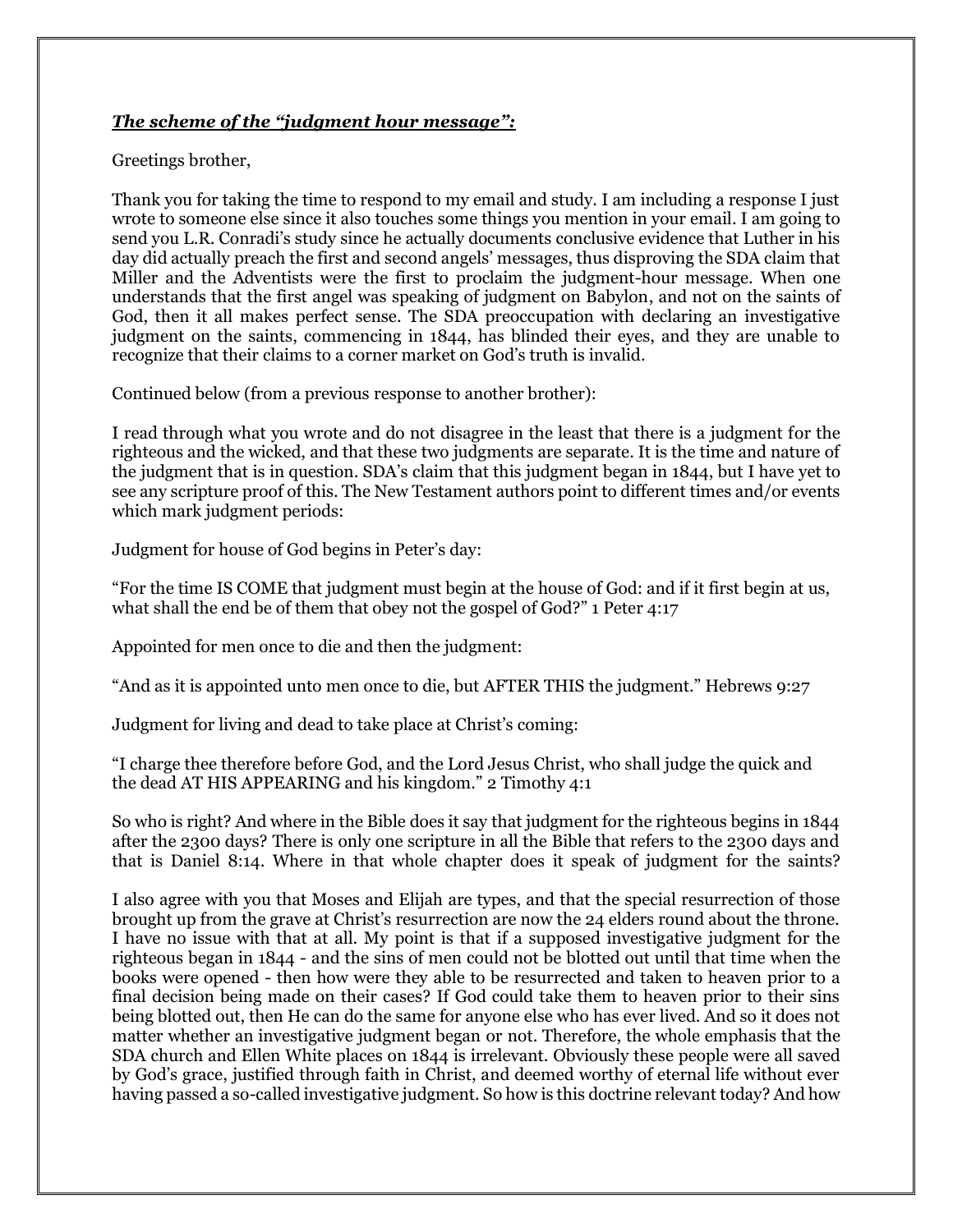***The scheme of the "judgment hour message":***

Greetings brother,

Thank you for taking the time to respond to my email and study. I am including a response I just wrote to someone else since it also touches some things you mention in your email. I am going to send you L.R. Conradi's study since he actually documents conclusive evidence that Luther in his day did actually preach the first and second angels' messages, thus disproving the SDA claim that Miller and the Adventists were the first to proclaim the judgment-hour message. When one understands that the first angel was speaking of judgment on Babylon, and not on the saints of God, then it all makes perfect sense. The SDA preoccupation with declaring an investigative judgment on the saints, commencing in 1844, has blinded their eyes, and they are unable to recognize that their claims to a corner market on God's truth is invalid.

Continued below (from a previous response to another brother):

I read through what you wrote and do not disagree in the least that there is a judgment for the righteous and the wicked, and that these two judgments are separate. It is the time and nature of the judgment that is in question. SDA's claim that this judgment began in 1844, but I have yet to see any scripture proof of this. The New Testament authors point to different times and/or events which mark judgment periods:

Judgment for house of God begins in Peter's day:

"For the time IS COME that judgment must begin at the house of God: and if it first begin at us, what shall the end be of them that obey not the gospel of God?" 1 Peter 4:17

Appointed for men once to die and then the judgment:

"And as it is appointed unto men once to die, but AFTER THIS the judgment." Hebrews 9:27

Judgment for living and dead to take place at Christ's coming:

"I charge thee therefore before God, and the Lord Jesus Christ, who shall judge the quick and the dead AT HIS APPEARING and his kingdom." 2 Timothy 4:1

So who is right? And where in the Bible does it say that judgment for the righteous begins in 1844 after the 2300 days? There is only one scripture in all the Bible that refers to the 2300 days and that is Daniel 8:14. Where in that whole chapter does it speak of judgment for the saints?

I also agree with you that Moses and Elijah are types, and that the special resurrection of those brought up from the grave at Christ's resurrection are now the 24 elders round about the throne. I have no issue with that at all. My point is that if a supposed investigative judgment for the righteous began in 1844 - and the sins of men could not be blotted out until that time when the books were opened - then how were they able to be resurrected and taken to heaven prior to a final decision being made on their cases? If God could take them to heaven prior to their sins being blotted out, then He can do the same for anyone else who has ever lived. And so it does not matter whether an investigative judgment began or not. Therefore, the whole emphasis that the SDA church and Ellen White places on 1844 is irrelevant. Obviously these people were all saved by God's grace, justified through faith in Christ, and deemed worthy of eternal life without ever having passed a so-called investigative judgment. So how is this doctrine relevant today? And how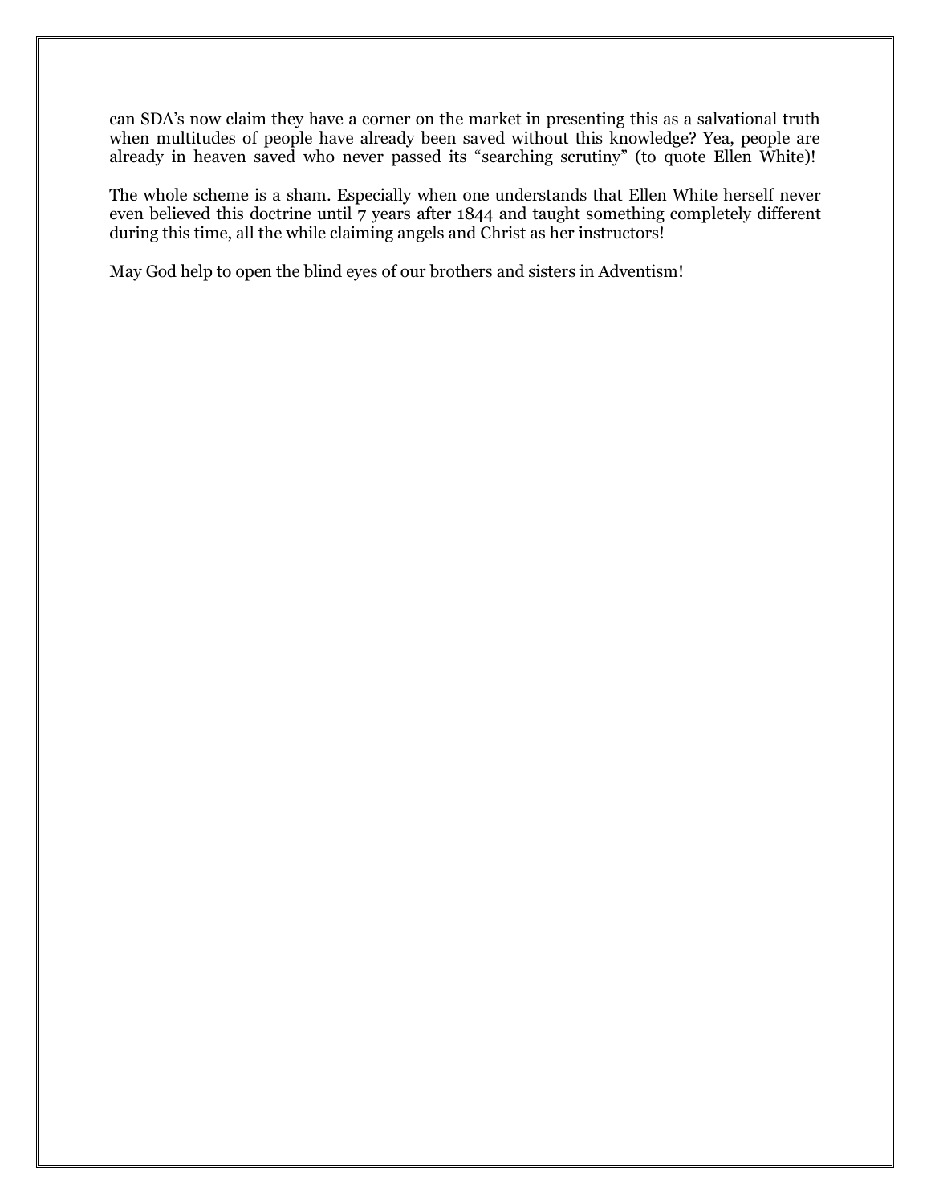can SDA's now claim they have a corner on the market in presenting this as a salvational truth when multitudes of people have already been saved without this knowledge? Yea, people are already in heaven saved who never passed its "searching scrutiny" (to quote Ellen White)!

The whole scheme is a sham. Especially when one understands that Ellen White herself never even believed this doctrine until 7 years after 1844 and taught something completely different during this time, all the while claiming angels and Christ as her instructors!

May God help to open the blind eyes of our brothers and sisters in Adventism!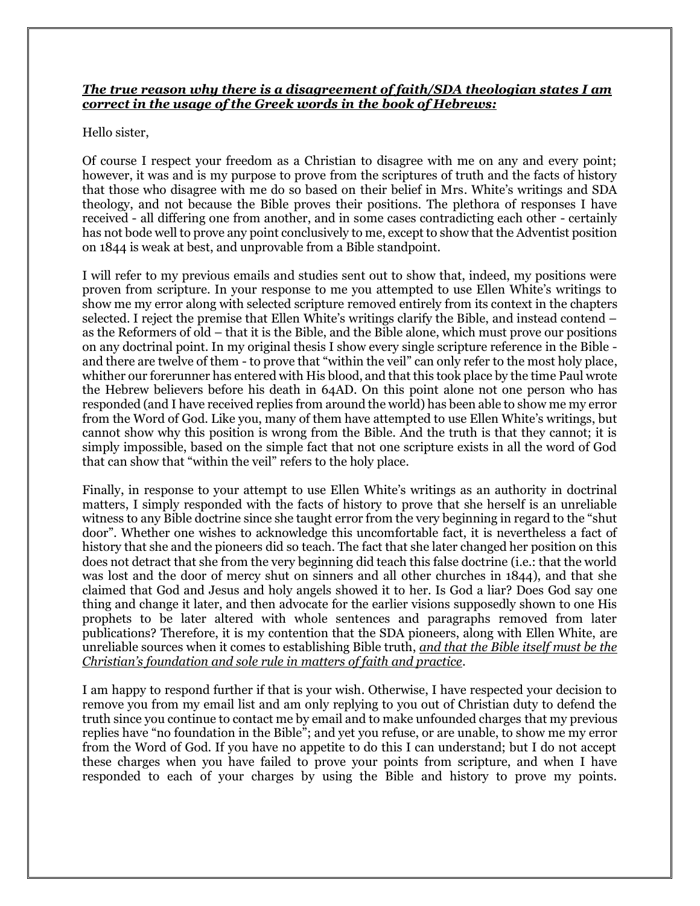***The true reason why there is a disagreement of faith/SDA theologian states I am correct in the usage of the Greek words in the book of Hebrews:***

Hello sister,

Of course I respect your freedom as a Christian to disagree with me on any and every point; however, it was and is my purpose to prove from the scriptures of truth and the facts of history that those who disagree with me do so based on their belief in Mrs. White's writings and SDA theology, and not because the Bible proves their positions. The plethora of responses I have received - all differing one from another, and in some cases contradicting each other - certainly has not bode well to prove any point conclusively to me, except to show that the Adventist position on 1844 is weak at best, and unprovable from a Bible standpoint.

I will refer to my previous emails and studies sent out to show that, indeed, my positions were proven from scripture. In your response to me you attempted to use Ellen White's writings to show me my error along with selected scripture removed entirely from its context in the chapters selected. I reject the premise that Ellen White's writings clarify the Bible, and instead contend – as the Reformers of old – that it is the Bible, and the Bible alone, which must prove our positions on any doctrinal point. In my original thesis I show every single scripture reference in the Bible - and there are twelve of them - to prove that "within the veil" can only refer to the most holy place, whither our forerunner has entered with His blood, and that this took place by the time Paul wrote the Hebrew believers before his death in 64AD. On this point alone not one person who has responded (and I have received replies from around the world) has been able to show me my error from the Word of God. Like you, many of them have attempted to use Ellen White's writings, but cannot show why this position is wrong from the Bible. And the truth is that they cannot; it is simply impossible, based on the simple fact that not one scripture exists in all the word of God that can show that "within the veil" refers to the holy place.

Finally, in response to your attempt to use Ellen White's writings as an authority in doctrinal matters, I simply responded with the facts of history to prove that she herself is an unreliable witness to any Bible doctrine since she taught error from the very beginning in regard to the "shut door". Whether one wishes to acknowledge this uncomfortable fact, it is nevertheless a fact of history that she and the pioneers did so teach. The fact that she later changed her position on this does not detract that she from the very beginning did teach this false doctrine (i.e.: that the world was lost and the door of mercy shut on sinners and all other churches in 1844), and that she claimed that God and Jesus and holy angels showed it to her. Is God a liar? Does God say one thing and change it later, and then advocate for the earlier visions supposedly shown to one His prophets to be later altered with whole sentences and paragraphs removed from later publications? Therefore, it is my contention that the SDA pioneers, along with Ellen White, are unreliable sources when it comes to establishing Bible truth, ***and that the Bible itself must be the Christian's foundation and sole rule in matters of faith and practice***.

I am happy to respond further if that is your wish. Otherwise, I have respected your decision to remove you from my email list and am only replying to you out of Christian duty to defend the truth since you continue to contact me by email and to make unfounded charges that my previous replies have "no foundation in the Bible"; and yet you refuse, or are unable, to show me my error from the Word of God. If you have no appetite to do this I can understand; but I do not accept these charges when you have failed to prove your points from scripture, and when I have responded to each of your charges by using the Bible and history to prove my points.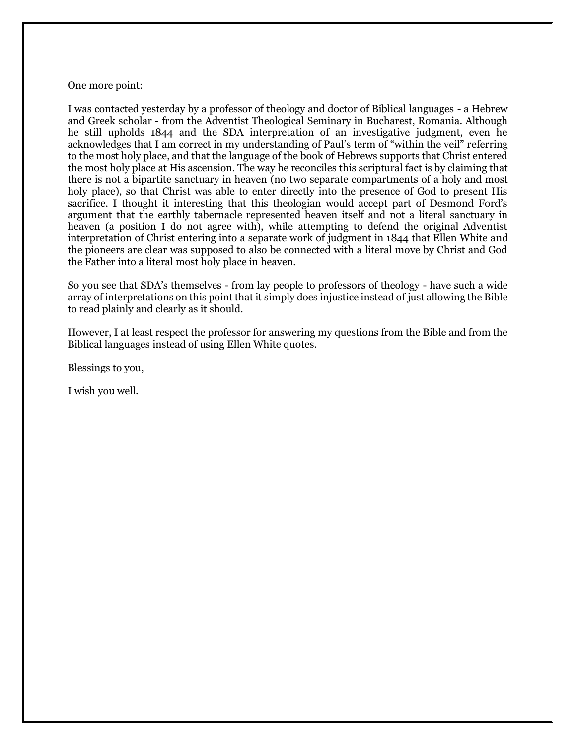One more point:

I was contacted yesterday by a professor of theology and doctor of Biblical languages - a Hebrew and Greek scholar - from the Adventist Theological Seminary in Bucharest, Romania. Although he still upholds 1844 and the SDA interpretation of an investigative judgment, even he acknowledges that I am correct in my understanding of Paul's term of "within the veil" referring to the most holy place, and that the language of the book of Hebrews supports that Christ entered the most holy place at His ascension. The way he reconciles this scriptural fact is by claiming that there is not a bipartite sanctuary in heaven (no two separate compartments of a holy and most holy place), so that Christ was able to enter directly into the presence of God to present His sacrifice. I thought it interesting that this theologian would accept part of Desmond Ford's argument that the earthly tabernacle represented heaven itself and not a literal sanctuary in heaven (a position I do not agree with), while attempting to defend the original Adventist interpretation of Christ entering into a separate work of judgment in 1844 that Ellen White and the pioneers are clear was supposed to also be connected with a literal move by Christ and God the Father into a literal most holy place in heaven.

So you see that SDA's themselves - from lay people to professors of theology - have such a wide array of interpretations on this point that it simply does injustice instead of just allowing the Bible to read plainly and clearly as it should.

However, I at least respect the professor for answering my questions from the Bible and from the Biblical languages instead of using Ellen White quotes.

Blessings to you,

I wish you well.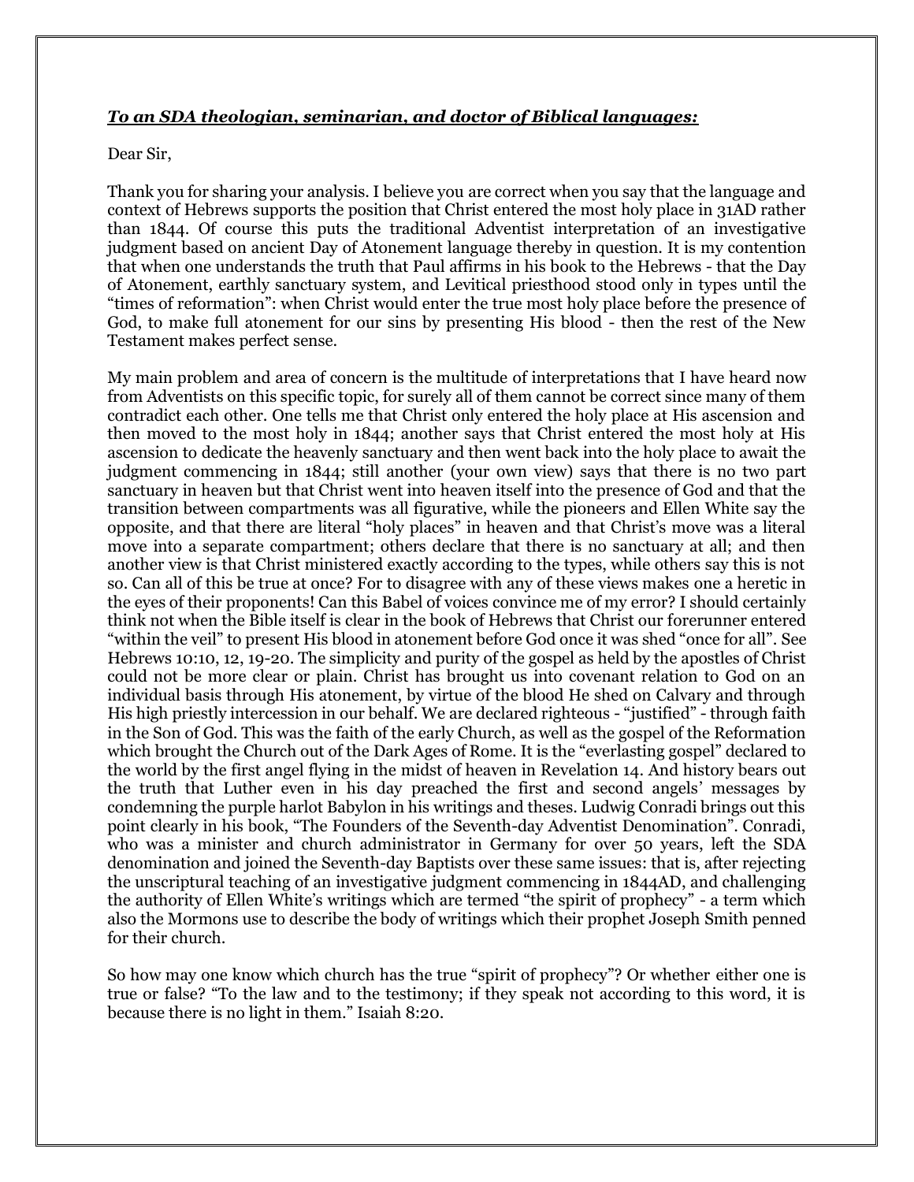***To an SDA theologian, seminarian, and doctor of Biblical languages:***

Dear Sir,

Thank you for sharing your analysis. I believe you are correct when you say that the language and context of Hebrews supports the position that Christ entered the most holy place in 31AD rather than 1844. Of course this puts the traditional Adventist interpretation of an investigative judgment based on ancient Day of Atonement language thereby in question. It is my contention that when one understands the truth that Paul affirms in his book to the Hebrews - that the Day of Atonement, earthly sanctuary system, and Levitical priesthood stood only in types until the "times of reformation": when Christ would enter the true most holy place before the presence of God, to make full atonement for our sins by presenting His blood - then the rest of the New Testament makes perfect sense.

My main problem and area of concern is the multitude of interpretations that I have heard now from Adventists on this specific topic, for surely all of them cannot be correct since many of them contradict each other. One tells me that Christ only entered the holy place at His ascension and then moved to the most holy in 1844; another says that Christ entered the most holy at His ascension to dedicate the heavenly sanctuary and then went back into the holy place to await the judgment commencing in 1844; still another (your own view) says that there is no two part sanctuary in heaven but that Christ went into heaven itself into the presence of God and that the transition between compartments was all figurative, while the pioneers and Ellen White say the opposite, and that there are literal "holy places" in heaven and that Christ's move was a literal move into a separate compartment; others declare that there is no sanctuary at all; and then another view is that Christ ministered exactly according to the types, while others say this is not so. Can all of this be true at once? For to disagree with any of these views makes one a heretic in the eyes of their proponents! Can this Babel of voices convince me of my error? I should certainly think not when the Bible itself is clear in the book of Hebrews that Christ our forerunner entered "within the veil" to present His blood in atonement before God once it was shed "once for all". See Hebrews 10:10, 12, 19-20. The simplicity and purity of the gospel as held by the apostles of Christ could not be more clear or plain. Christ has brought us into covenant relation to God on an individual basis through His atonement, by virtue of the blood He shed on Calvary and through His high priestly intercession in our behalf. We are declared righteous - "justified" - through faith in the Son of God. This was the faith of the early Church, as well as the gospel of the Reformation which brought the Church out of the Dark Ages of Rome. It is the "everlasting gospel" declared to the world by the first angel flying in the midst of heaven in Revelation 14. And history bears out the truth that Luther even in his day preached the first and second angels' messages by condemning the purple harlot Babylon in his writings and theses. Ludwig Conradi brings out this point clearly in his book, "The Founders of the Seventh-day Adventist Denomination". Conradi, who was a minister and church administrator in Germany for over 50 years, left the SDA denomination and joined the Seventh-day Baptists over these same issues: that is, after rejecting the unscriptural teaching of an investigative judgment commencing in 1844AD, and challenging the authority of Ellen White's writings which are termed "the spirit of prophecy" - a term which also the Mormons use to describe the body of writings which their prophet Joseph Smith penned for their church.

So how may one know which church has the true "spirit of prophecy"? Or whether either one is true or false? "To the law and to the testimony; if they speak not according to this word, it is because there is no light in them." Isaiah 8:20.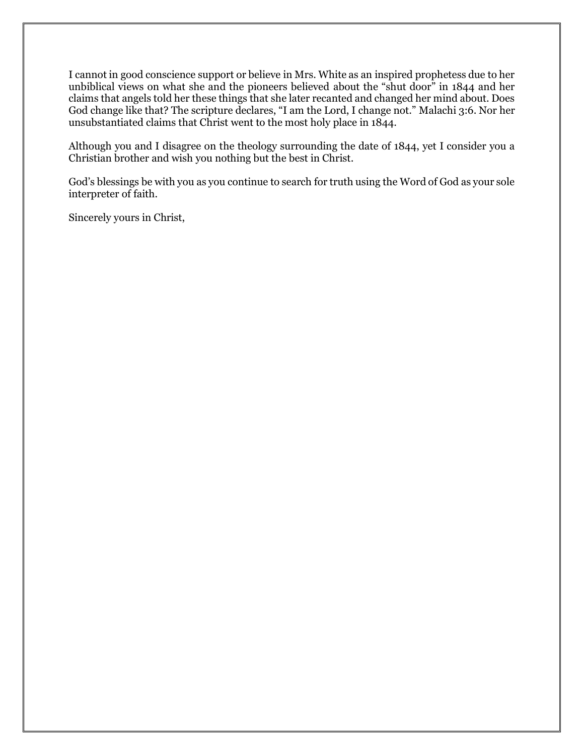I cannot in good conscience support or believe in Mrs. White as an inspired prophetess due to her unbiblical views on what she and the pioneers believed about the "shut door" in 1844 and her claims that angels told her these things that she later recanted and changed her mind about. Does God change like that? The scripture declares, "I am the Lord, I change not." Malachi 3:6. Nor her unsubstantiated claims that Christ went to the most holy place in 1844.

Although you and I disagree on the theology surrounding the date of 1844, yet I consider you a Christian brother and wish you nothing but the best in Christ.

God's blessings be with you as you continue to search for truth using the Word of God as your sole interpreter of faith.

Sincerely yours in Christ,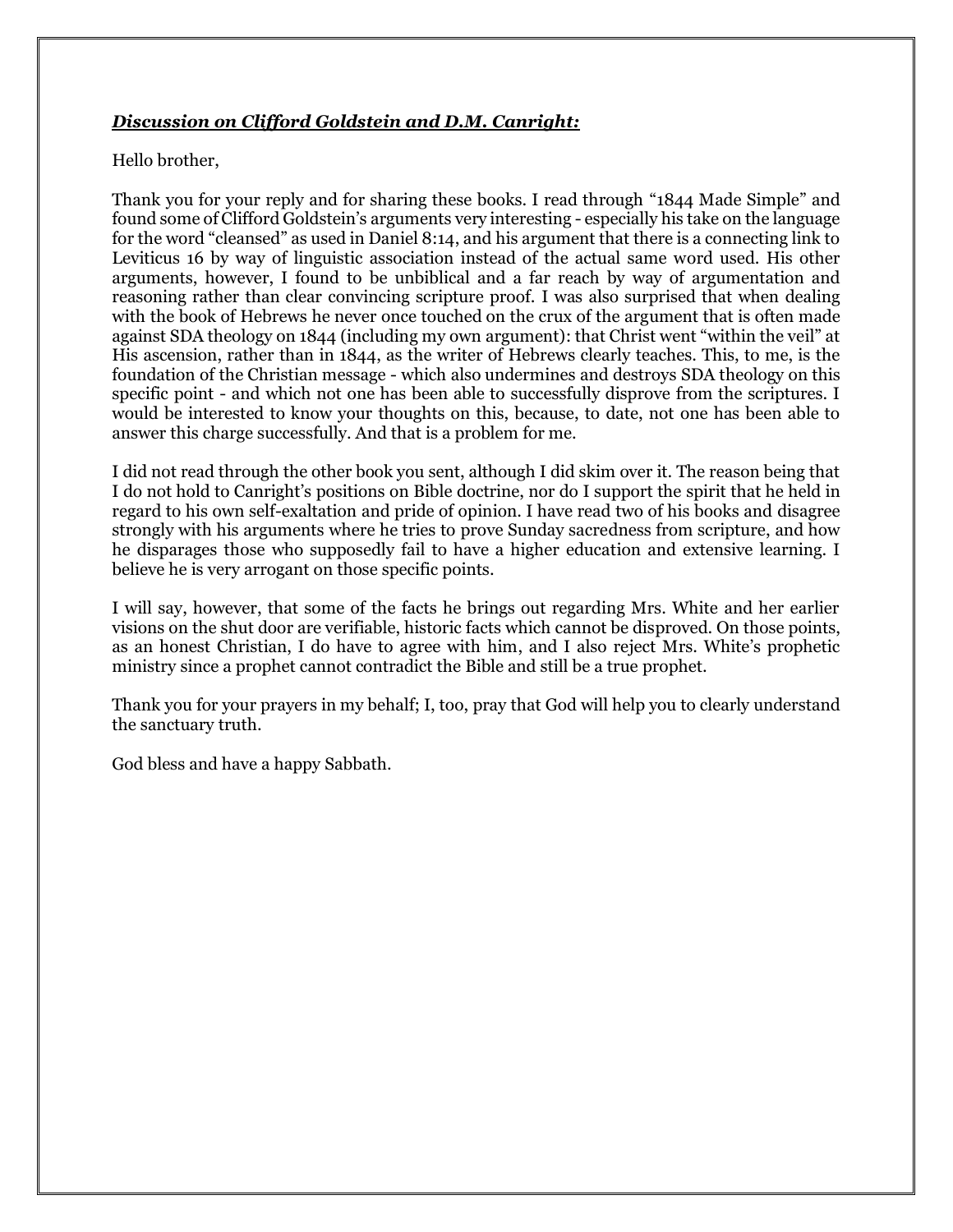***Discussion on Clifford Goldstein and D.M. Canright:***

Hello brother,

Thank you for your reply and for sharing these books. I read through "1844 Made Simple" and found some of Clifford Goldstein's arguments very interesting - especially his take on the language for the word "cleansed" as used in Daniel 8:14, and his argument that there is a connecting link to Leviticus 16 by way of linguistic association instead of the actual same word used. His other arguments, however, I found to be unbiblical and a far reach by way of argumentation and reasoning rather than clear convincing scripture proof. I was also surprised that when dealing with the book of Hebrews he never once touched on the crux of the argument that is often made against SDA theology on 1844 (including my own argument): that Christ went "within the veil" at His ascension, rather than in 1844, as the writer of Hebrews clearly teaches. This, to me, is the foundation of the Christian message - which also undermines and destroys SDA theology on this specific point - and which not one has been able to successfully disprove from the scriptures. I would be interested to know your thoughts on this, because, to date, not one has been able to answer this charge successfully. And that is a problem for me.

I did not read through the other book you sent, although I did skim over it. The reason being that I do not hold to Canright's positions on Bible doctrine, nor do I support the spirit that he held in regard to his own self-exaltation and pride of opinion. I have read two of his books and disagree strongly with his arguments where he tries to prove Sunday sacredness from scripture, and how he disparages those who supposedly fail to have a higher education and extensive learning. I believe he is very arrogant on those specific points.

I will say, however, that some of the facts he brings out regarding Mrs. White and her earlier visions on the shut door are verifiable, historic facts which cannot be disproved. On those points, as an honest Christian, I do have to agree with him, and I also reject Mrs. White's prophetic ministry since a prophet cannot contradict the Bible and still be a true prophet.

Thank you for your prayers in my behalf; I, too, pray that God will help you to clearly understand the sanctuary truth.

God bless and have a happy Sabbath.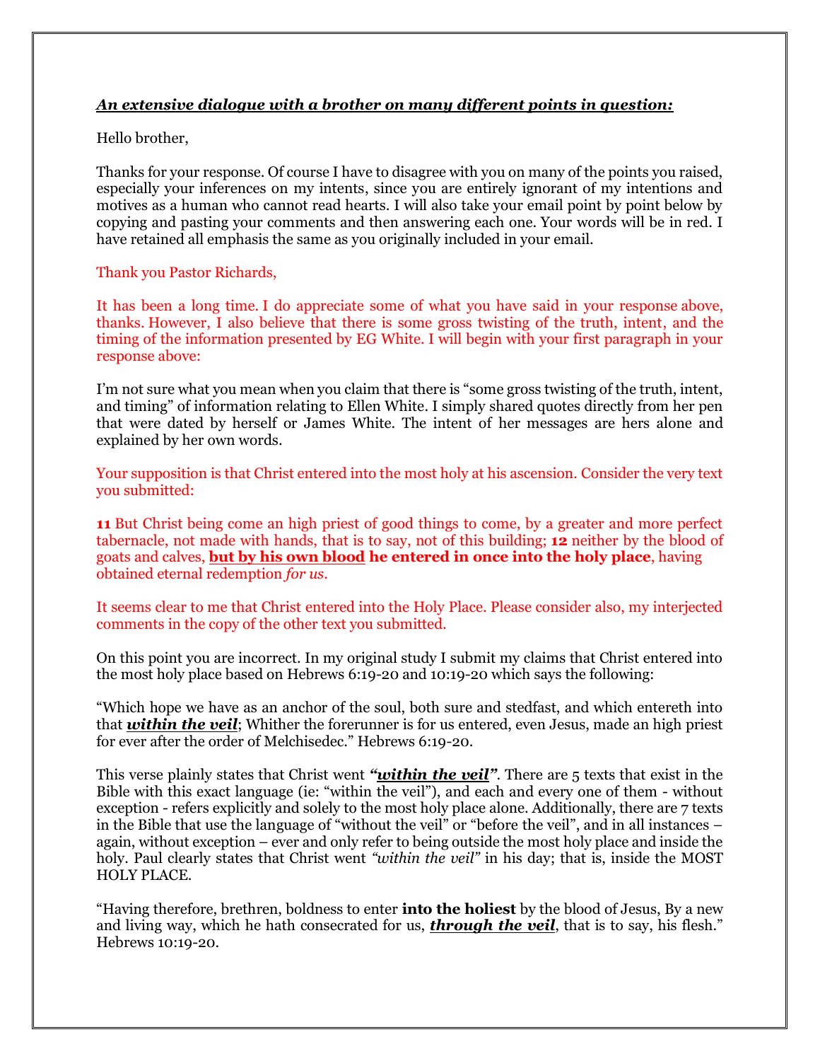***An extensive dialogue with a brother on many different points in question:***

Hello brother,

Thanks for your response. Of course I have to disagree with you on many of the points you raised, especially your inferences on my intents, since you are entirely ignorant of my intentions and motives as a human who cannot read hearts. I will also take your email point by point below by copying and pasting your comments and then answering each one. Your words will be in red. I have retained all emphasis the same as you originally included in your email.

Thank you Pastor Richards,

It has been a long time. I do appreciate some of what you have said in your response above, thanks. However, I also believe that there is some gross twisting of the truth, intent, and the timing of the information presented by EG White. I will begin with your first paragraph in your response above:

I'm not sure what you mean when you claim that there is "some gross twisting of the truth, intent, and timing" of information relating to Ellen White. I simply shared quotes directly from her pen that were dated by herself or James White. The intent of her messages are hers alone and explained by her own words.

Your supposition is that Christ entered into the most holy at his ascension. Consider the very text you submitted:

**11** But Christ being come an high priest of good things to come, by a greater and more perfect tabernacle, not made with hands, that is to say, not of this building; **12** neither by the blood of goats and calves, **<u>but by his own blood</u> he entered in once into the holy place**, having obtained eternal redemption *for us*.

It seems clear to me that Christ entered into the Holy Place. Please consider also, my interjected comments in the copy of the other text you submitted.

On this point you are incorrect. In my original study I submit my claims that Christ entered into the most holy place based on Hebrews 6:19-20 and 10:19-20 which says the following:

"Which hope we have as an anchor of the soul, both sure and stedfast, and which entereth into that ***<u>within the veil</u>***; Whither the forerunner is for us entered, even Jesus, made an high priest for ever after the order of Melchisedec." Hebrews 6:19-20.

This verse plainly states that Christ went ***"<u>within the veil</u>"***. There are 5 texts that exist in the Bible with this exact language (ie: "within the veil"), and each and every one of them - without exception - refers explicitly and solely to the most holy place alone. Additionally, there are 7 texts in the Bible that use the language of "without the veil" or "before the veil", and in all instances – again, without exception – ever and only refer to being outside the most holy place and inside the holy. Paul clearly states that Christ went *"within the veil"* in his day; that is, inside the MOST HOLY PLACE.

"Having therefore, brethren, boldness to enter **into the holiest** by the blood of Jesus, By a new and living way, which he hath consecrated for us, ***<u>through the veil</u>***, that is to say, his flesh." Hebrews 10:19-20.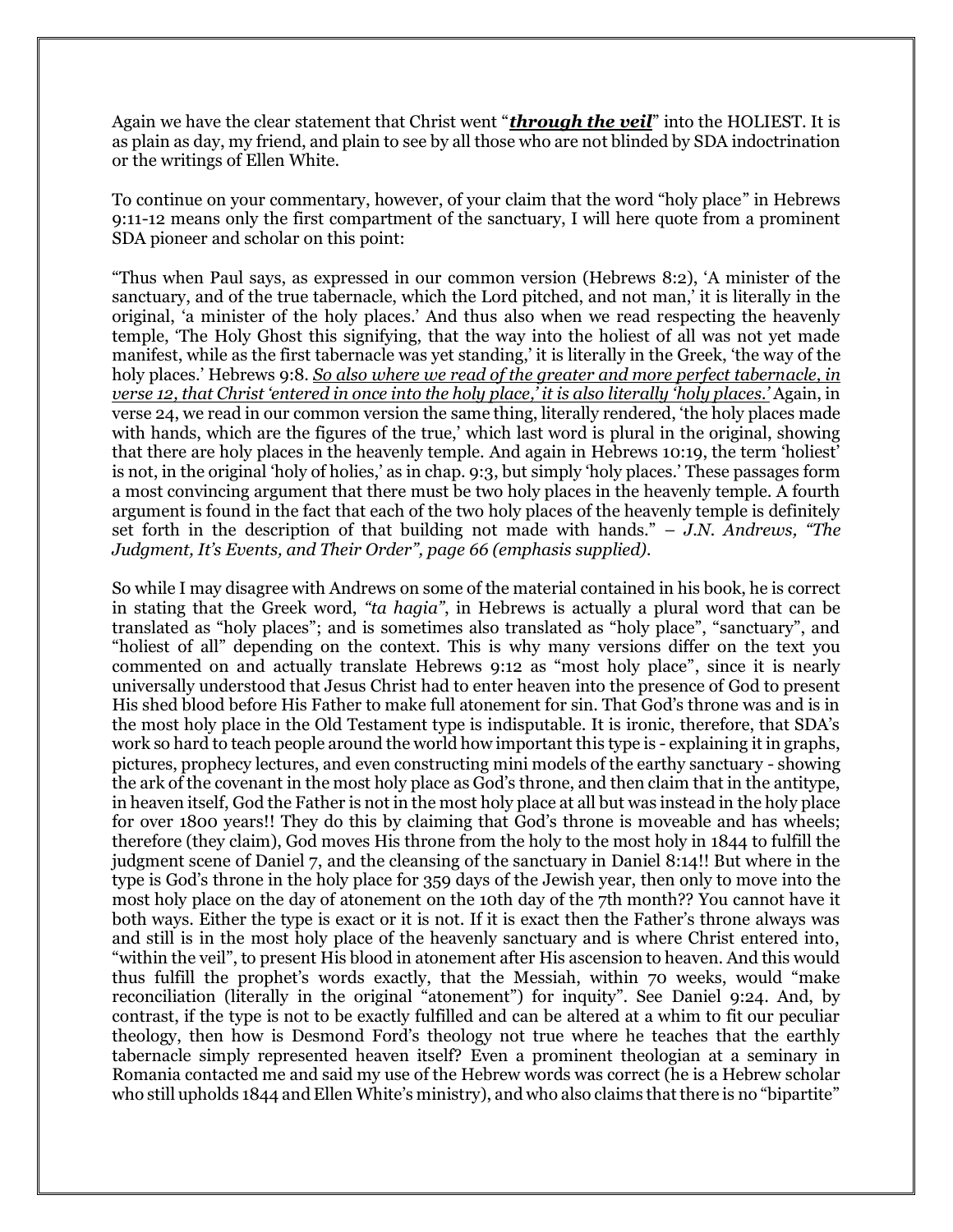Again we have the clear statement that Christ went "***<u>through the veil</u>***" into the HOLIEST. It is as plain as day, my friend, and plain to see by all those who are not blinded by SDA indoctrination or the writings of Ellen White.

To continue on your commentary, however, of your claim that the word "holy place" in Hebrews 9:11-12 means only the first compartment of the sanctuary, I will here quote from a prominent SDA pioneer and scholar on this point:

"Thus when Paul says, as expressed in our common version (Hebrews 8:2), 'A minister of the sanctuary, and of the true tabernacle, which the Lord pitched, and not man,' it is literally in the original, 'a minister of the holy places.' And thus also when we read respecting the heavenly temple, 'The Holy Ghost this signifying, that the way into the holiest of all was not yet made manifest, while as the first tabernacle was yet standing,' it is literally in the Greek, 'the way of the holy places.' Hebrews 9:8. *<u>So also where we read of the greater and more perfect tabernacle, in verse 12, that Christ 'entered in once into the holy place,' it is also literally 'holy places.'</u>* Again, in verse 24, we read in our common version the same thing, literally rendered, 'the holy places made with hands, which are the figures of the true,' which last word is plural in the original, showing that there are holy places in the heavenly temple. And again in Hebrews 10:19, the term 'holiest' is not, in the original 'holy of holies,' as in chap. 9:3, but simply 'holy places.' These passages form a most convincing argument that there must be two holy places in the heavenly temple. A fourth argument is found in the fact that each of the two holy places of the heavenly temple is definitely set forth in the description of that building not made with hands." – *J.N. Andrews, "The Judgment, It's Events, and Their Order", page 66 (emphasis supplied).*

So while I may disagree with Andrews on some of the material contained in his book, he is correct in stating that the Greek word, *"ta hagia"*, in Hebrews is actually a plural word that can be translated as "holy places"; and is sometimes also translated as "holy place", "sanctuary", and "holiest of all" depending on the context. This is why many versions differ on the text you commented on and actually translate Hebrews 9:12 as "most holy place", since it is nearly universally understood that Jesus Christ had to enter heaven into the presence of God to present His shed blood before His Father to make full atonement for sin. That God's throne was and is in the most holy place in the Old Testament type is indisputable. It is ironic, therefore, that SDA's work so hard to teach people around the world how important this type is - explaining it in graphs, pictures, prophecy lectures, and even constructing mini models of the earthy sanctuary - showing the ark of the covenant in the most holy place as God's throne, and then claim that in the antitype, in heaven itself, God the Father is not in the most holy place at all but was instead in the holy place for over 1800 years!! They do this by claiming that God's throne is moveable and has wheels; therefore (they claim), God moves His throne from the holy to the most holy in 1844 to fulfill the judgment scene of Daniel 7, and the cleansing of the sanctuary in Daniel 8:14!! But where in the type is God's throne in the holy place for 359 days of the Jewish year, then only to move into the most holy place on the day of atonement on the 10th day of the 7th month?? You cannot have it both ways. Either the type is exact or it is not. If it is exact then the Father's throne always was and still is in the most holy place of the heavenly sanctuary and is where Christ entered into, "within the veil", to present His blood in atonement after His ascension to heaven. And this would thus fulfill the prophet's words exactly, that the Messiah, within 70 weeks, would "make reconciliation (literally in the original "atonement") for inquity". See Daniel 9:24. And, by contrast, if the type is not to be exactly fulfilled and can be altered at a whim to fit our peculiar theology, then how is Desmond Ford's theology not true where he teaches that the earthly tabernacle simply represented heaven itself? Even a prominent theologian at a seminary in Romania contacted me and said my use of the Hebrew words was correct (he is a Hebrew scholar who still upholds 1844 and Ellen White's ministry), and who also claims that there is no "bipartite"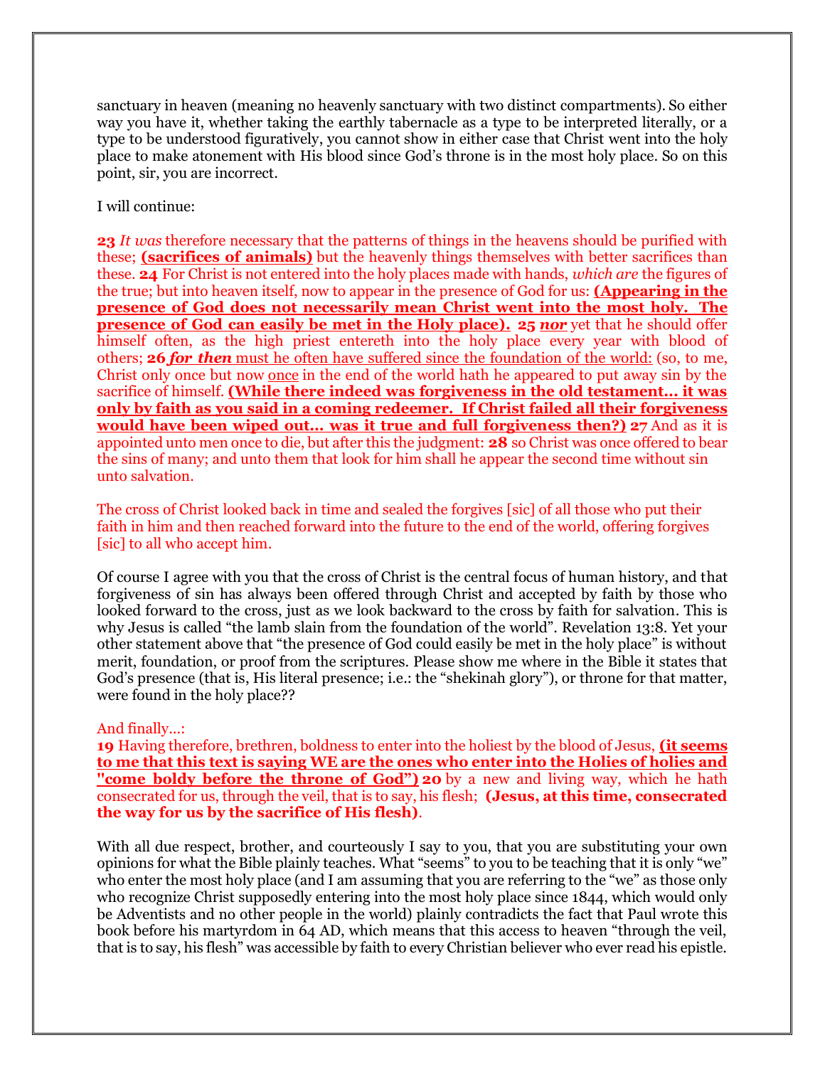sanctuary in heaven (meaning no heavenly sanctuary with two distinct compartments). So either way you have it, whether taking the earthly tabernacle as a type to be interpreted literally, or a type to be understood figuratively, you cannot show in either case that Christ went into the holy place to make atonement with His blood since God's throne is in the most holy place. So on this point, sir, you are incorrect.

I will continue:

**23** *It was* therefore necessary that the patterns of things in the heavens should be purified with these; **(sacrifices of animals)** but the heavenly things themselves with better sacrifices than these. **24** For Christ is not entered into the holy places made with hands, *which are* the figures of the true; but into heaven itself, now to appear in the presence of God for us: **(Appearing in the presence of God does not necessarily mean Christ went into the most holy. The presence of God can easily be met in the Holy place).** **25** ***nor*** yet that he should offer himself often, as the high priest entereth into the holy place every year with blood of others; **26** ***for then*** must he often have suffered since the foundation of the world: (so, to me, Christ only once but now once in the end of the world hath he appeared to put away sin by the sacrifice of himself. **(While there indeed was forgiveness in the old testament… it was only by faith as you said in a coming redeemer. If Christ failed all their forgiveness would have been wiped out… was it true and full forgiveness then?)** **27** And as it is appointed unto men once to die, but after this the judgment: **28** so Christ was once offered to bear the sins of many; and unto them that look for him shall he appear the second time without sin unto salvation.

The cross of Christ looked back in time and sealed the forgives [sic] of all those who put their faith in him and then reached forward into the future to the end of the world, offering forgives [sic] to all who accept him.

Of course I agree with you that the cross of Christ is the central focus of human history, and that forgiveness of sin has always been offered through Christ and accepted by faith by those who looked forward to the cross, just as we look backward to the cross by faith for salvation. This is why Jesus is called "the lamb slain from the foundation of the world". Revelation 13:8. Yet your other statement above that "the presence of God could easily be met in the holy place" is without merit, foundation, or proof from the scriptures. Please show me where in the Bible it states that God's presence (that is, His literal presence; i.e.: the "shekinah glory"), or throne for that matter, were found in the holy place??

And finally…:

**19** Having therefore, brethren, boldness to enter into the holiest by the blood of Jesus, **(it seems to me that this text is saying WE are the ones who enter into the Holies of holies and "come boldy before the throne of God")** **20** by a new and living way, which he hath consecrated for us, through the veil, that is to say, his flesh; **(Jesus, at this time, consecrated the way for us by the sacrifice of His flesh)**.

With all due respect, brother, and courteously I say to you, that you are substituting your own opinions for what the Bible plainly teaches. What "seems" to you to be teaching that it is only "we" who enter the most holy place (and I am assuming that you are referring to the "we" as those only who recognize Christ supposedly entering into the most holy place since 1844, which would only be Adventists and no other people in the world) plainly contradicts the fact that Paul wrote this book before his martyrdom in 64 AD, which means that this access to heaven "through the veil, that is to say, his flesh" was accessible by faith to every Christian believer who ever read his epistle.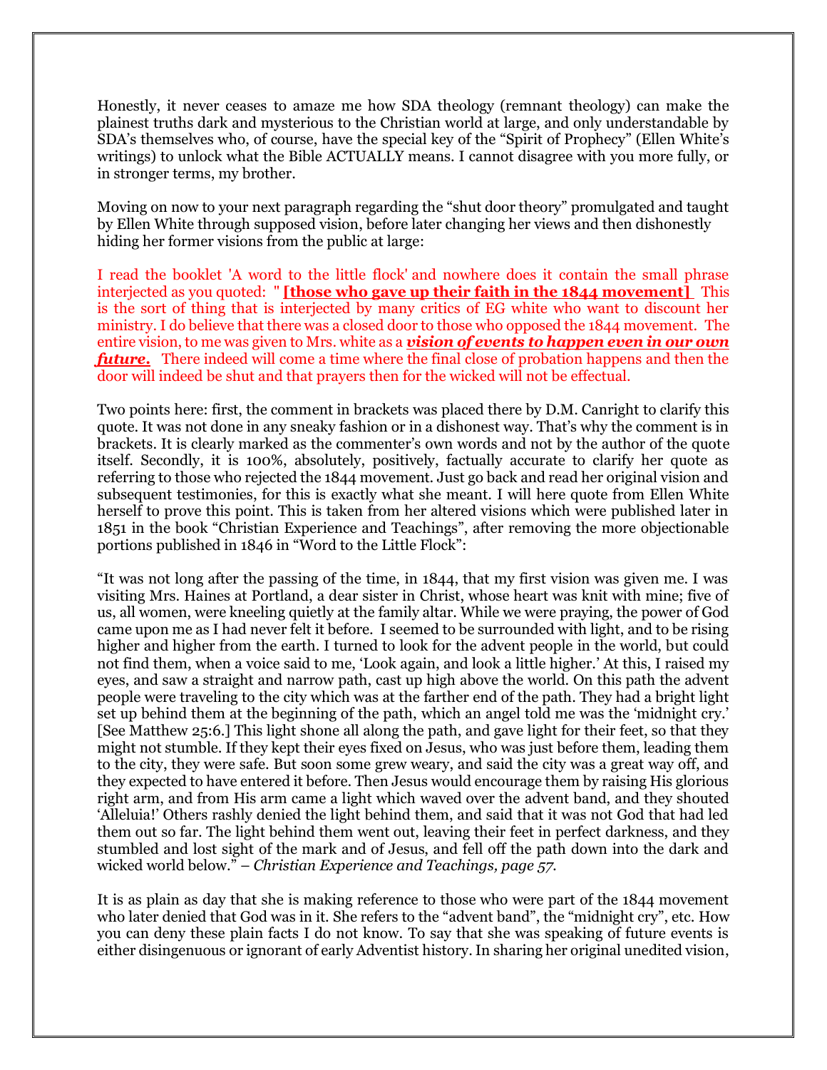Honestly, it never ceases to amaze me how SDA theology (remnant theology) can make the plainest truths dark and mysterious to the Christian world at large, and only understandable by SDA's themselves who, of course, have the special key of the "Spirit of Prophecy" (Ellen White's writings) to unlock what the Bible ACTUALLY means. I cannot disagree with you more fully, or in stronger terms, my brother.

Moving on now to your next paragraph regarding the "shut door theory" promulgated and taught by Ellen White through supposed vision, before later changing her views and then dishonestly hiding her former visions from the public at large:

I read the booklet 'A word to the little flock' and nowhere does it contain the small phrase interjected as you quoted: " **[those who gave up their faith in the 1844 movement]** This is the sort of thing that is interjected by many critics of EG white who want to discount her ministry. I do believe that there was a closed door to those who opposed the 1844 movement. The entire vision, to me was given to Mrs. white as a ***vision of events to happen even in our own future.*** There indeed will come a time where the final close of probation happens and then the door will indeed be shut and that prayers then for the wicked will not be effectual.

Two points here: first, the comment in brackets was placed there by D.M. Canright to clarify this quote. It was not done in any sneaky fashion or in a dishonest way. That's why the comment is in brackets. It is clearly marked as the commenter's own words and not by the author of the quote itself. Secondly, it is 100%, absolutely, positively, factually accurate to clarify her quote as referring to those who rejected the 1844 movement. Just go back and read her original vision and subsequent testimonies, for this is exactly what she meant. I will here quote from Ellen White herself to prove this point. This is taken from her altered visions which were published later in 1851 in the book "Christian Experience and Teachings", after removing the more objectionable portions published in 1846 in "Word to the Little Flock":

"It was not long after the passing of the time, in 1844, that my first vision was given me. I was visiting Mrs. Haines at Portland, a dear sister in Christ, whose heart was knit with mine; five of us, all women, were kneeling quietly at the family altar. While we were praying, the power of God came upon me as I had never felt it before. I seemed to be surrounded with light, and to be rising higher and higher from the earth. I turned to look for the advent people in the world, but could not find them, when a voice said to me, 'Look again, and look a little higher.' At this, I raised my eyes, and saw a straight and narrow path, cast up high above the world. On this path the advent people were traveling to the city which was at the farther end of the path. They had a bright light set up behind them at the beginning of the path, which an angel told me was the 'midnight cry.' [See Matthew 25:6.] This light shone all along the path, and gave light for their feet, so that they might not stumble. If they kept their eyes fixed on Jesus, who was just before them, leading them to the city, they were safe. But soon some grew weary, and said the city was a great way off, and they expected to have entered it before. Then Jesus would encourage them by raising His glorious right arm, and from His arm came a light which waved over the advent band, and they shouted 'Alleluia!' Others rashly denied the light behind them, and said that it was not God that had led them out so far. The light behind them went out, leaving their feet in perfect darkness, and they stumbled and lost sight of the mark and of Jesus, and fell off the path down into the dark and wicked world below." – *Christian Experience and Teachings, page 57.*

It is as plain as day that she is making reference to those who were part of the 1844 movement who later denied that God was in it. She refers to the "advent band", the "midnight cry", etc. How you can deny these plain facts I do not know. To say that she was speaking of future events is either disingenuous or ignorant of early Adventist history. In sharing her original unedited vision,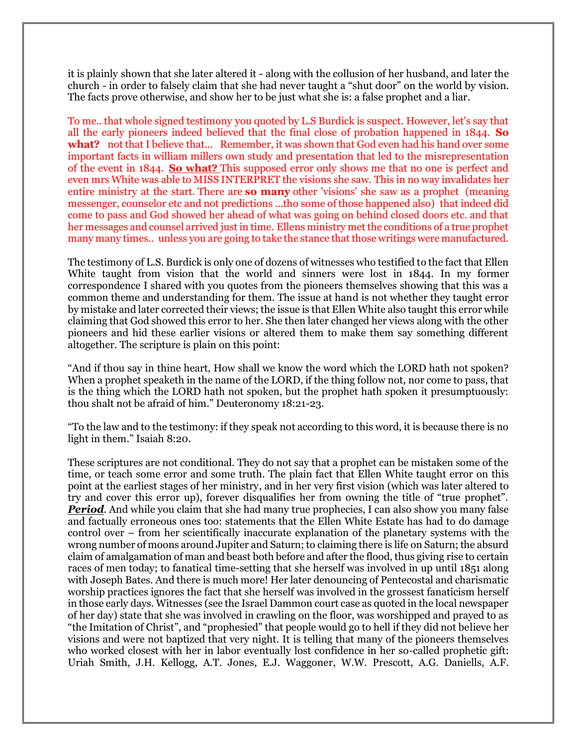it is plainly shown that she later altered it - along with the collusion of her husband, and later the church - in order to falsely claim that she had never taught a “shut door” on the world by vision. The facts prove otherwise, and show her to be just what she is: a false prophet and a liar.

To me.. that whole signed testimony you quoted by L.S Burdick is suspect. However, let's say that all the early pioneers indeed believed that the final close of probation happened in 1844. **So what?** not that I believe that... Remember, it was shown that God even had his hand over some important facts in william millers own study and presentation that led to the misrepresentation of the event in 1844. **So what?** This supposed error only shows me that no one is perfect and even mrs White was able to MISS INTERPRET the visions she saw. This in no way invalidates her entire ministry at the start. There are **so many** other 'visions' she saw as a prophet (meaning messenger, counselor etc and not predictions ...tho some of those happened also) that indeed did come to pass and God showed her ahead of what was going on behind closed doors etc. and that her messages and counsel arrived just in time. Ellens ministry met the conditions of a true prophet many many times.. unless you are going to take the stance that those writings were manufactured.

The testimony of L.S. Burdick is only one of dozens of witnesses who testified to the fact that Ellen White taught from vision that the world and sinners were lost in 1844. In my former correspondence I shared with you quotes from the pioneers themselves showing that this was a common theme and understanding for them. The issue at hand is not whether they taught error by mistake and later corrected their views; the issue is that Ellen White also taught this error while claiming that God showed this error to her. She then later changed her views along with the other pioneers and hid these earlier visions or altered them to make them say something different altogether. The scripture is plain on this point:

“And if thou say in thine heart, How shall we know the word which the LORD hath not spoken? When a prophet speaketh in the name of the LORD, if the thing follow not, nor come to pass, that is the thing which the LORD hath not spoken, but the prophet hath spoken it presumptuously: thou shalt not be afraid of him.” Deuteronomy 18:21-23.

“To the law and to the testimony: if they speak not according to this word, it is because there is no light in them.” Isaiah 8:20.

These scriptures are not conditional. They do not say that a prophet can be mistaken some of the time, or teach some error and some truth. The plain fact that Ellen White taught error on this point at the earliest stages of her ministry, and in her very first vision (which was later altered to try and cover this error up), forever disqualifies her from owning the title of “true prophet”. ***Period***. And while you claim that she had many true prophecies, I can also show you many false and factually erroneous ones too: statements that the Ellen White Estate has had to do damage control over – from her scientifically inaccurate explanation of the planetary systems with the wrong number of moons around Jupiter and Saturn; to claiming there is life on Saturn; the absurd claim of amalgamation of man and beast both before and after the flood, thus giving rise to certain races of men today; to fanatical time-setting that she herself was involved in up until 1851 along with Joseph Bates. And there is much more! Her later denouncing of Pentecostal and charismatic worship practices ignores the fact that she herself was involved in the grossest fanaticism herself in those early days. Witnesses (see the Israel Dammon court case as quoted in the local newspaper of her day) state that she was involved in crawling on the floor, was worshipped and prayed to as “the Imitation of Christ”, and “prophesied” that people would go to hell if they did not believe her visions and were not baptized that very night. It is telling that many of the pioneers themselves who worked closest with her in labor eventually lost confidence in her so-called prophetic gift: Uriah Smith, J.H. Kellogg, A.T. Jones, E.J. Waggoner, W.W. Prescott, A.G. Daniells, A.F.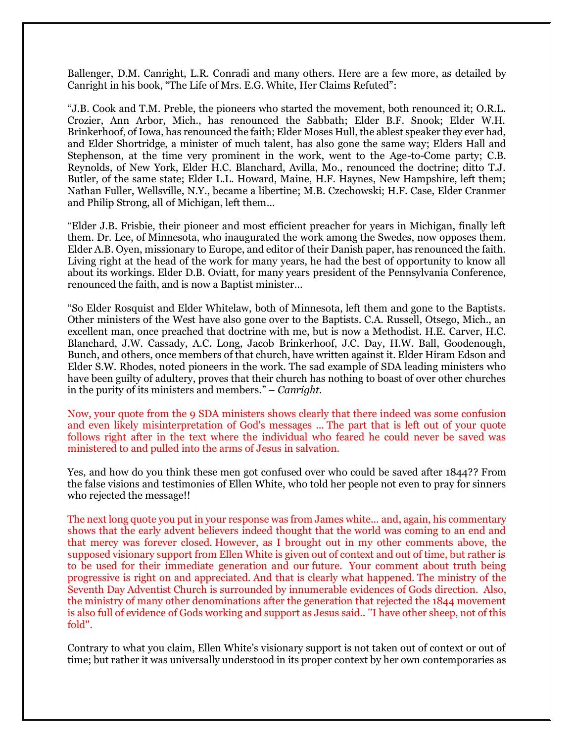Ballenger, D.M. Canright, L.R. Conradi and many others. Here are a few more, as detailed by Canright in his book, "The Life of Mrs. E.G. White, Her Claims Refuted":

"J.B. Cook and T.M. Preble, the pioneers who started the movement, both renounced it; O.R.L. Crozier, Ann Arbor, Mich., has renounced the Sabbath; Elder B.F. Snook; Elder W.H. Brinkerhoof, of Iowa, has renounced the faith; Elder Moses Hull, the ablest speaker they ever had, and Elder Shortridge, a minister of much talent, has also gone the same way; Elders Hall and Stephenson, at the time very prominent in the work, went to the Age-to-Come party; C.B. Reynolds, of New York, Elder H.C. Blanchard, Avilla, Mo., renounced the doctrine; ditto T.J. Butler, of the same state; Elder L.L. Howard, Maine, H.F. Haynes, New Hampshire, left them; Nathan Fuller, Wellsville, N.Y., became a libertine; M.B. Czechowski; H.F. Case, Elder Cranmer and Philip Strong, all of Michigan, left them…

"Elder J.B. Frisbie, their pioneer and most efficient preacher for years in Michigan, finally left them. Dr. Lee, of Minnesota, who inaugurated the work among the Swedes, now opposes them. Elder A.B. Oyen, missionary to Europe, and editor of their Danish paper, has renounced the faith. Living right at the head of the work for many years, he had the best of opportunity to know all about its workings. Elder D.B. Oviatt, for many years president of the Pennsylvania Conference, renounced the faith, and is now a Baptist minister…

"So Elder Rosquist and Elder Whitelaw, both of Minnesota, left them and gone to the Baptists. Other ministers of the West have also gone over to the Baptists. C.A. Russell, Otsego, Mich., an excellent man, once preached that doctrine with me, but is now a Methodist. H.E. Carver, H.C. Blanchard, J.W. Cassady, A.C. Long, Jacob Brinkerhoof, J.C. Day, H.W. Ball, Goodenough, Bunch, and others, once members of that church, have written against it. Elder Hiram Edson and Elder S.W. Rhodes, noted pioneers in the work. The sad example of SDA leading ministers who have been guilty of adultery, proves that their church has nothing to boast of over other churches in the purity of its ministers and members." – *Canright.*

Now, your quote from the 9 SDA ministers shows clearly that there indeed was some confusion and even likely misinterpretation of God's messages … The part that is left out of your quote follows right after in the text where the individual who feared he could never be saved was ministered to and pulled into the arms of Jesus in salvation.

Yes, and how do you think these men got confused over who could be saved after 1844?? From the false visions and testimonies of Ellen White, who told her people not even to pray for sinners who rejected the message!!

The next long quote you put in your response was from James white… and, again, his commentary shows that the early advent believers indeed thought that the world was coming to an end and that mercy was forever closed. However, as I brought out in my other comments above, the supposed visionary support from Ellen White is given out of context and out of time, but rather is to be used for their immediate generation and our future. Your comment about truth being progressive is right on and appreciated. And that is clearly what happened. The ministry of the Seventh Day Adventist Church is surrounded by innumerable evidences of Gods direction. Also, the ministry of many other denominations after the generation that rejected the 1844 movement is also full of evidence of Gods working and support as Jesus said.. "I have other sheep, not of this fold".

Contrary to what you claim, Ellen White's visionary support is not taken out of context or out of time; but rather it was universally understood in its proper context by her own contemporaries as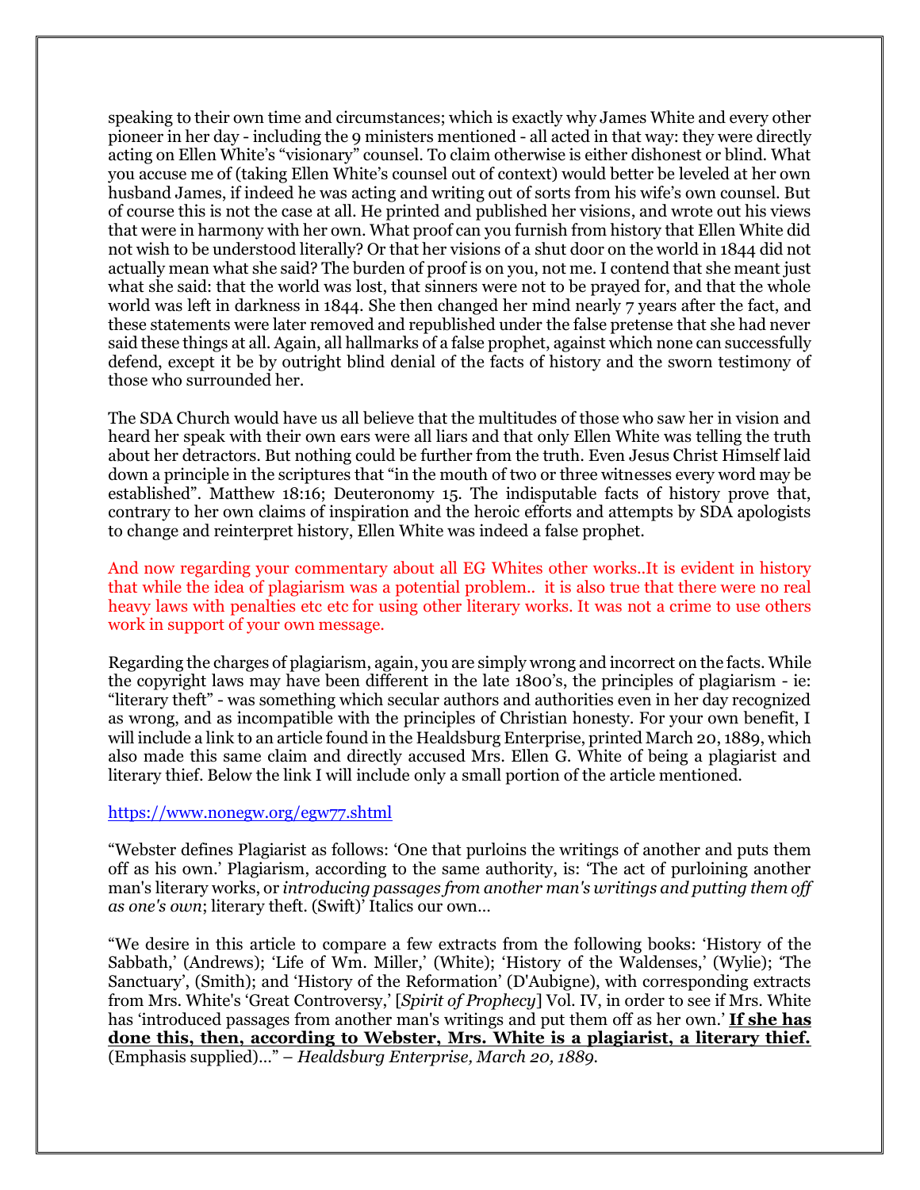speaking to their own time and circumstances; which is exactly why James White and every other pioneer in her day - including the 9 ministers mentioned - all acted in that way: they were directly acting on Ellen White's "visionary" counsel. To claim otherwise is either dishonest or blind. What you accuse me of (taking Ellen White's counsel out of context) would better be leveled at her own husband James, if indeed he was acting and writing out of sorts from his wife's own counsel. But of course this is not the case at all. He printed and published her visions, and wrote out his views that were in harmony with her own. What proof can you furnish from history that Ellen White did not wish to be understood literally? Or that her visions of a shut door on the world in 1844 did not actually mean what she said? The burden of proof is on you, not me. I contend that she meant just what she said: that the world was lost, that sinners were not to be prayed for, and that the whole world was left in darkness in 1844. She then changed her mind nearly 7 years after the fact, and these statements were later removed and republished under the false pretense that she had never said these things at all. Again, all hallmarks of a false prophet, against which none can successfully defend, except it be by outright blind denial of the facts of history and the sworn testimony of those who surrounded her.

The SDA Church would have us all believe that the multitudes of those who saw her in vision and heard her speak with their own ears were all liars and that only Ellen White was telling the truth about her detractors. But nothing could be further from the truth. Even Jesus Christ Himself laid down a principle in the scriptures that "in the mouth of two or three witnesses every word may be established". Matthew 18:16; Deuteronomy 15. The indisputable facts of history prove that, contrary to her own claims of inspiration and the heroic efforts and attempts by SDA apologists to change and reinterpret history, Ellen White was indeed a false prophet.

And now regarding your commentary about all EG Whites other works..It is evident in history that while the idea of plagiarism was a potential problem.. it is also true that there were no real heavy laws with penalties etc etc for using other literary works. It was not a crime to use others work in support of your own message.

Regarding the charges of plagiarism, again, you are simply wrong and incorrect on the facts. While the copyright laws may have been different in the late 1800's, the principles of plagiarism - ie: "literary theft" - was something which secular authors and authorities even in her day recognized as wrong, and as incompatible with the principles of Christian honesty. For your own benefit, I will include a link to an article found in the Healdsburg Enterprise, printed March 20, 1889, which also made this same claim and directly accused Mrs. Ellen G. White of being a plagiarist and literary thief. Below the link I will include only a small portion of the article mentioned.

https://www.nonegw.org/egw77.shtml

"Webster defines Plagiarist as follows: 'One that purloins the writings of another and puts them off as his own.' Plagiarism, according to the same authority, is: 'The act of purloining another man's literary works, or *introducing passages from another man's writings and putting them off as one's own*; literary theft. (Swift)' Italics our own…

"We desire in this article to compare a few extracts from the following books: 'History of the Sabbath,' (Andrews); 'Life of Wm. Miller,' (White); 'History of the Waldenses,' (Wylie); 'The Sanctuary', (Smith); and 'History of the Reformation' (D'Aubigne), with corresponding extracts from Mrs. White's 'Great Controversy,' [*Spirit of Prophecy*] Vol. IV, in order to see if Mrs. White has 'introduced passages from another man's writings and put them off as her own.' **If she has done this, then, according to Webster, Mrs. White is a plagiarist, a literary thief.** (Emphasis supplied)…" – *Healdsburg Enterprise, March 20, 1889.*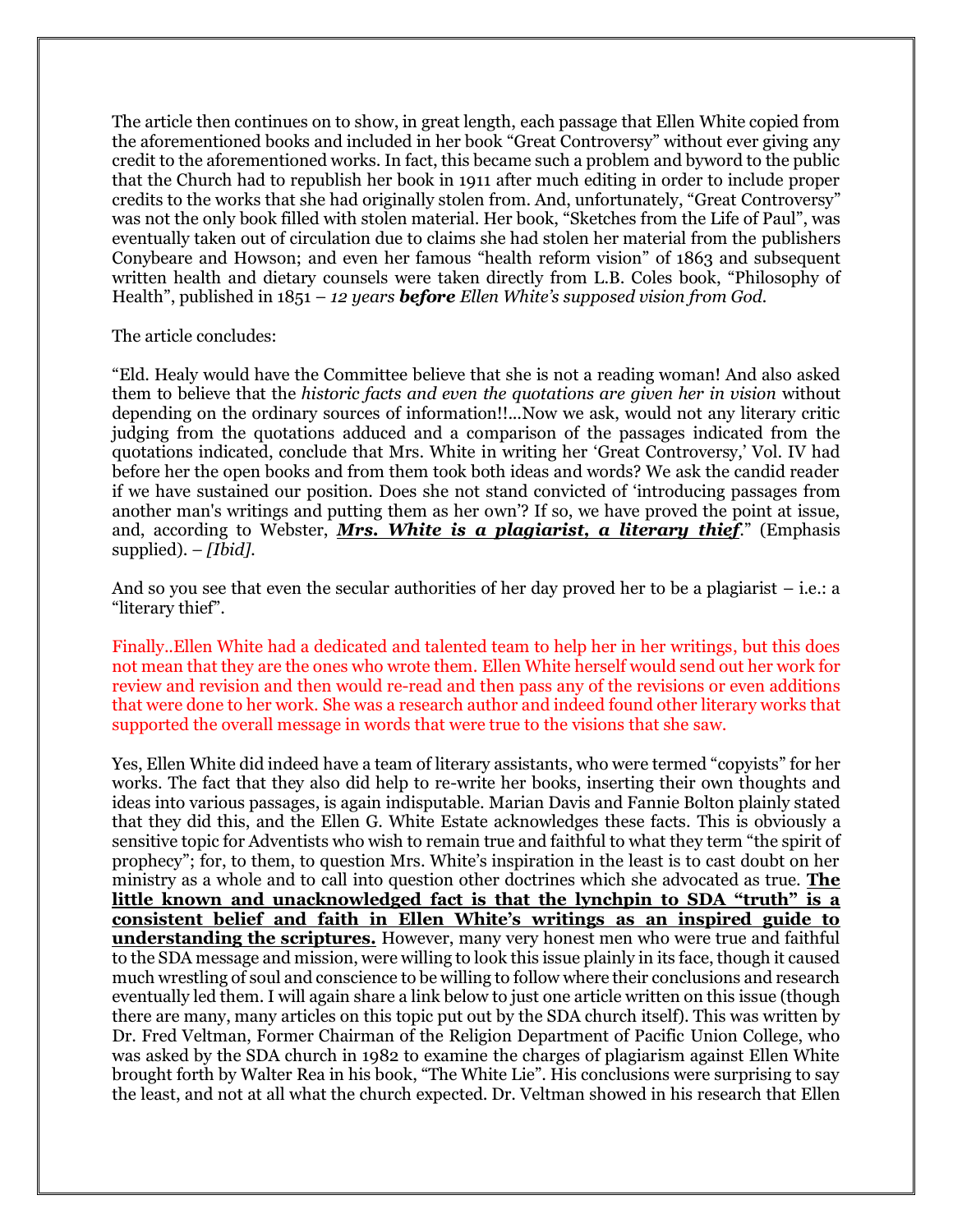The article then continues on to show, in great length, each passage that Ellen White copied from the aforementioned books and included in her book "Great Controversy" without ever giving any credit to the aforementioned works. In fact, this became such a problem and byword to the public that the Church had to republish her book in 1911 after much editing in order to include proper credits to the works that she had originally stolen from. And, unfortunately, "Great Controversy" was not the only book filled with stolen material. Her book, "Sketches from the Life of Paul", was eventually taken out of circulation due to claims she had stolen her material from the publishers Conybeare and Howson; and even her famous "health reform vision" of 1863 and subsequent written health and dietary counsels were taken directly from L.B. Coles book, "Philosophy of Health", published in 1851 – *12 years **before** Ellen White's supposed vision from God.*

The article concludes:

"Eld. Healy would have the Committee believe that she is not a reading woman! And also asked them to believe that the *historic facts and even the quotations are given her in vision* without depending on the ordinary sources of information!!...Now we ask, would not any literary critic judging from the quotations adduced and a comparison of the passages indicated from the quotations indicated, conclude that Mrs. White in writing her 'Great Controversy,' Vol. IV had before her the open books and from them took both ideas and words? We ask the candid reader if we have sustained our position. Does she not stand convicted of 'introducing passages from another man's writings and putting them as her own'? If so, we have proved the point at issue, and, according to Webster, ***<u>Mrs. White is a plagiarist, a literary thief</u>***." (Emphasis supplied). – *[Ibid].*

And so you see that even the secular authorities of her day proved her to be a plagiarist – i.e.: a "literary thief".

Finally..Ellen White had a dedicated and talented team to help her in her writings, but this does not mean that they are the ones who wrote them. Ellen White herself would send out her work for review and revision and then would re-read and then pass any of the revisions or even additions that were done to her work. She was a research author and indeed found other literary works that supported the overall message in words that were true to the visions that she saw.

Yes, Ellen White did indeed have a team of literary assistants, who were termed "copyists" for her works. The fact that they also did help to re-write her books, inserting their own thoughts and ideas into various passages, is again indisputable. Marian Davis and Fannie Bolton plainly stated that they did this, and the Ellen G. White Estate acknowledges these facts. This is obviously a sensitive topic for Adventists who wish to remain true and faithful to what they term "the spirit of prophecy"; for, to them, to question Mrs. White's inspiration in the least is to cast doubt on her ministry as a whole and to call into question other doctrines which she advocated as true. **<u>The little known and unacknowledged fact is that the lynchpin to SDA "truth" is a consistent belief and faith in Ellen White's writings as an inspired guide to understanding the scriptures.</u>** However, many very honest men who were true and faithful to the SDA message and mission, were willing to look this issue plainly in its face, though it caused much wrestling of soul and conscience to be willing to follow where their conclusions and research eventually led them. I will again share a link below to just one article written on this issue (though there are many, many articles on this topic put out by the SDA church itself). This was written by Dr. Fred Veltman, Former Chairman of the Religion Department of Pacific Union College, who was asked by the SDA church in 1982 to examine the charges of plagiarism against Ellen White brought forth by Walter Rea in his book, "The White Lie". His conclusions were surprising to say the least, and not at all what the church expected. Dr. Veltman showed in his research that Ellen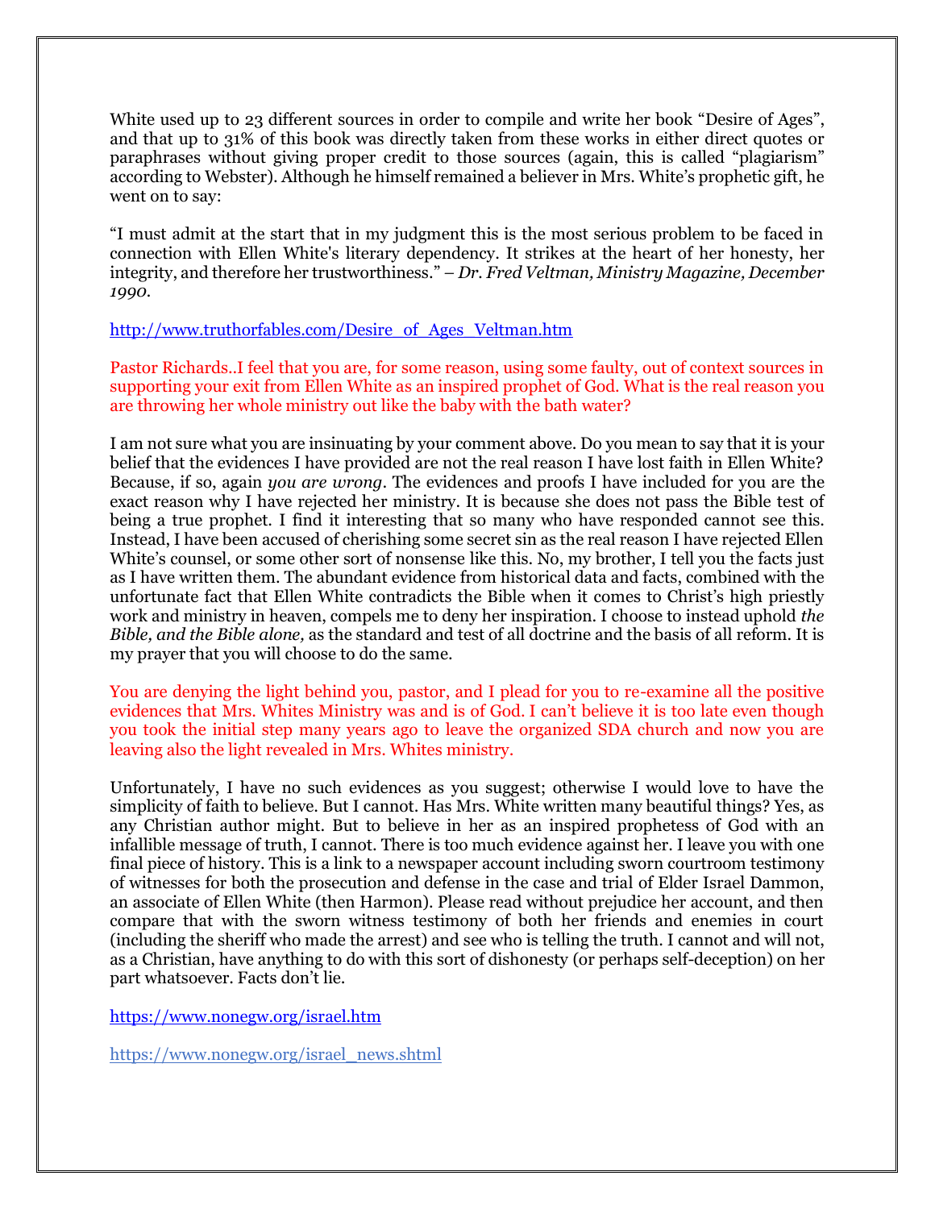White used up to 23 different sources in order to compile and write her book "Desire of Ages", and that up to 31% of this book was directly taken from these works in either direct quotes or paraphrases without giving proper credit to those sources (again, this is called "plagiarism" according to Webster). Although he himself remained a believer in Mrs. White's prophetic gift, he went on to say:

"I must admit at the start that in my judgment this is the most serious problem to be faced in connection with Ellen White's literary dependency. It strikes at the heart of her honesty, her integrity, and therefore her trustworthiness." – *Dr. Fred Veltman, Ministry Magazine, December 1990.*

http://www.truthorfables.com/Desire_of_Ages_Veltman.htm

Pastor Richards..I feel that you are, for some reason, using some faulty, out of context sources in supporting your exit from Ellen White as an inspired prophet of God. What is the real reason you are throwing her whole ministry out like the baby with the bath water?

I am not sure what you are insinuating by your comment above. Do you mean to say that it is your belief that the evidences I have provided are not the real reason I have lost faith in Ellen White? Because, if so, again *you are wrong*. The evidences and proofs I have included for you are the exact reason why I have rejected her ministry. It is because she does not pass the Bible test of being a true prophet. I find it interesting that so many who have responded cannot see this. Instead, I have been accused of cherishing some secret sin as the real reason I have rejected Ellen White's counsel, or some other sort of nonsense like this. No, my brother, I tell you the facts just as I have written them. The abundant evidence from historical data and facts, combined with the unfortunate fact that Ellen White contradicts the Bible when it comes to Christ's high priestly work and ministry in heaven, compels me to deny her inspiration. I choose to instead uphold *the Bible, and the Bible alone,* as the standard and test of all doctrine and the basis of all reform. It is my prayer that you will choose to do the same.

You are denying the light behind you, pastor, and I plead for you to re-examine all the positive evidences that Mrs. Whites Ministry was and is of God. I can't believe it is too late even though you took the initial step many years ago to leave the organized SDA church and now you are leaving also the light revealed in Mrs. Whites ministry.

Unfortunately, I have no such evidences as you suggest; otherwise I would love to have the simplicity of faith to believe. But I cannot. Has Mrs. White written many beautiful things? Yes, as any Christian author might. But to believe in her as an inspired prophetess of God with an infallible message of truth, I cannot. There is too much evidence against her. I leave you with one final piece of history. This is a link to a newspaper account including sworn courtroom testimony of witnesses for both the prosecution and defense in the case and trial of Elder Israel Dammon, an associate of Ellen White (then Harmon). Please read without prejudice her account, and then compare that with the sworn witness testimony of both her friends and enemies in court (including the sheriff who made the arrest) and see who is telling the truth. I cannot and will not, as a Christian, have anything to do with this sort of dishonesty (or perhaps self-deception) on her part whatsoever. Facts don't lie.

https://www.nonegw.org/israel.htm

https://www.nonegw.org/israel_news.shtml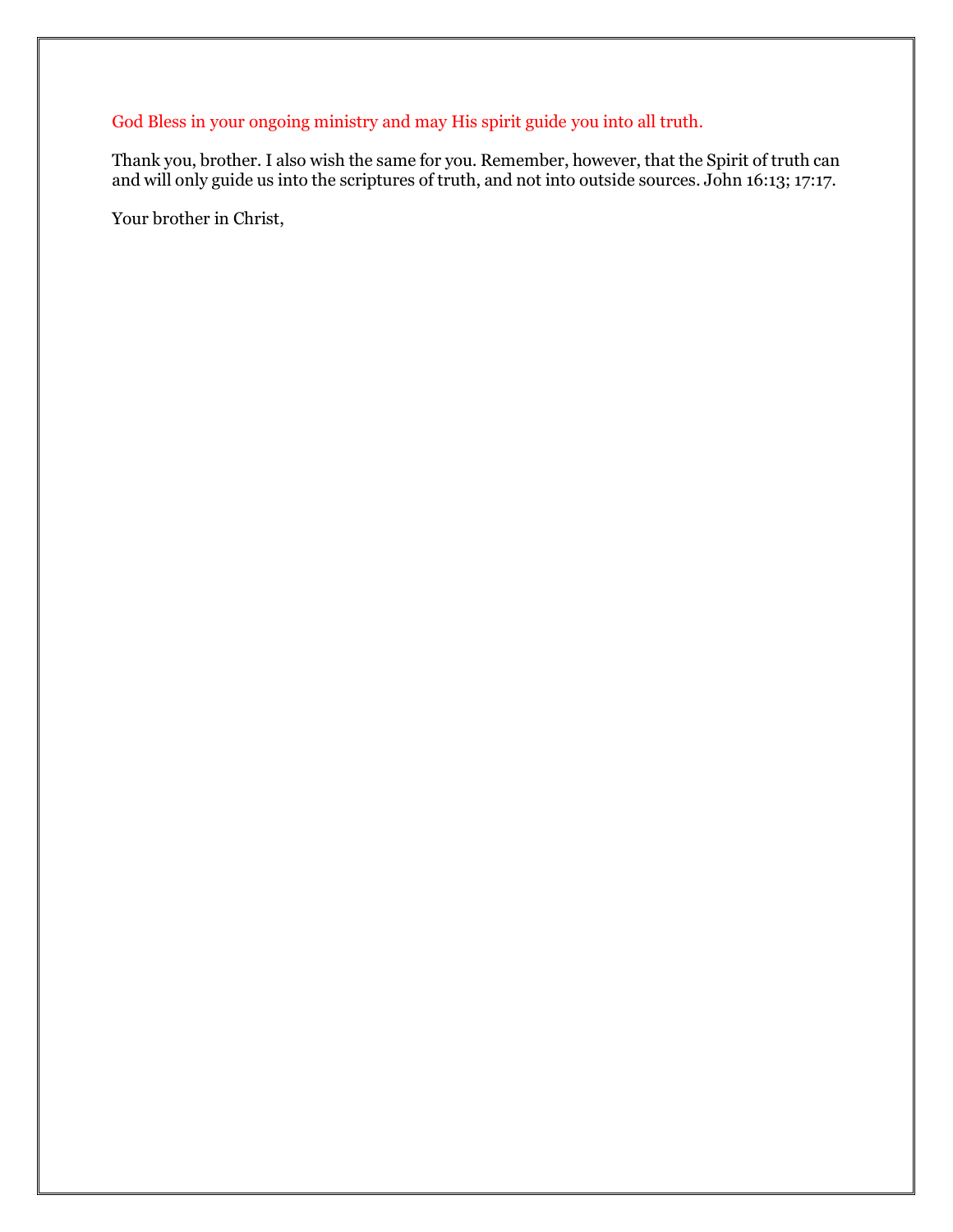God Bless in your ongoing ministry and may His spirit guide you into all truth.

Thank you, brother. I also wish the same for you. Remember, however, that the Spirit of truth can and will only guide us into the scriptures of truth, and not into outside sources. John 16:13; 17:17.

Your brother in Christ,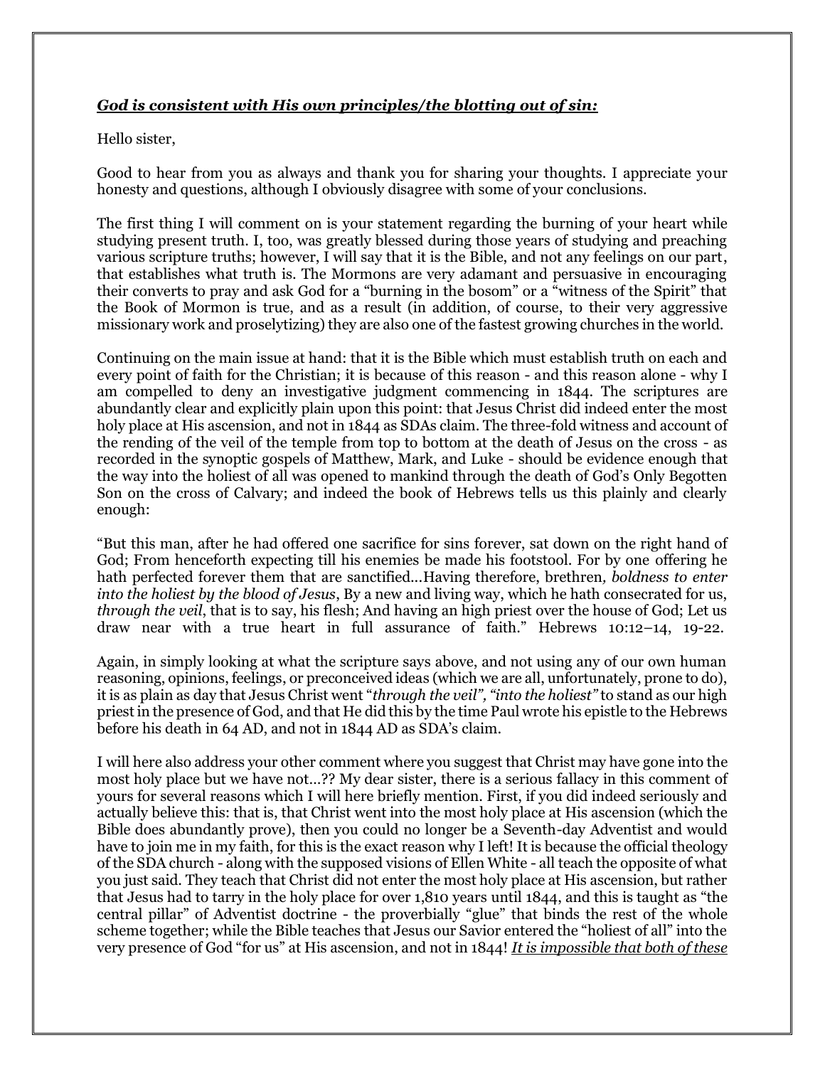***<u>God is consistent with His own principles/the blotting out of sin:</u>***

Hello sister,

Good to hear from you as always and thank you for sharing your thoughts. I appreciate your honesty and questions, although I obviously disagree with some of your conclusions.

The first thing I will comment on is your statement regarding the burning of your heart while studying present truth. I, too, was greatly blessed during those years of studying and preaching various scripture truths; however, I will say that it is the Bible, and not any feelings on our part, that establishes what truth is. The Mormons are very adamant and persuasive in encouraging their converts to pray and ask God for a "burning in the bosom" or a "witness of the Spirit" that the Book of Mormon is true, and as a result (in addition, of course, to their very aggressive missionary work and proselytizing) they are also one of the fastest growing churches in the world.

Continuing on the main issue at hand: that it is the Bible which must establish truth on each and every point of faith for the Christian; it is because of this reason - and this reason alone - why I am compelled to deny an investigative judgment commencing in 1844. The scriptures are abundantly clear and explicitly plain upon this point: that Jesus Christ did indeed enter the most holy place at His ascension, and not in 1844 as SDAs claim. The three-fold witness and account of the rending of the veil of the temple from top to bottom at the death of Jesus on the cross - as recorded in the synoptic gospels of Matthew, Mark, and Luke - should be evidence enough that the way into the holiest of all was opened to mankind through the death of God's Only Begotten Son on the cross of Calvary; and indeed the book of Hebrews tells us this plainly and clearly enough:

"But this man, after he had offered one sacrifice for sins forever, sat down on the right hand of God; From henceforth expecting till his enemies be made his footstool. For by one offering he hath perfected forever them that are sanctified…Having therefore, brethren*, boldness to enter into the holiest by the blood of Jesus*, By a new and living way, which he hath consecrated for us, *through the veil*, that is to say, his flesh; And having an high priest over the house of God; Let us draw near with a true heart in full assurance of faith." Hebrews 10:12–14, 19-22.

Again, in simply looking at what the scripture says above, and not using any of our own human reasoning, opinions, feelings, or preconceived ideas (which we are all, unfortunately, prone to do), it is as plain as day that Jesus Christ went "*through the veil", "into the holiest"* to stand as our high priest in the presence of God, and that He did this by the time Paul wrote his epistle to the Hebrews before his death in 64 AD, and not in 1844 AD as SDA's claim.

I will here also address your other comment where you suggest that Christ may have gone into the most holy place but we have not…?? My dear sister, there is a serious fallacy in this comment of yours for several reasons which I will here briefly mention. First, if you did indeed seriously and actually believe this: that is, that Christ went into the most holy place at His ascension (which the Bible does abundantly prove), then you could no longer be a Seventh-day Adventist and would have to join me in my faith, for this is the exact reason why I left! It is because the official theology of the SDA church - along with the supposed visions of Ellen White - all teach the opposite of what you just said. They teach that Christ did not enter the most holy place at His ascension, but rather that Jesus had to tarry in the holy place for over 1,810 years until 1844, and this is taught as "the central pillar" of Adventist doctrine - the proverbially "glue" that binds the rest of the whole scheme together; while the Bible teaches that Jesus our Savior entered the "holiest of all" into the very presence of God "for us" at His ascension, and not in 1844! ***<u>It is impossible that both of these</u>***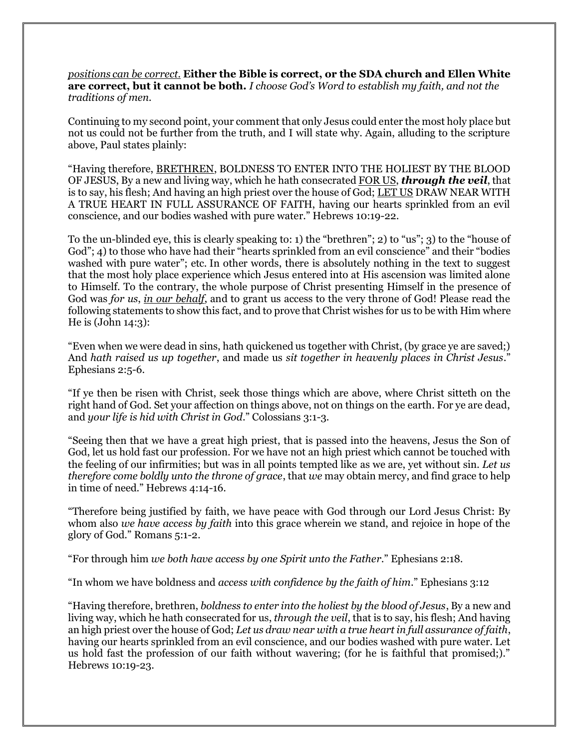*<u>positions can be correct.</u>* **Either the Bible is correct, or the SDA church and Ellen White are correct, but it cannot be both.** *I choose God's Word to establish my faith, and not the traditions of men.*

Continuing to my second point, your comment that only Jesus could enter the most holy place but not us could not be further from the truth, and I will state why. Again, alluding to the scripture above, Paul states plainly:

"Having therefore, <u>BRETHREN</u>, BOLDNESS TO ENTER INTO THE HOLIEST BY THE BLOOD OF JESUS, By a new and living way, which he hath consecrated <u>FOR US</u>, ***through the veil***, that is to say, his flesh; And having an high priest over the house of God; <u>LET US</u> DRAW NEAR WITH A TRUE HEART IN FULL ASSURANCE OF FAITH, having our hearts sprinkled from an evil conscience, and our bodies washed with pure water." Hebrews 10:19-22.

To the un-blinded eye, this is clearly speaking to: 1) the "brethren"; 2) to "us"; 3) to the "house of God"; 4) to those who have had their "hearts sprinkled from an evil conscience" and their "bodies washed with pure water"; etc. In other words, there is absolutely nothing in the text to suggest that the most holy place experience which Jesus entered into at His ascension was limited alone to Himself. To the contrary, the whole purpose of Christ presenting Himself in the presence of God was *for us*, *<u>in our behalf</u>*, and to grant us access to the very throne of God! Please read the following statements to show this fact, and to prove that Christ wishes for us to be with Him where He is (John 14:3):

"Even when we were dead in sins, hath quickened us together with Christ, (by grace ye are saved;) And *hath raised us up together*, and made us *sit together in heavenly places in Christ Jesus*." Ephesians 2:5-6.

"If ye then be risen with Christ, seek those things which are above, where Christ sitteth on the right hand of God. Set your affection on things above, not on things on the earth. For ye are dead, and *your life is hid with Christ in God*." Colossians 3:1-3.

"Seeing then that we have a great high priest, that is passed into the heavens, Jesus the Son of God, let us hold fast our profession. For we have not an high priest which cannot be touched with the feeling of our infirmities; but was in all points tempted like as we are, yet without sin. *Let us therefore come boldly unto the throne of grace*, that *we* may obtain mercy, and find grace to help in time of need." Hebrews 4:14-16.

"Therefore being justified by faith, we have peace with God through our Lord Jesus Christ: By whom also *we have access by faith* into this grace wherein we stand, and rejoice in hope of the glory of God." Romans 5:1-2.

"For through him *we both have access by one Spirit unto the Father*." Ephesians 2:18.

"In whom we have boldness and *access with confidence by the faith of him*." Ephesians 3:12

"Having therefore, brethren, *boldness to enter into the holiest by the blood of Jesus*, By a new and living way, which he hath consecrated for us, *through the veil*, that is to say, his flesh; And having an high priest over the house of God; *Let us draw near with a true heart in full assurance of faith*, having our hearts sprinkled from an evil conscience, and our bodies washed with pure water. Let us hold fast the profession of our faith without wavering; (for he is faithful that promised;)." Hebrews 10:19-23.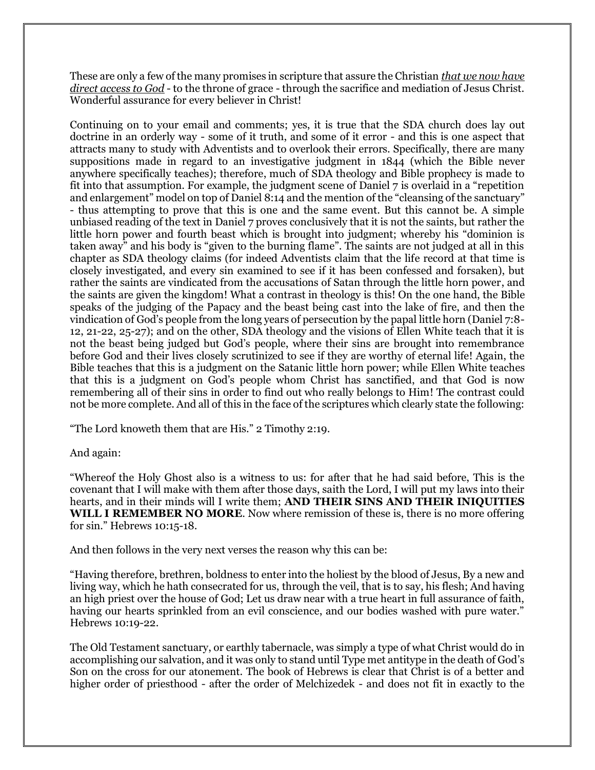These are only a few of the many promises in scripture that assure the Christian ***that we now have direct access to God*** - to the throne of grace - through the sacrifice and mediation of Jesus Christ. Wonderful assurance for every believer in Christ!

Continuing on to your email and comments; yes, it is true that the SDA church does lay out doctrine in an orderly way - some of it truth, and some of it error - and this is one aspect that attracts many to study with Adventists and to overlook their errors. Specifically, there are many suppositions made in regard to an investigative judgment in 1844 (which the Bible never anywhere specifically teaches); therefore, much of SDA theology and Bible prophecy is made to fit into that assumption. For example, the judgment scene of Daniel 7 is overlaid in a "repetition and enlargement" model on top of Daniel 8:14 and the mention of the "cleansing of the sanctuary" - thus attempting to prove that this is one and the same event. But this cannot be. A simple unbiased reading of the text in Daniel 7 proves conclusively that it is not the saints, but rather the little horn power and fourth beast which is brought into judgment; whereby his "dominion is taken away" and his body is "given to the burning flame". The saints are not judged at all in this chapter as SDA theology claims (for indeed Adventists claim that the life record at that time is closely investigated, and every sin examined to see if it has been confessed and forsaken), but rather the saints are vindicated from the accusations of Satan through the little horn power, and the saints are given the kingdom! What a contrast in theology is this! On the one hand, the Bible speaks of the judging of the Papacy and the beast being cast into the lake of fire, and then the vindication of God's people from the long years of persecution by the papal little horn (Daniel 7:8-12, 21-22, 25-27); and on the other, SDA theology and the visions of Ellen White teach that it is not the beast being judged but God's people, where their sins are brought into remembrance before God and their lives closely scrutinized to see if they are worthy of eternal life! Again, the Bible teaches that this is a judgment on the Satanic little horn power; while Ellen White teaches that this is a judgment on God's people whom Christ has sanctified, and that God is now remembering all of their sins in order to find out who really belongs to Him! The contrast could not be more complete. And all of this in the face of the scriptures which clearly state the following:

"The Lord knoweth them that are His." 2 Timothy 2:19.

And again:

"Whereof the Holy Ghost also is a witness to us: for after that he had said before, This is the covenant that I will make with them after those days, saith the Lord, I will put my laws into their hearts, and in their minds will I write them; **AND THEIR SINS AND THEIR INIQUITIES WILL I REMEMBER NO MORE**. Now where remission of these is, there is no more offering for sin." Hebrews 10:15-18.

And then follows in the very next verses the reason why this can be:

"Having therefore, brethren, boldness to enter into the holiest by the blood of Jesus, By a new and living way, which he hath consecrated for us, through the veil, that is to say, his flesh; And having an high priest over the house of God; Let us draw near with a true heart in full assurance of faith, having our hearts sprinkled from an evil conscience, and our bodies washed with pure water." Hebrews 10:19-22.

The Old Testament sanctuary, or earthly tabernacle, was simply a type of what Christ would do in accomplishing our salvation, and it was only to stand until Type met antitype in the death of God's Son on the cross for our atonement. The book of Hebrews is clear that Christ is of a better and higher order of priesthood - after the order of Melchizedek - and does not fit in exactly to the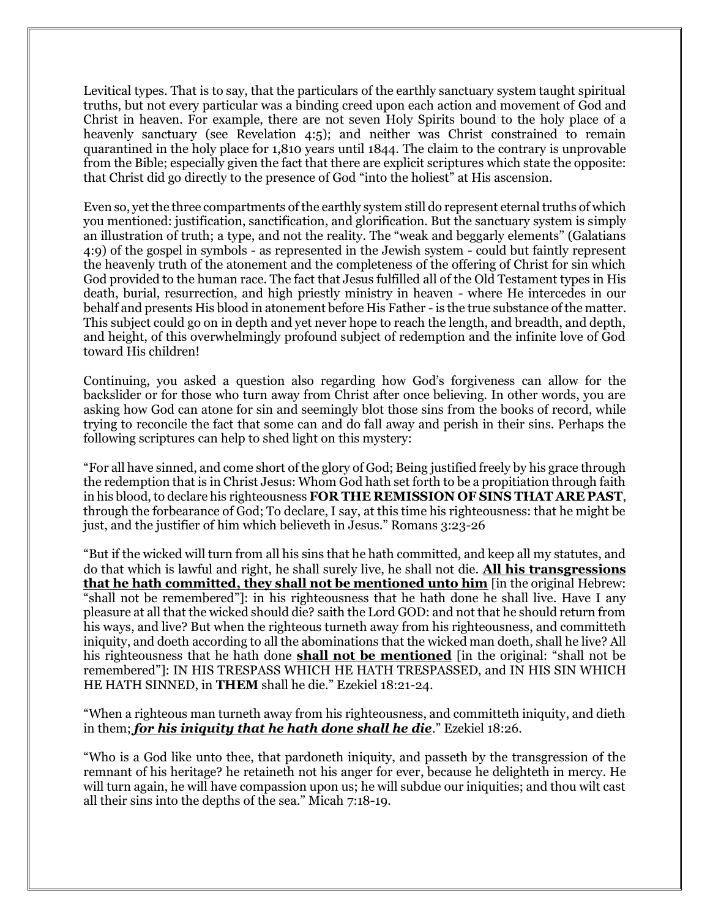Levitical types. That is to say, that the particulars of the earthly sanctuary system taught spiritual truths, but not every particular was a binding creed upon each action and movement of God and Christ in heaven. For example, there are not seven Holy Spirits bound to the holy place of a heavenly sanctuary (see Revelation 4:5); and neither was Christ constrained to remain quarantined in the holy place for 1,810 years until 1844. The claim to the contrary is unprovable from the Bible; especially given the fact that there are explicit scriptures which state the opposite: that Christ did go directly to the presence of God "into the holiest" at His ascension.

Even so, yet the three compartments of the earthly system still do represent eternal truths of which you mentioned: justification, sanctification, and glorification. But the sanctuary system is simply an illustration of truth; a type, and not the reality. The "weak and beggarly elements" (Galatians 4:9) of the gospel in symbols - as represented in the Jewish system - could but faintly represent the heavenly truth of the atonement and the completeness of the offering of Christ for sin which God provided to the human race. The fact that Jesus fulfilled all of the Old Testament types in His death, burial, resurrection, and high priestly ministry in heaven - where He intercedes in our behalf and presents His blood in atonement before His Father - is the true substance of the matter. This subject could go on in depth and yet never hope to reach the length, and breadth, and depth, and height, of this overwhelmingly profound subject of redemption and the infinite love of God toward His children!

Continuing, you asked a question also regarding how God's forgiveness can allow for the backslider or for those who turn away from Christ after once believing. In other words, you are asking how God can atone for sin and seemingly blot those sins from the books of record, while trying to reconcile the fact that some can and do fall away and perish in their sins. Perhaps the following scriptures can help to shed light on this mystery:

"For all have sinned, and come short of the glory of God; Being justified freely by his grace through the redemption that is in Christ Jesus: Whom God hath set forth to be a propitiation through faith in his blood, to declare his righteousness **FOR THE REMISSION OF SINS THAT ARE PAST**, through the forbearance of God; To declare, I say, at this time his righteousness: that he might be just, and the justifier of him which believeth in Jesus." Romans 3:23-26

"But if the wicked will turn from all his sins that he hath committed, and keep all my statutes, and do that which is lawful and right, he shall surely live, he shall not die. **<u>All his transgressions that he hath committed, they shall not be mentioned unto him</u>** [in the original Hebrew: "shall not be remembered"]: in his righteousness that he hath done he shall live. Have I any pleasure at all that the wicked should die? saith the Lord GOD: and not that he should return from his ways, and live? But when the righteous turneth away from his righteousness, and committeth iniquity, and doeth according to all the abominations that the wicked man doeth, shall he live? All his righteousness that he hath done **<u>shall not be mentioned</u>** [in the original: "shall not be remembered"]: IN HIS TRESPASS WHICH HE HATH TRESPASSED, and IN HIS SIN WHICH HE HATH SINNED, in **THEM** shall he die." Ezekiel 18:21-24.

"When a righteous man turneth away from his righteousness, and committeth iniquity, and dieth in them; ***<u>for his iniquity that he hath done shall he die</u>***." Ezekiel 18:26.

"Who is a God like unto thee, that pardoneth iniquity, and passeth by the transgression of the remnant of his heritage? he retaineth not his anger for ever, because he delighteth in mercy. He will turn again, he will have compassion upon us; he will subdue our iniquities; and thou wilt cast all their sins into the depths of the sea." Micah 7:18-19.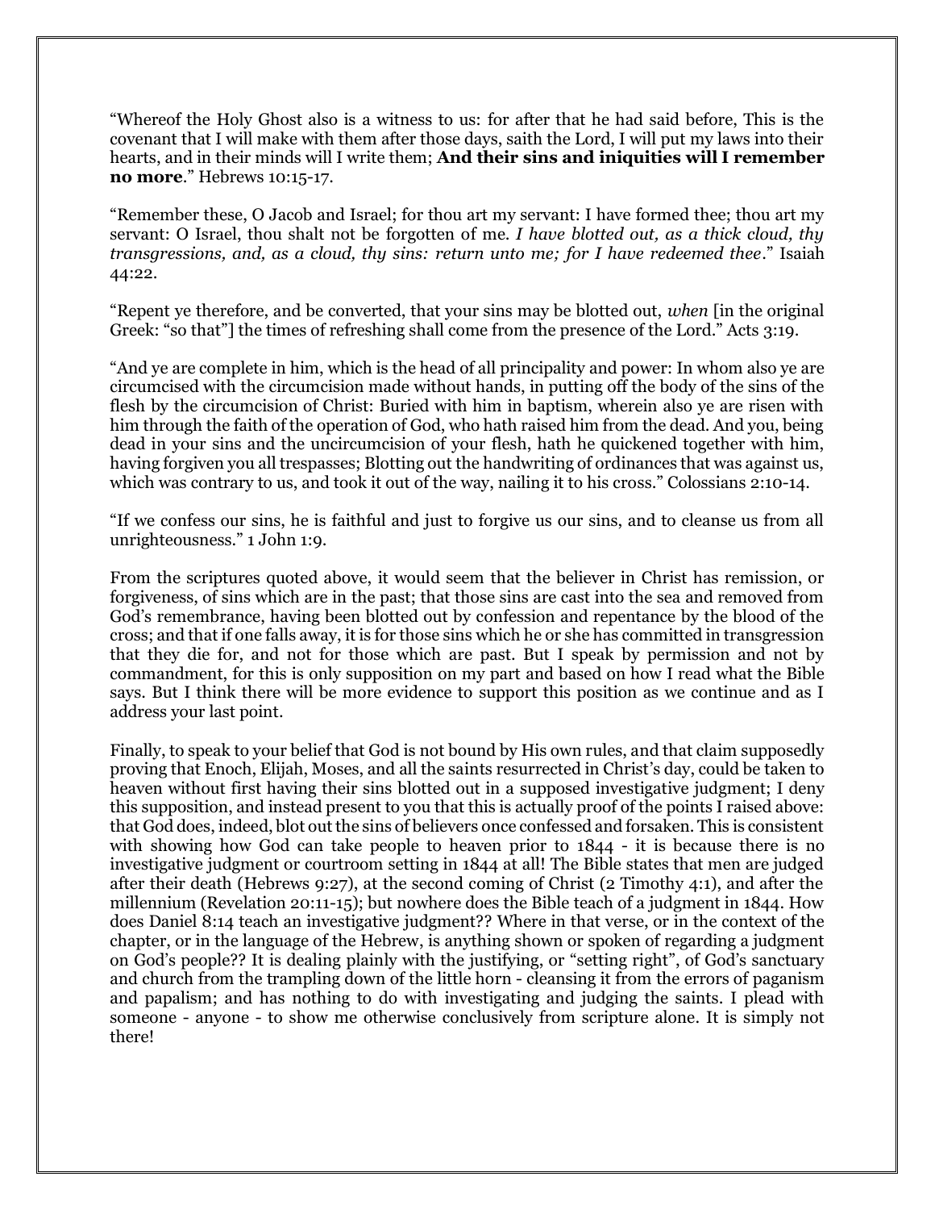“Whereof the Holy Ghost also is a witness to us: for after that he had said before, This is the covenant that I will make with them after those days, saith the Lord, I will put my laws into their hearts, and in their minds will I write them; **And their sins and iniquities will I remember no more**.” Hebrews 10:15-17.

“Remember these, O Jacob and Israel; for thou art my servant: I have formed thee; thou art my servant: O Israel, thou shalt not be forgotten of me. *I have blotted out, as a thick cloud, thy transgressions, and, as a cloud, thy sins: return unto me; for I have redeemed thee*.” Isaiah 44:22.

“Repent ye therefore, and be converted, that your sins may be blotted out, *when* [in the original Greek: “so that”] the times of refreshing shall come from the presence of the Lord.” Acts 3:19.

“And ye are complete in him, which is the head of all principality and power: In whom also ye are circumcised with the circumcision made without hands, in putting off the body of the sins of the flesh by the circumcision of Christ: Buried with him in baptism, wherein also ye are risen with him through the faith of the operation of God, who hath raised him from the dead. And you, being dead in your sins and the uncircumcision of your flesh, hath he quickened together with him, having forgiven you all trespasses; Blotting out the handwriting of ordinances that was against us, which was contrary to us, and took it out of the way, nailing it to his cross.” Colossians 2:10-14.

“If we confess our sins, he is faithful and just to forgive us our sins, and to cleanse us from all unrighteousness.” 1 John 1:9.

From the scriptures quoted above, it would seem that the believer in Christ has remission, or forgiveness, of sins which are in the past; that those sins are cast into the sea and removed from God’s remembrance, having been blotted out by confession and repentance by the blood of the cross; and that if one falls away, it is for those sins which he or she has committed in transgression that they die for, and not for those which are past. But I speak by permission and not by commandment, for this is only supposition on my part and based on how I read what the Bible says. But I think there will be more evidence to support this position as we continue and as I address your last point.

Finally, to speak to your belief that God is not bound by His own rules, and that claim supposedly proving that Enoch, Elijah, Moses, and all the saints resurrected in Christ’s day, could be taken to heaven without first having their sins blotted out in a supposed investigative judgment; I deny this supposition, and instead present to you that this is actually proof of the points I raised above: that God does, indeed, blot out the sins of believers once confessed and forsaken. This is consistent with showing how God can take people to heaven prior to 1844 - it is because there is no investigative judgment or courtroom setting in 1844 at all! The Bible states that men are judged after their death (Hebrews 9:27), at the second coming of Christ (2 Timothy 4:1), and after the millennium (Revelation 20:11-15); but nowhere does the Bible teach of a judgment in 1844. How does Daniel 8:14 teach an investigative judgment?? Where in that verse, or in the context of the chapter, or in the language of the Hebrew, is anything shown or spoken of regarding a judgment on God’s people?? It is dealing plainly with the justifying, or “setting right”, of God’s sanctuary and church from the trampling down of the little horn - cleansing it from the errors of paganism and papalism; and has nothing to do with investigating and judging the saints. I plead with someone - anyone - to show me otherwise conclusively from scripture alone. It is simply not there!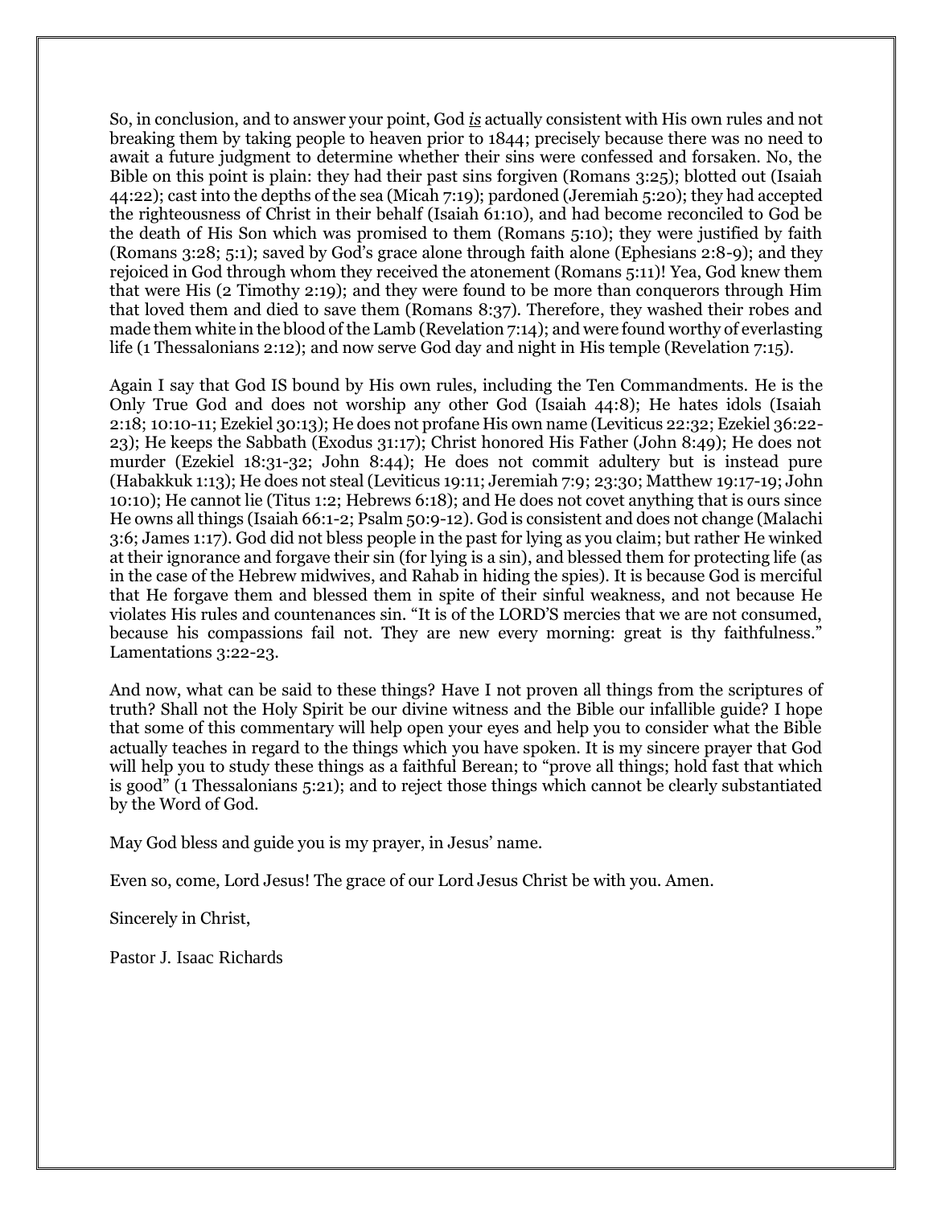So, in conclusion, and to answer your point, God ***is*** actually consistent with His own rules and not breaking them by taking people to heaven prior to 1844; precisely because there was no need to await a future judgment to determine whether their sins were confessed and forsaken. No, the Bible on this point is plain: they had their past sins forgiven (Romans 3:25); blotted out (Isaiah 44:22); cast into the depths of the sea (Micah 7:19); pardoned (Jeremiah 5:20); they had accepted the righteousness of Christ in their behalf (Isaiah 61:10), and had become reconciled to God be the death of His Son which was promised to them (Romans 5:10); they were justified by faith (Romans 3:28; 5:1); saved by God's grace alone through faith alone (Ephesians 2:8-9); and they rejoiced in God through whom they received the atonement (Romans 5:11)! Yea, God knew them that were His (2 Timothy 2:19); and they were found to be more than conquerors through Him that loved them and died to save them (Romans 8:37). Therefore, they washed their robes and made them white in the blood of the Lamb (Revelation 7:14); and were found worthy of everlasting life (1 Thessalonians 2:12); and now serve God day and night in His temple (Revelation 7:15).

Again I say that God IS bound by His own rules, including the Ten Commandments. He is the Only True God and does not worship any other God (Isaiah 44:8); He hates idols (Isaiah 2:18; 10:10-11; Ezekiel 30:13); He does not profane His own name (Leviticus 22:32; Ezekiel 36:22-23); He keeps the Sabbath (Exodus 31:17); Christ honored His Father (John 8:49); He does not murder (Ezekiel 18:31-32; John 8:44); He does not commit adultery but is instead pure (Habakkuk 1:13); He does not steal (Leviticus 19:11; Jeremiah 7:9; 23:30; Matthew 19:17-19; John 10:10); He cannot lie (Titus 1:2; Hebrews 6:18); and He does not covet anything that is ours since He owns all things (Isaiah 66:1-2; Psalm 50:9-12). God is consistent and does not change (Malachi 3:6; James 1:17). God did not bless people in the past for lying as you claim; but rather He winked at their ignorance and forgave their sin (for lying is a sin), and blessed them for protecting life (as in the case of the Hebrew midwives, and Rahab in hiding the spies). It is because God is merciful that He forgave them and blessed them in spite of their sinful weakness, and not because He violates His rules and countenances sin. "It is of the LORD'S mercies that we are not consumed, because his compassions fail not. They are new every morning: great is thy faithfulness." Lamentations 3:22-23.

And now, what can be said to these things? Have I not proven all things from the scriptures of truth? Shall not the Holy Spirit be our divine witness and the Bible our infallible guide? I hope that some of this commentary will help open your eyes and help you to consider what the Bible actually teaches in regard to the things which you have spoken. It is my sincere prayer that God will help you to study these things as a faithful Berean; to "prove all things; hold fast that which is good" (1 Thessalonians 5:21); and to reject those things which cannot be clearly substantiated by the Word of God.

May God bless and guide you is my prayer, in Jesus' name.

Even so, come, Lord Jesus! The grace of our Lord Jesus Christ be with you. Amen.

Sincerely in Christ,

Pastor J. Isaac Richards